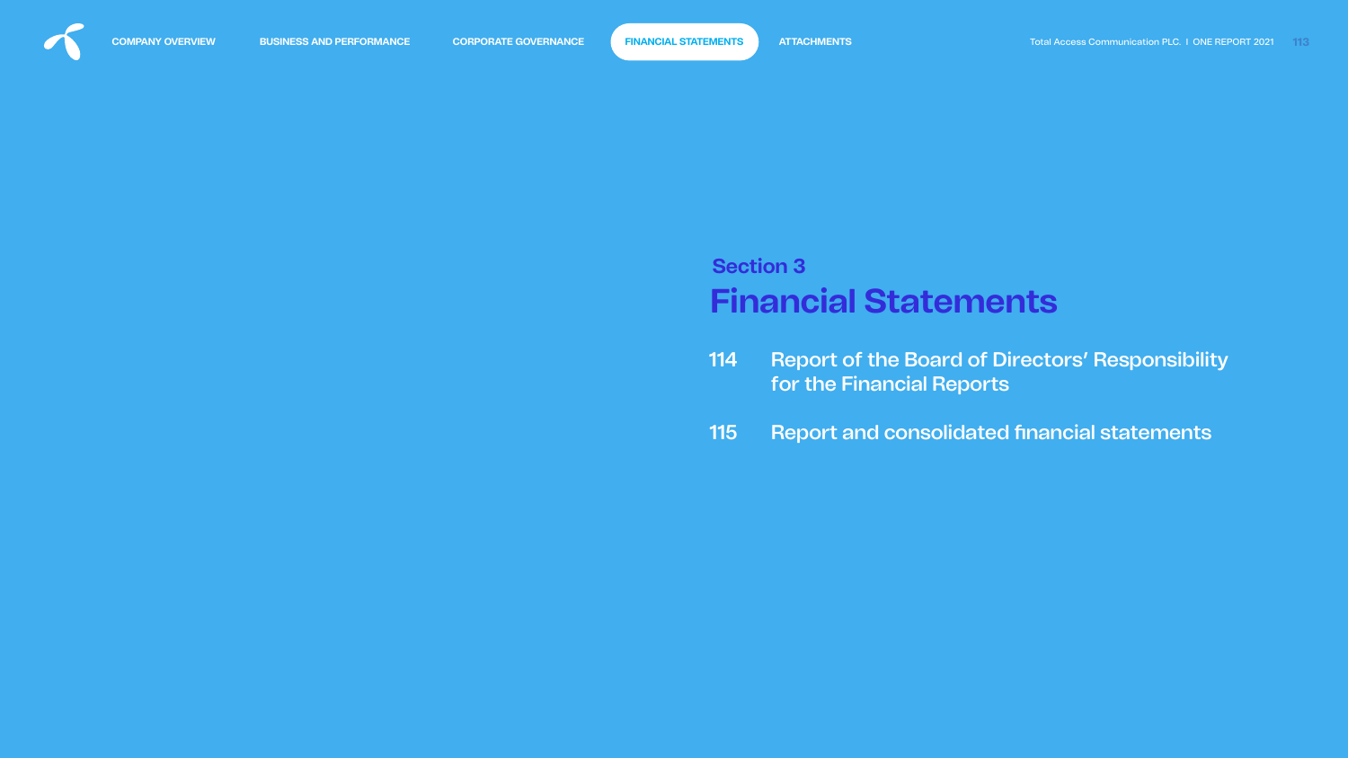## Section 3

# Financial Statements

114 Report of the Board of Directors' Responsibility for the Financial Reports

115 Report and consolidated financial statements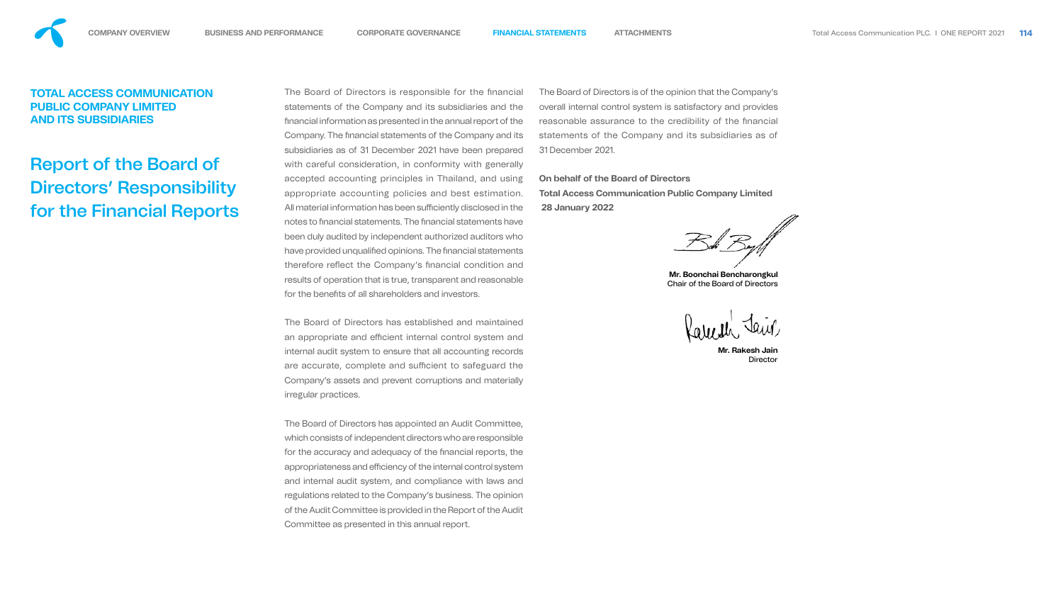**TOTAL ACCESS COMMUNICATION PUBLIC COMPANY LIMITED AND ITS SUBSIDIARIES**

# Report of the Board of Directors' Responsibility for the Financial Reports

The Board of Directors is responsible for the financial statements of the Company and its subsidiaries and the financial information as presented in the annual report of the Company. The financial statements of the Company and its subsidiaries as of 31 December 2021 have been prepared with careful consideration, in conformity with generally accepted accounting principles in Thailand, and using appropriate accounting policies and best estimation. All material information has been sufficiently disclosed in the notes to financial statements. The financial statements have been duly audited by independent authorized auditors who have provided unqualified opinions. The financial statements therefore reflect the Company's financial condition and results of operation that is true, transparent and reasonable for the benefits of all shareholders and investors.

The Board of Directors has established and maintained an appropriate and efficient internal control system and internal audit system to ensure that all accounting records are accurate, complete and sufficient to safeguard the Company's assets and prevent corruptions and materially irregular practices.

The Board of Directors has appointed an Audit Committee, which consists of independent directors who are responsible for the accuracy and adequacy of the financial reports, the appropriateness and efficiency of the internal control system and internal audit system, and compliance with laws and regulations related to the Company's business. The opinion of the Audit Committee is provided in the Report of the Audit Committee as presented in this annual report.

The Board of Directors is of the opinion that the Company's overall internal control system is satisfactory and provides reasonable assurance to the credibility of the financial statements of the Company and its subsidiaries as of 31 December 2021.

**On behalf of the Board of Directors**
**Total Access Communication Public Company Limited**
**28 January 2022**

**Mr. Boonchai Bencharongkul**
Chair of the Board of Directors

**Mr. Rakesh Jain**
Director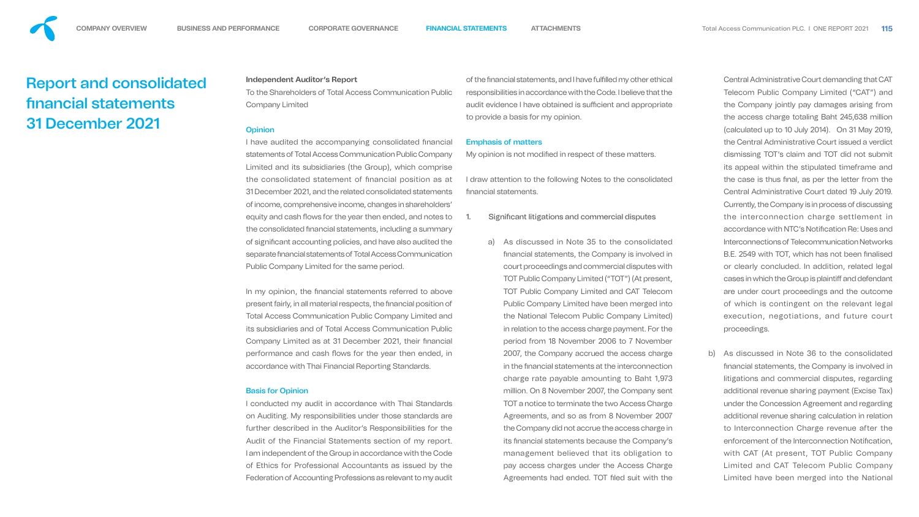# Report and consolidated financial statements 31 December 2021

## Independent Auditor's Report

To the Shareholders of Total Access Communication Public Company Limited

### Opinion

I have audited the accompanying consolidated financial statements of Total Access Communication Public Company Limited and its subsidiaries (the Group), which comprise the consolidated statement of financial position as at 31 December 2021, and the related consolidated statements of income, comprehensive income, changes in shareholders' equity and cash flows for the year then ended, and notes to the consolidated financial statements, including a summary of significant accounting policies, and have also audited the separate financial statements of Total Access Communication Public Company Limited for the same period.

In my opinion, the financial statements referred to above present fairly, in all material respects, the financial position of Total Access Communication Public Company Limited and its subsidiaries and of Total Access Communication Public Company Limited as at 31 December 2021, their financial performance and cash flows for the year then ended, in accordance with Thai Financial Reporting Standards.

### Basis for Opinion

I conducted my audit in accordance with Thai Standards on Auditing. My responsibilities under those standards are further described in the Auditor's Responsibilities for the Audit of the Financial Statements section of my report. I am independent of the Group in accordance with the Code of Ethics for Professional Accountants as issued by the Federation of Accounting Professions as relevant to my audit of the financial statements, and I have fulfilled my other ethical responsibilities in accordance with the Code. I believe that the audit evidence I have obtained is sufficient and appropriate to provide a basis for my opinion.

### Emphasis of matters

My opinion is not modified in respect of these matters.

I draw attention to the following Notes to the consolidated financial statements.

1. Significant litigations and commercial disputes

   a) As discussed in Note 35 to the consolidated financial statements, the Company is involved in court proceedings and commercial disputes with TOT Public Company Limited ("TOT") (At present, TOT Public Company Limited and CAT Telecom Public Company Limited have been merged into the National Telecom Public Company Limited) in relation to the access charge payment. For the period from 18 November 2006 to 7 November 2007, the Company accrued the access charge in the financial statements at the interconnection charge rate payable amounting to Baht 1,973 million. On 8 November 2007, the Company sent TOT a notice to terminate the two Access Charge Agreements, and so as from 8 November 2007 the Company did not accrue the access charge in its financial statements because the Company's management believed that its obligation to pay access charges under the Access Charge Agreements had ended. TOT filed suit with the Central Administrative Court demanding that CAT Telecom Public Company Limited ("CAT") and the Company jointly pay damages arising from the access charge totaling Baht 245,638 million (calculated up to 10 July 2014). On 31 May 2019, the Central Administrative Court issued a verdict dismissing TOT's claim and TOT did not submit its appeal within the stipulated timeframe and the case is thus final, as per the letter from the Central Administrative Court dated 19 July 2019. Currently, the Company is in process of discussing the interconnection charge settlement in accordance with NTC's Notification Re: Uses and Interconnections of Telecommunication Networks B.E. 2549 with TOT, which has not been finalised or clearly concluded. In addition, related legal cases in which the Group is plaintiff and defendant are under court proceedings and the outcome of which is contingent on the relevant legal execution, negotiations, and future court proceedings.

   b) As discussed in Note 36 to the consolidated financial statements, the Company is involved in litigations and commercial disputes, regarding additional revenue sharing payment (Excise Tax) under the Concession Agreement and regarding additional revenue sharing calculation in relation to Interconnection Charge revenue after the enforcement of the Interconnection Notification, with CAT (At present, TOT Public Company Limited and CAT Telecom Public Company Limited have been merged into the National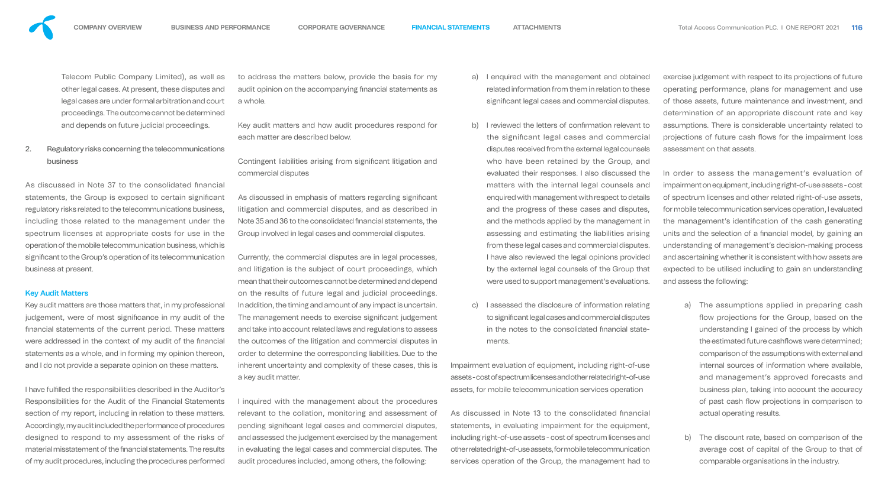Telecom Public Company Limited), as well as other legal cases. At present, these disputes and legal cases are under formal arbitration and court proceedings. The outcome cannot be determined and depends on future judicial proceedings.

2. Regulatory risks concerning the telecommunications business

As discussed in Note 37 to the consolidated financial statements, the Group is exposed to certain significant regulatory risks related to the telecommunications business, including those related to the management under the spectrum licenses at appropriate costs for use in the operation of the mobile telecommunication business, which is significant to the Group's operation of its telecommunication business at present.

## Key Audit Matters

Key audit matters are those matters that, in my professional judgement, were of most significance in my audit of the financial statements of the current period. These matters were addressed in the context of my audit of the financial statements as a whole, and in forming my opinion thereon, and I do not provide a separate opinion on these matters.

I have fulfilled the responsibilities described in the Auditor's Responsibilities for the Audit of the Financial Statements section of my report, including in relation to these matters. Accordingly, my audit included the performance of procedures designed to respond to my assessment of the risks of material misstatement of the financial statements. The results of my audit procedures, including the procedures performed to address the matters below, provide the basis for my audit opinion on the accompanying financial statements as a whole.

Key audit matters and how audit procedures respond for each matter are described below.

Contingent liabilities arising from significant litigation and commercial disputes

As discussed in emphasis of matters regarding significant litigation and commercial disputes, and as described in Note 35 and 36 to the consolidated financial statements, the Group involved in legal cases and commercial disputes.

Currently, the commercial disputes are in legal processes, and litigation is the subject of court proceedings, which mean that their outcomes cannot be determined and depend on the results of future legal and judicial proceedings. In addition, the timing and amount of any impact is uncertain. The management needs to exercise significant judgement and take into account related laws and regulations to assess the outcomes of the litigation and commercial disputes in order to determine the corresponding liabilities. Due to the inherent uncertainty and complexity of these cases, this is a key audit matter.

I inquired with the management about the procedures relevant to the collation, monitoring and assessment of pending significant legal cases and commercial disputes, and assessed the judgement exercised by the management in evaluating the legal cases and commercial disputes. The audit procedures included, among others, the following:

a) I enquired with the management and obtained related information from them in relation to these significant legal cases and commercial disputes.

b) I reviewed the letters of confirmation relevant to the significant legal cases and commercial disputes received from the external legal counsels who have been retained by the Group, and evaluated their responses. I also discussed the matters with the internal legal counsels and enquired with management with respect to details and the progress of these cases and disputes, and the methods applied by the management in assessing and estimating the liabilities arising from these legal cases and commercial disputes. I have also reviewed the legal opinions provided by the external legal counsels of the Group that were used to support management's evaluations.

c) I assessed the disclosure of information relating to significant legal cases and commercial disputes in the notes to the consolidated financial statements.

Impairment evaluation of equipment, including right-of-use assets - cost of spectrum licenses and other related right-of-use assets, for mobile telecommunication services operation

As discussed in Note 13 to the consolidated financial statements, in evaluating impairment for the equipment, including right-of-use assets - cost of spectrum licenses and other related right-of-use assets, for mobile telecommunication services operation of the Group, the management had to exercise judgement with respect to its projections of future operating performance, plans for management and use of those assets, future maintenance and investment, and determination of an appropriate discount rate and key assumptions. There is considerable uncertainty related to projections of future cash flows for the impairment loss assessment on that assets.

In order to assess the management's evaluation of impairment on equipment, including right-of-use assets - cost of spectrum licenses and other related right-of-use assets, for mobile telecommunication services operation, I evaluated the management's identification of the cash generating units and the selection of a financial model, by gaining an understanding of management's decision-making process and ascertaining whether it is consistent with how assets are expected to be utilised including to gain an understanding and assess the following:

a) The assumptions applied in preparing cash flow projections for the Group, based on the understanding I gained of the process by which the estimated future cashflows were determined; comparison of the assumptions with external and internal sources of information where available, and management's approved forecasts and business plan, taking into account the accuracy of past cash flow projections in comparison to actual operating results.

b) The discount rate, based on comparison of the average cost of capital of the Group to that of comparable organisations in the industry.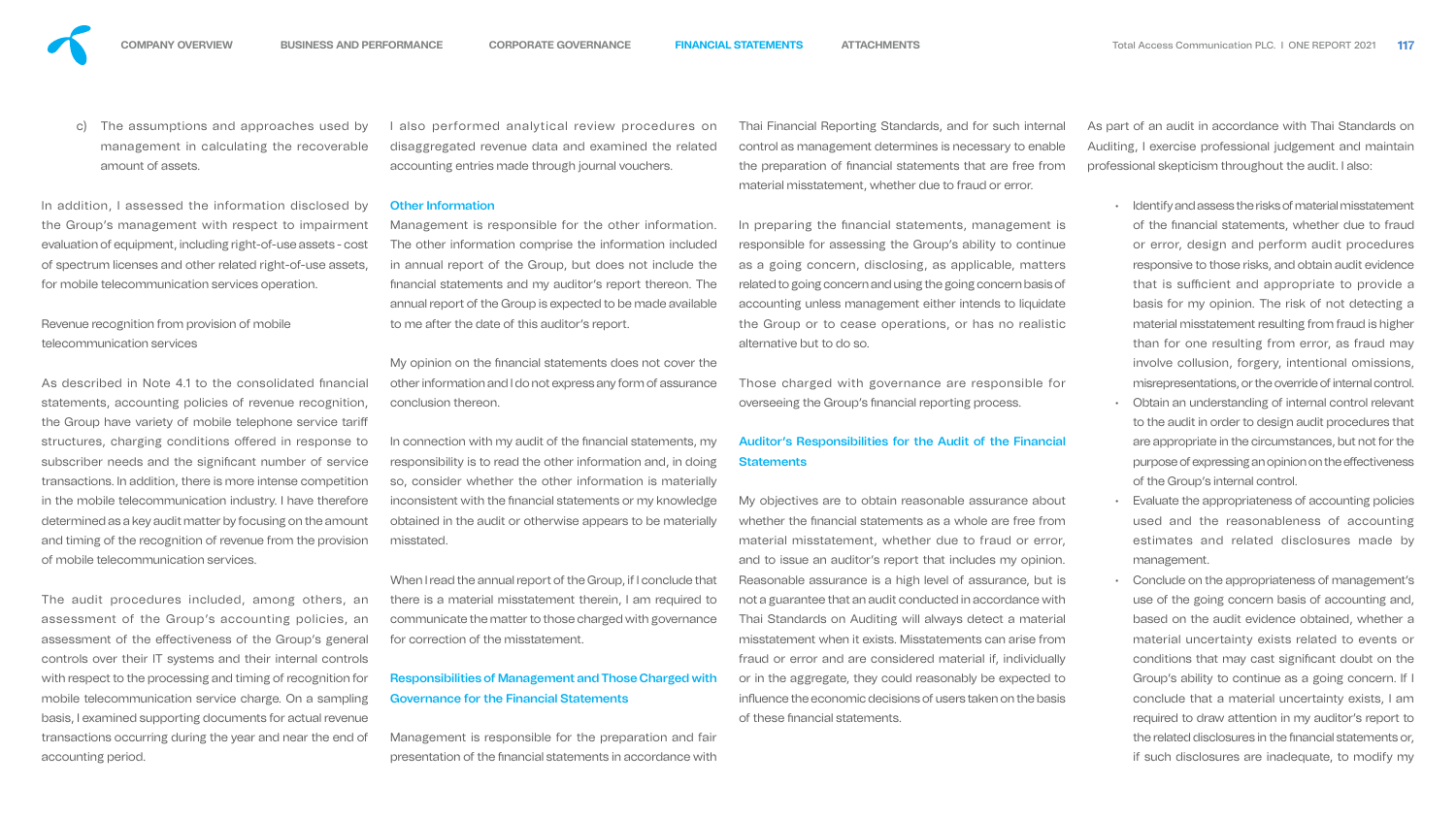c) The assumptions and approaches used by management in calculating the recoverable amount of assets.

In addition, I assessed the information disclosed by the Group's management with respect to impairment evaluation of equipment, including right-of-use assets - cost of spectrum licenses and other related right-of-use assets, for mobile telecommunication services operation.

Revenue recognition from provision of mobile telecommunication services

As described in Note 4.1 to the consolidated financial statements, accounting policies of revenue recognition, the Group have variety of mobile telephone service tariff structures, charging conditions offered in response to subscriber needs and the significant number of service transactions. In addition, there is more intense competition in the mobile telecommunication industry. I have therefore determined as a key audit matter by focusing on the amount and timing of the recognition of revenue from the provision of mobile telecommunication services.

The audit procedures included, among others, an assessment of the Group's accounting policies, an assessment of the effectiveness of the Group's general controls over their IT systems and their internal controls with respect to the processing and timing of recognition for mobile telecommunication service charge. On a sampling basis, I examined supporting documents for actual revenue transactions occurring during the year and near the end of accounting period.

I also performed analytical review procedures on disaggregated revenue data and examined the related accounting entries made through journal vouchers.

## Other Information

Management is responsible for the other information. The other information comprise the information included in annual report of the Group, but does not include the financial statements and my auditor's report thereon. The annual report of the Group is expected to be made available to me after the date of this auditor's report.

My opinion on the financial statements does not cover the other information and I do not express any form of assurance conclusion thereon.

In connection with my audit of the financial statements, my responsibility is to read the other information and, in doing so, consider whether the other information is materially inconsistent with the financial statements or my knowledge obtained in the audit or otherwise appears to be materially misstated.

When I read the annual report of the Group, if I conclude that there is a material misstatement therein, I am required to communicate the matter to those charged with governance for correction of the misstatement.

## Responsibilities of Management and Those Charged with Governance for the Financial Statements

Management is responsible for the preparation and fair presentation of the financial statements in accordance with Thai Financial Reporting Standards, and for such internal control as management determines is necessary to enable the preparation of financial statements that are free from material misstatement, whether due to fraud or error.

In preparing the financial statements, management is responsible for assessing the Group's ability to continue as a going concern, disclosing, as applicable, matters related to going concern and using the going concern basis of accounting unless management either intends to liquidate the Group or to cease operations, or has no realistic alternative but to do so.

Those charged with governance are responsible for overseeing the Group's financial reporting process.

## Auditor's Responsibilities for the Audit of the Financial Statements

My objectives are to obtain reasonable assurance about whether the financial statements as a whole are free from material misstatement, whether due to fraud or error, and to issue an auditor's report that includes my opinion. Reasonable assurance is a high level of assurance, but is not a guarantee that an audit conducted in accordance with Thai Standards on Auditing will always detect a material misstatement when it exists. Misstatements can arise from fraud or error and are considered material if, individually or in the aggregate, they could reasonably be expected to influence the economic decisions of users taken on the basis of these financial statements.

As part of an audit in accordance with Thai Standards on Auditing, I exercise professional judgement and maintain professional skepticism throughout the audit. I also:

- Identify and assess the risks of material misstatement of the financial statements, whether due to fraud or error, design and perform audit procedures responsive to those risks, and obtain audit evidence that is sufficient and appropriate to provide a basis for my opinion. The risk of not detecting a material misstatement resulting from fraud is higher than for one resulting from error, as fraud may involve collusion, forgery, intentional omissions, misrepresentations, or the override of internal control.
- Obtain an understanding of internal control relevant to the audit in order to design audit procedures that are appropriate in the circumstances, but not for the purpose of expressing an opinion on the effectiveness of the Group's internal control.
- Evaluate the appropriateness of accounting policies used and the reasonableness of accounting estimates and related disclosures made by management.
- Conclude on the appropriateness of management's use of the going concern basis of accounting and, based on the audit evidence obtained, whether a material uncertainty exists related to events or conditions that may cast significant doubt on the Group's ability to continue as a going concern. If I conclude that a material uncertainty exists, I am required to draw attention in my auditor's report to the related disclosures in the financial statements or, if such disclosures are inadequate, to modify my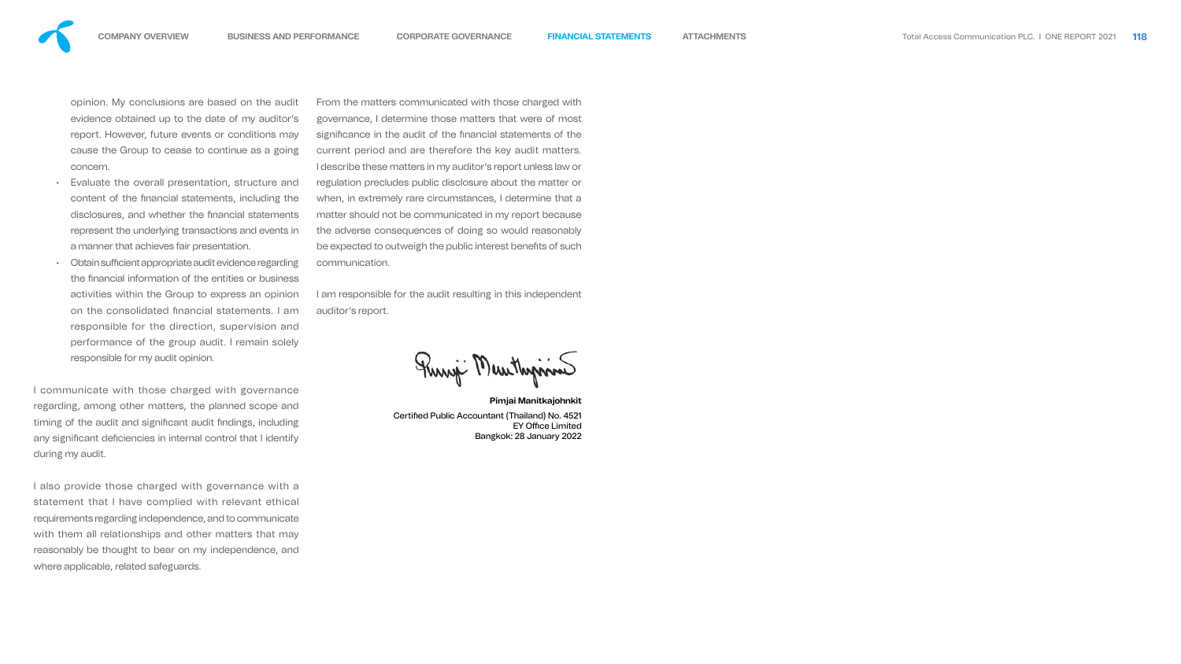opinion. My conclusions are based on the audit evidence obtained up to the date of my auditor's report. However, future events or conditions may cause the Group to cease to continue as a going concern.

- Evaluate the overall presentation, structure and content of the financial statements, including the disclosures, and whether the financial statements represent the underlying transactions and events in a manner that achieves fair presentation.
- Obtain sufficient appropriate audit evidence regarding the financial information of the entities or business activities within the Group to express an opinion on the consolidated financial statements. I am responsible for the direction, supervision and performance of the group audit. I remain solely responsible for my audit opinion.

I communicate with those charged with governance regarding, among other matters, the planned scope and timing of the audit and significant audit findings, including any significant deficiencies in internal control that I identify during my audit.

I also provide those charged with governance with a statement that I have complied with relevant ethical requirements regarding independence, and to communicate with them all relationships and other matters that may reasonably be thought to bear on my independence, and where applicable, related safeguards.

From the matters communicated with those charged with governance, I determine those matters that were of most significance in the audit of the financial statements of the current period and are therefore the key audit matters. I describe these matters in my auditor's report unless law or regulation precludes public disclosure about the matter or when, in extremely rare circumstances, I determine that a matter should not be communicated in my report because the adverse consequences of doing so would reasonably be expected to outweigh the public interest benefits of such communication.

I am responsible for the audit resulting in this independent auditor's report.

**Pimjai Manitkajohnkit**

Certified Public Accountant (Thailand) No. 4521
EY Office Limited
Bangkok: 28 January 2022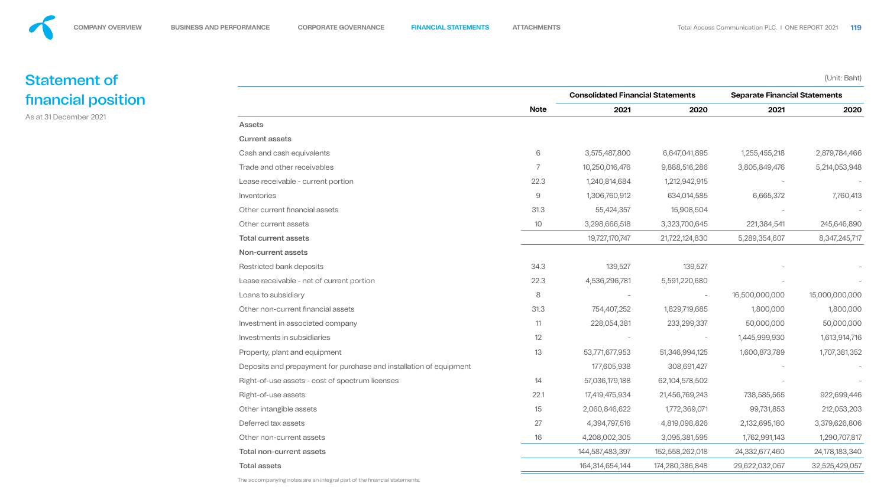# Statement of financial position

As at 31 December 2021

(Unit: Baht)

| | Note | Consolidated Financial Statements | | Separate Financial Statements | |
|---|---|---|---|---|---|
| | | 2021 | 2020 | 2021 | 2020 |
| **Assets** | | | | | |
| **Current assets** | | | | | |
| Cash and cash equivalents | 6 | 3,575,487,800 | 6,647,041,895 | 1,255,455,218 | 2,879,784,466 |
| Trade and other receivables | 7 | 10,250,016,476 | 9,888,516,286 | 3,805,849,476 | 5,214,053,948 |
| Lease receivable - current portion | 22.3 | 1,240,814,684 | 1,212,942,915 | - | - |
| Inventories | 9 | 1,306,760,912 | 634,014,585 | 6,665,372 | 7,760,413 |
| Other current financial assets | 31.3 | 55,424,357 | 15,908,504 | - | - |
| Other current assets | 10 | 3,298,666,518 | 3,323,700,645 | 221,384,541 | 245,646,890 |
| **Total current assets** | | 19,727,170,747 | 21,722,124,830 | 5,289,354,607 | 8,347,245,717 |
| **Non-current assets** | | | | | |
| Restricted bank deposits | 34.3 | 139,527 | 139,527 | - | - |
| Lease receivable - net of current portion | 22.3 | 4,536,296,781 | 5,591,220,680 | - | - |
| Loans to subsidiary | 8 | - | - | 16,500,000,000 | 15,000,000,000 |
| Other non-current financial assets | 31.3 | 754,407,252 | 1,829,719,685 | 1,800,000 | 1,800,000 |
| Investment in associated company | 11 | 228,054,381 | 233,299,337 | 50,000,000 | 50,000,000 |
| Investments in subsidiaries | 12 | - | - | 1,445,999,930 | 1,613,914,716 |
| Property, plant and equipment | 13 | 53,771,677,953 | 51,346,994,125 | 1,600,873,789 | 1,707,381,352 |
| Deposits and prepayment for purchase and installation of equipment | | 177,605,938 | 308,691,427 | - | - |
| Right-of-use assets - cost of spectrum licenses | 14 | 57,036,179,188 | 62,104,578,502 | - | - |
| Right-of-use assets | 22.1 | 17,419,475,934 | 21,456,769,243 | 738,585,565 | 922,699,446 |
| Other intangible assets | 15 | 2,060,846,622 | 1,772,369,071 | 99,731,853 | 212,053,203 |
| Deferred tax assets | 27 | 4,394,797,516 | 4,819,098,826 | 2,132,695,180 | 3,379,626,806 |
| Other non-current assets | 16 | 4,208,002,305 | 3,095,381,595 | 1,762,991,143 | 1,290,707,817 |
| **Total non-current assets** | | 144,587,483,397 | 152,558,262,018 | 24,332,677,460 | 24,178,183,340 |
| **Total assets** | | 164,314,654,144 | 174,280,386,848 | 29,622,032,067 | 32,525,429,057 |

The accompanying notes are an integral part of the financial statements.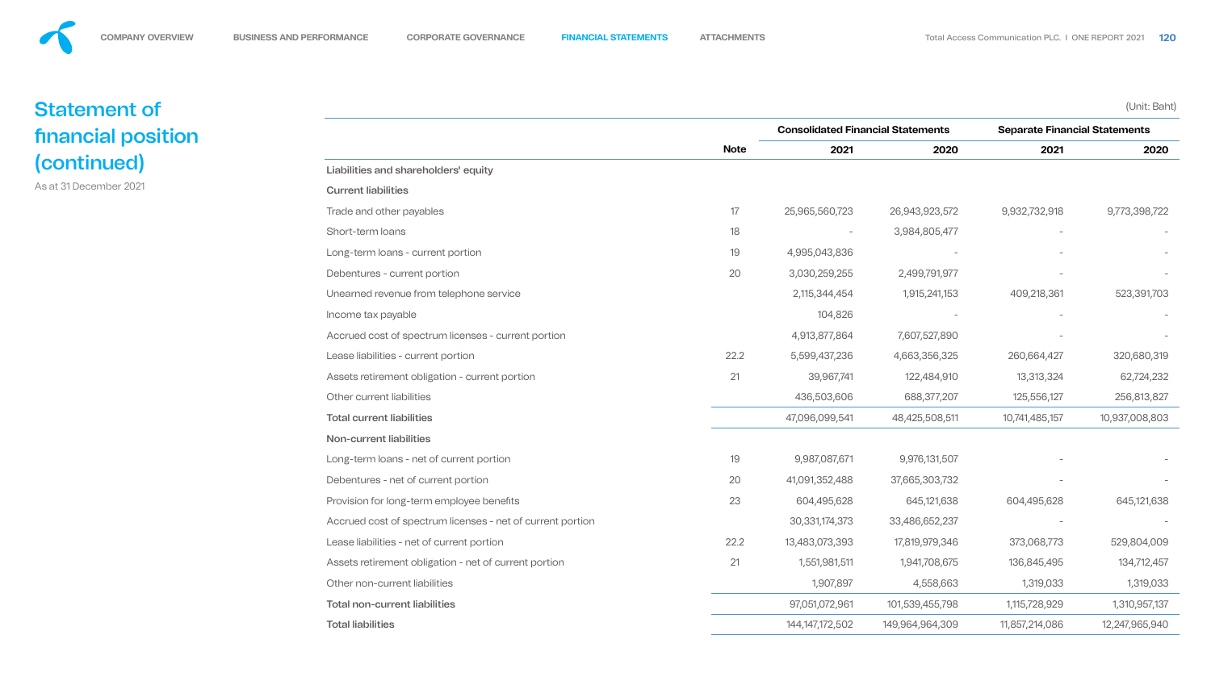# Statement of financial position (continued)

As at 31 December 2021

(Unit: Baht)

| | Note | Consolidated Financial Statements | | Separate Financial Statements | |
|---|---|---|---|---|---|
| | | 2021 | 2020 | 2021 | 2020 |
| **Liabilities and shareholders' equity** | | | | | |
| **Current liabilities** | | | | | |
| Trade and other payables | 17 | 25,965,560,723 | 26,943,923,572 | 9,932,732,918 | 9,773,398,722 |
| Short-term loans | 18 | - | 3,984,805,477 | - | - |
| Long-term loans - current portion | 19 | 4,995,043,836 | - | - | - |
| Debentures - current portion | 20 | 3,030,259,255 | 2,499,791,977 | - | - |
| Unearned revenue from telephone service | | 2,115,344,454 | 1,915,241,153 | 409,218,361 | 523,391,703 |
| Income tax payable | | 104,826 | - | - | - |
| Accrued cost of spectrum licenses - current portion | | 4,913,877,864 | 7,607,527,890 | - | - |
| Lease liabilities - current portion | 22.2 | 5,599,437,236 | 4,663,356,325 | 260,664,427 | 320,680,319 |
| Assets retirement obligation - current portion | 21 | 39,967,741 | 122,484,910 | 13,313,324 | 62,724,232 |
| Other current liabilities | | 436,503,606 | 688,377,207 | 125,556,127 | 256,813,827 |
| **Total current liabilities** | | 47,096,099,541 | 48,425,508,511 | 10,741,485,157 | 10,937,008,803 |
| **Non-current liabilities** | | | | | |
| Long-term loans - net of current portion | 19 | 9,987,087,671 | 9,976,131,507 | - | - |
| Debentures - net of current portion | 20 | 41,091,352,488 | 37,665,303,732 | - | - |
| Provision for long-term employee benefits | 23 | 604,495,628 | 645,121,638 | 604,495,628 | 645,121,638 |
| Accrued cost of spectrum licenses - net of current portion | | 30,331,174,373 | 33,486,652,237 | - | - |
| Lease liabilities - net of current portion | 22.2 | 13,483,073,393 | 17,819,979,346 | 373,068,773 | 529,804,009 |
| Assets retirement obligation - net of current portion | 21 | 1,551,981,511 | 1,941,708,675 | 136,845,495 | 134,712,457 |
| Other non-current liabilities | | 1,907,897 | 4,558,663 | 1,319,033 | 1,319,033 |
| **Total non-current liabilities** | | 97,051,072,961 | 101,539,455,798 | 1,115,728,929 | 1,310,957,137 |
| **Total liabilities** | | 144,147,172,502 | 149,964,964,309 | 11,857,214,086 | 12,247,965,940 |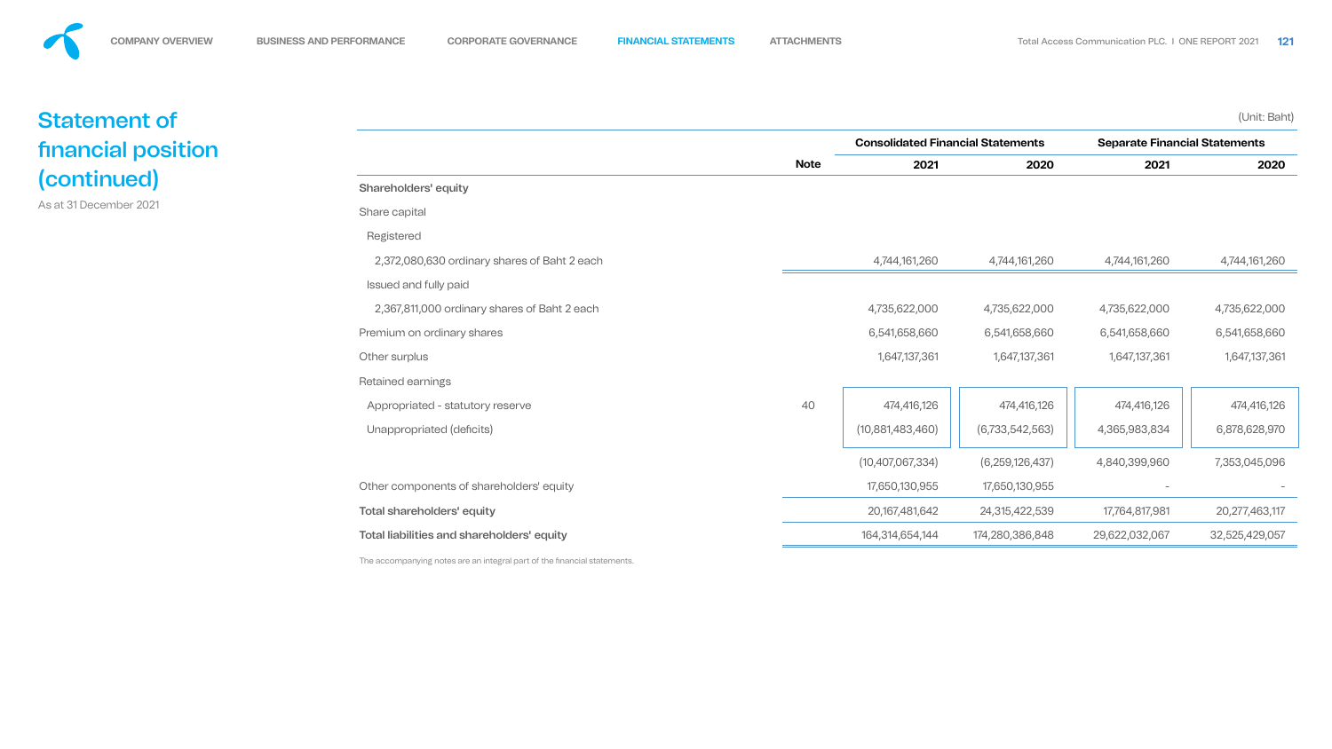# Statement of financial position (continued)

As at 31 December 2021

(Unit: Baht)

| | Note | Consolidated Financial Statements | | Separate Financial Statements | |
|---|---|---|---|---|---|
| | | 2021 | 2020 | 2021 | 2020 |
| **Shareholders' equity** | | | | | |
| Share capital | | | | | |
| Registered | | | | | |
| 2,372,080,630 ordinary shares of Baht 2 each | | 4,744,161,260 | 4,744,161,260 | 4,744,161,260 | 4,744,161,260 |
| Issued and fully paid | | | | | |
| 2,367,811,000 ordinary shares of Baht 2 each | | 4,735,622,000 | 4,735,622,000 | 4,735,622,000 | 4,735,622,000 |
| Premium on ordinary shares | | 6,541,658,660 | 6,541,658,660 | 6,541,658,660 | 6,541,658,660 |
| Other surplus | | 1,647,137,361 | 1,647,137,361 | 1,647,137,361 | 1,647,137,361 |
| Retained earnings | | | | | |
| Appropriated - statutory reserve | 40 | 474,416,126 | 474,416,126 | 474,416,126 | 474,416,126 |
| Unappropriated (deficits) | | (10,881,483,460) | (6,733,542,563) | 4,365,983,834 | 6,878,628,970 |
| | | (10,407,067,334) | (6,259,126,437) | 4,840,399,960 | 7,353,045,096 |
| Other components of shareholders' equity | | 17,650,130,955 | 17,650,130,955 | - | - |
| **Total shareholders' equity** | | 20,167,481,642 | 24,315,422,539 | 17,764,817,981 | 20,277,463,117 |
| **Total liabilities and shareholders' equity** | | 164,314,654,144 | 174,280,386,848 | 29,622,032,067 | 32,525,429,057 |

The accompanying notes are an integral part of the financial statements.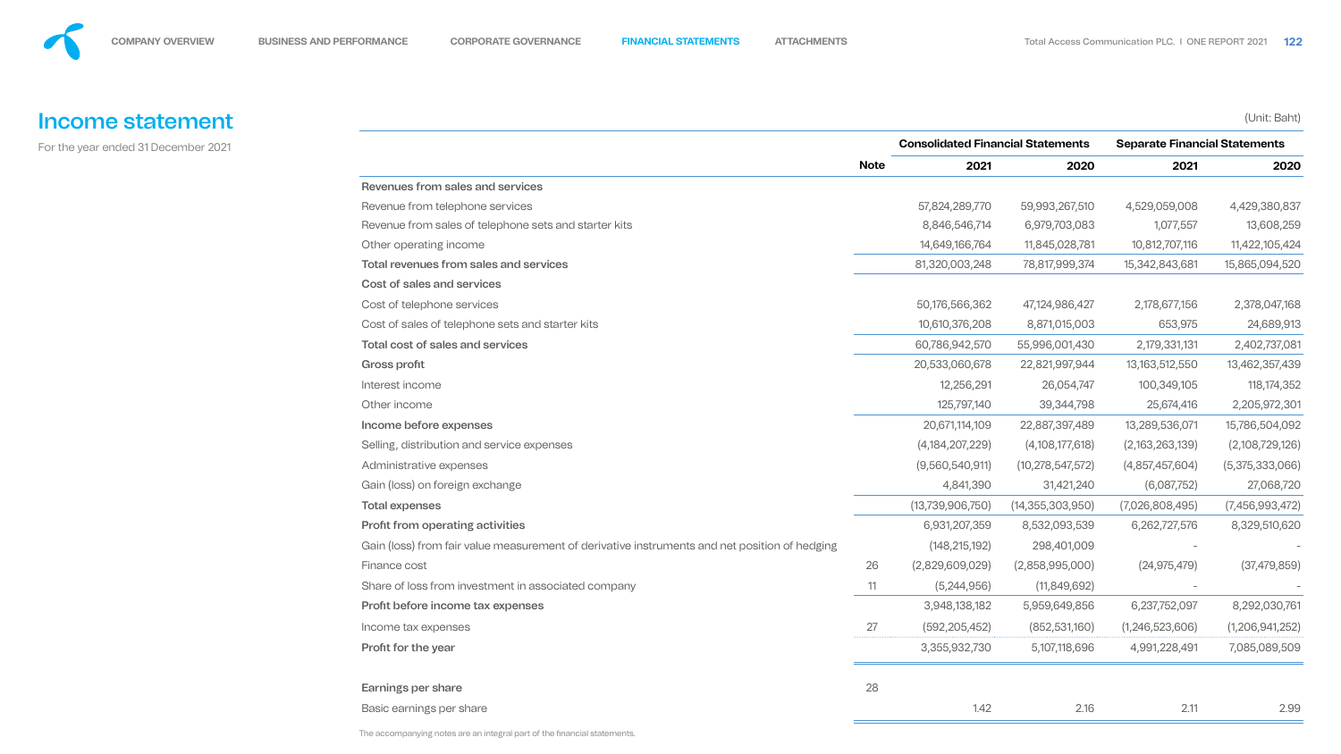# Income statement

For the year ended 31 December 2021

(Unit: Baht)

| | Note | Consolidated Financial Statements | | Separate Financial Statements | |
|---|---|---|---|---|---|
| | | 2021 | 2020 | 2021 | 2020 |
| **Revenues from sales and services** | | | | | |
| Revenue from telephone services | | 57,824,289,770 | 59,993,267,510 | 4,529,059,008 | 4,429,380,837 |
| Revenue from sales of telephone sets and starter kits | | 8,846,546,714 | 6,979,703,083 | 1,077,557 | 13,608,259 |
| Other operating income | | 14,649,166,764 | 11,845,028,781 | 10,812,707,116 | 11,422,105,424 |
| **Total revenues from sales and services** | | 81,320,003,248 | 78,817,999,374 | 15,342,843,681 | 15,865,094,520 |
| **Cost of sales and services** | | | | | |
| Cost of telephone services | | 50,176,566,362 | 47,124,986,427 | 2,178,677,156 | 2,378,047,168 |
| Cost of sales of telephone sets and starter kits | | 10,610,376,208 | 8,871,015,003 | 653,975 | 24,689,913 |
| **Total cost of sales and services** | | 60,786,942,570 | 55,996,001,430 | 2,179,331,131 | 2,402,737,081 |
| **Gross profit** | | 20,533,060,678 | 22,821,997,944 | 13,163,512,550 | 13,462,357,439 |
| Interest income | | 12,256,291 | 26,054,747 | 100,349,105 | 118,174,352 |
| Other income | | 125,797,140 | 39,344,798 | 25,674,416 | 2,205,972,301 |
| **Income before expenses** | | 20,671,114,109 | 22,887,397,489 | 13,289,536,071 | 15,786,504,092 |
| Selling, distribution and service expenses | | (4,184,207,229) | (4,108,177,618) | (2,163,263,139) | (2,108,729,126) |
| Administrative expenses | | (9,560,540,911) | (10,278,547,572) | (4,857,457,604) | (5,375,333,066) |
| Gain (loss) on foreign exchange | | 4,841,390 | 31,421,240 | (6,087,752) | 27,068,720 |
| **Total expenses** | | (13,739,906,750) | (14,355,303,950) | (7,026,808,495) | (7,456,993,472) |
| **Profit from operating activities** | | 6,931,207,359 | 8,532,093,539 | 6,262,727,576 | 8,329,510,620 |
| Gain (loss) from fair value measurement of derivative instruments and net position of hedging | | (148,215,192) | 298,401,009 | - | - |
| Finance cost | 26 | (2,829,609,029) | (2,858,995,000) | (24,975,479) | (37,479,859) |
| Share of loss from investment in associated company | 11 | (5,244,956) | (11,849,692) | - | - |
| **Profit before income tax expenses** | | 3,948,138,182 | 5,959,649,856 | 6,237,752,097 | 8,292,030,761 |
| Income tax expenses | 27 | (592,205,452) | (852,531,160) | (1,246,523,606) | (1,206,941,252) |
| **Profit for the year** | | 3,355,932,730 | 5,107,118,696 | 4,991,228,491 | 7,085,089,509 |
| **Earnings per share** | 28 | | | | |
| Basic earnings per share | | 1.42 | 2.16 | 2.11 | 2.99 |

The accompanying notes are an integral part of the financial statements.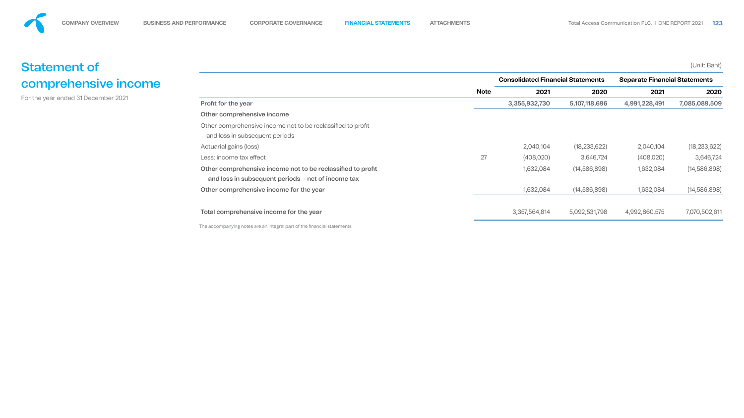# Statement of comprehensive income

For the year ended 31 December 2021

(Unit: Baht)

| | Note | Consolidated Financial Statements | | Separate Financial Statements | |
|---|---|---|---|---|---|
| | | 2021 | 2020 | 2021 | 2020 |
| **Profit for the year** | | **3,355,932,730** | **5,107,118,696** | **4,991,228,491** | **7,085,089,509** |
| **Other comprehensive income** | | | | | |
| Other comprehensive income not to be reclassified to profit and loss in subsequent periods | | | | | |
| Actuarial gains (loss) | | 2,040,104 | (18,233,622) | 2,040,104 | (18,233,622) |
| Less: income tax effect | 27 | (408,020) | 3,646,724 | (408,020) | 3,646,724 |
| **Other comprehensive income not to be reclassified to profit and loss in subsequent periods - net of income tax** | | 1,632,084 | (14,586,898) | 1,632,084 | (14,586,898) |
| **Other comprehensive income for the year** | | 1,632,084 | (14,586,898) | 1,632,084 | (14,586,898) |
| **Total comprehensive income for the year** | | 3,357,564,814 | 5,092,531,798 | 4,992,860,575 | 7,070,502,611 |

The accompanying notes are an integral part of the financial statements.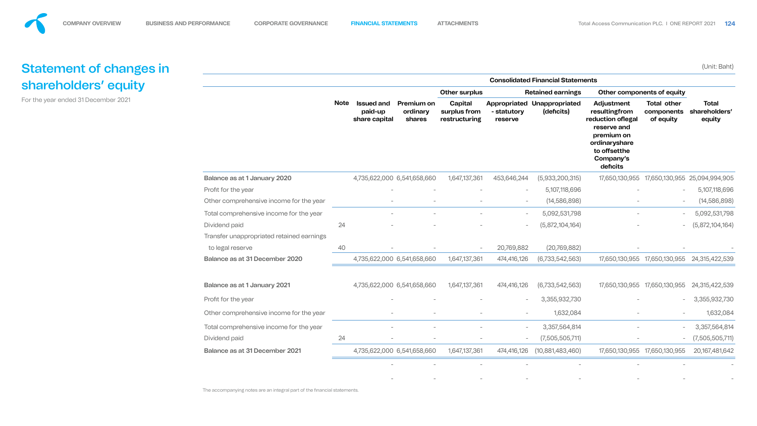# Statement of changes in shareholders' equity

For the year ended 31 December 2021

(Unit: Baht)

| | Note | Consolidated Financial Statements | | | | | | | |
|---|---|---|---|---|---|---|---|---|---|
| | | | | Other surplus | Retained earnings | | Other components of equity | | |
| | | Issued and paid-up share capital | Premium on ordinary shares | Capital surplus from restructuring | Appropriated - statutory reserve | Unappropriated (deficits) | Adjustment resultingfrom reduction oflegal reserve and premium on ordinaryshare to offsetthe Company's deficits | Total other components of equity | Total shareholders' equity |
| **Balance as at 1 January 2020** | | 4,735,622,000 | 6,541,658,660 | 1,647,137,361 | 453,646,244 | (5,933,200,315) | 17,650,130,955 | 17,650,130,955 | 25,094,994,905 |
| Profit for the year | | - | - | - | - | 5,107,118,696 | - | - | 5,107,118,696 |
| Other comprehensive income for the year | | - | - | - | - | (14,586,898) | - | - | (14,586,898) |
| Total comprehensive income for the year | | - | - | - | - | 5,092,531,798 | - | - | 5,092,531,798 |
| Dividend paid | 24 | - | - | - | - | (5,872,104,164) | - | - | (5,872,104,164) |
| Transfer unappropriated retained earnings to legal reserve | 40 | - | - | - | 20,769,882 | (20,769,882) | - | - | - |
| **Balance as at 31 December 2020** | | 4,735,622,000 | 6,541,658,660 | 1,647,137,361 | 474,416,126 | (6,733,542,563) | 17,650,130,955 | 17,650,130,955 | 24,315,422,539 |
| **Balance as at 1 January 2021** | | 4,735,622,000 | 6,541,658,660 | 1,647,137,361 | 474,416,126 | (6,733,542,563) | 17,650,130,955 | 17,650,130,955 | 24,315,422,539 |
| Profit for the year | | - | - | - | - | 3,355,932,730 | - | - | 3,355,932,730 |
| Other comprehensive income for the year | | - | - | - | - | 1,632,084 | - | - | 1,632,084 |
| Total comprehensive income for the year | | - | - | - | - | 3,357,564,814 | - | - | 3,357,564,814 |
| Dividend paid | 24 | - | - | - | - | (7,505,505,711) | - | - | (7,505,505,711) |
| **Balance as at 31 December 2021** | | 4,735,622,000 | 6,541,658,660 | 1,647,137,361 | 474,416,126 | (10,881,483,460) | 17,650,130,955 | 17,650,130,955 | 20,167,481,642 |
| | | - | - | - | - | - | - | - | - |
| | | - | - | - | - | - | - | - | - |

The accompanying notes are an integral part of the financial statements.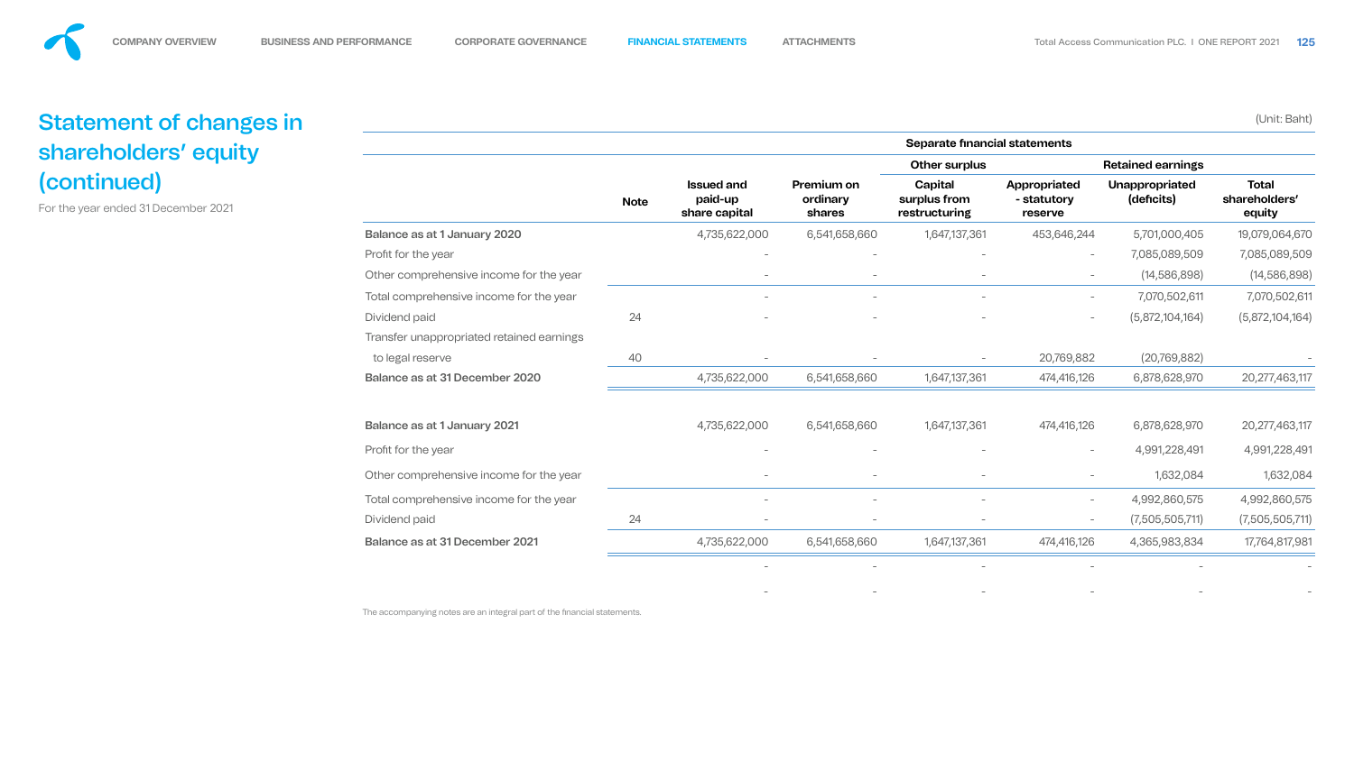# Statement of changes in shareholders' equity (continued)

For the year ended 31 December 2021

(Unit: Baht)

| | Note | Separate financial statements | | | | | |
|---|---|---|---|---|---|---|---|
| | | | | Other surplus | Retained earnings | | |
| | | Issued and paid-up share capital | Premium on ordinary shares | Capital surplus from restructuring | Appropriated - statutory reserve | Unappropriated (deficits) | Total shareholders' equity |
| **Balance as at 1 January 2020** | | 4,735,622,000 | 6,541,658,660 | 1,647,137,361 | 453,646,244 | 5,701,000,405 | 19,079,064,670 |
| Profit for the year | | - | - | - | - | 7,085,089,509 | 7,085,089,509 |
| Other comprehensive income for the year | | - | - | - | - | (14,586,898) | (14,586,898) |
| Total comprehensive income for the year | | - | - | - | - | 7,070,502,611 | 7,070,502,611 |
| Dividend paid | 24 | - | - | - | - | (5,872,104,164) | (5,872,104,164) |
| Transfer unappropriated retained earnings to legal reserve | 40 | - | - | - | 20,769,882 | (20,769,882) | - |
| **Balance as at 31 December 2020** | | 4,735,622,000 | 6,541,658,660 | 1,647,137,361 | 474,416,126 | 6,878,628,970 | 20,277,463,117 |
| | | | | | | | |
| **Balance as at 1 January 2021** | | 4,735,622,000 | 6,541,658,660 | 1,647,137,361 | 474,416,126 | 6,878,628,970 | 20,277,463,117 |
| Profit for the year | | - | - | - | - | 4,991,228,491 | 4,991,228,491 |
| Other comprehensive income for the year | | - | - | - | - | 1,632,084 | 1,632,084 |
| Total comprehensive income for the year | | - | - | - | - | 4,992,860,575 | 4,992,860,575 |
| Dividend paid | 24 | - | - | - | - | (7,505,505,711) | (7,505,505,711) |
| **Balance as at 31 December 2021** | | 4,735,622,000 | 6,541,658,660 | 1,647,137,361 | 474,416,126 | 4,365,983,834 | 17,764,817,981 |
| | | - | - | - | - | - | - |
| | | - | - | - | - | - | - |

The accompanying notes are an integral part of the financial statements.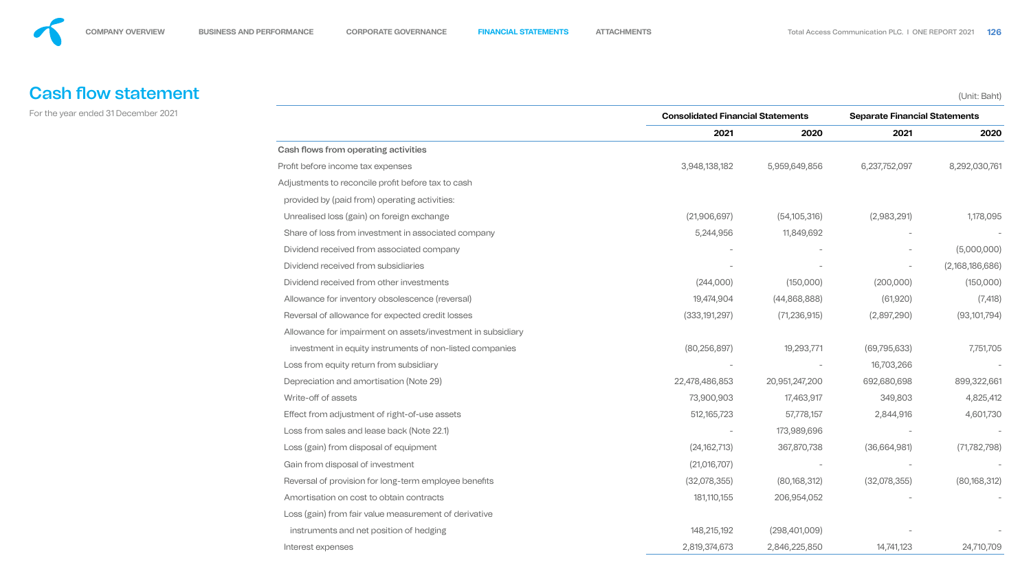# Cash flow statement

For the year ended 31 December 2021

(Unit: Baht)

| | Consolidated Financial Statements | | Separate Financial Statements | |
|---|---|---|---|---|
| | 2021 | 2020 | 2021 | 2020 |
| **Cash flows from operating activities** | | | | |
| Profit before income tax expenses | 3,948,138,182 | 5,959,649,856 | 6,237,752,097 | 8,292,030,761 |
| Adjustments to reconcile profit before tax to cash | | | | |
| provided by (paid from) operating activities: | | | | |
| Unrealised loss (gain) on foreign exchange | (21,906,697) | (54,105,316) | (2,983,291) | 1,178,095 |
| Share of loss from investment in associated company | 5,244,956 | 11,849,692 | - | - |
| Dividend received from associated company | - | - | - | (5,000,000) |
| Dividend received from subsidiaries | - | - | - | (2,168,186,686) |
| Dividend received from other investments | (244,000) | (150,000) | (200,000) | (150,000) |
| Allowance for inventory obsolescence (reversal) | 19,474,904 | (44,868,888) | (61,920) | (7,418) |
| Reversal of allowance for expected credit losses | (333,191,297) | (71,236,915) | (2,897,290) | (93,101,794) |
| Allowance for impairment on assets/investment in subsidiary | | | | |
| investment in equity instruments of non-listed companies | (80,256,897) | 19,293,771 | (69,795,633) | 7,751,705 |
| Loss from equity return from subsidiary | - | - | 16,703,266 | - |
| Depreciation and amortisation (Note 29) | 22,478,486,853 | 20,951,247,200 | 692,680,698 | 899,322,661 |
| Write-off of assets | 73,900,903 | 17,463,917 | 349,803 | 4,825,412 |
| Effect from adjustment of right-of-use assets | 512,165,723 | 57,778,157 | 2,844,916 | 4,601,730 |
| Loss from sales and lease back (Note 22.1) | - | 173,989,696 | - | - |
| Loss (gain) from disposal of equipment | (24,162,713) | 367,870,738 | (36,664,981) | (71,782,798) |
| Gain from disposal of investment | (21,016,707) | - | - | - |
| Reversal of provision for long-term employee benefits | (32,078,355) | (80,168,312) | (32,078,355) | (80,168,312) |
| Amortisation on cost to obtain contracts | 181,110,155 | 206,954,052 | - | - |
| Loss (gain) from fair value measurement of derivative | | | | |
| instruments and net position of hedging | 148,215,192 | (298,401,009) | - | - |
| Interest expenses | 2,819,374,673 | 2,846,225,850 | 14,741,123 | 24,710,709 |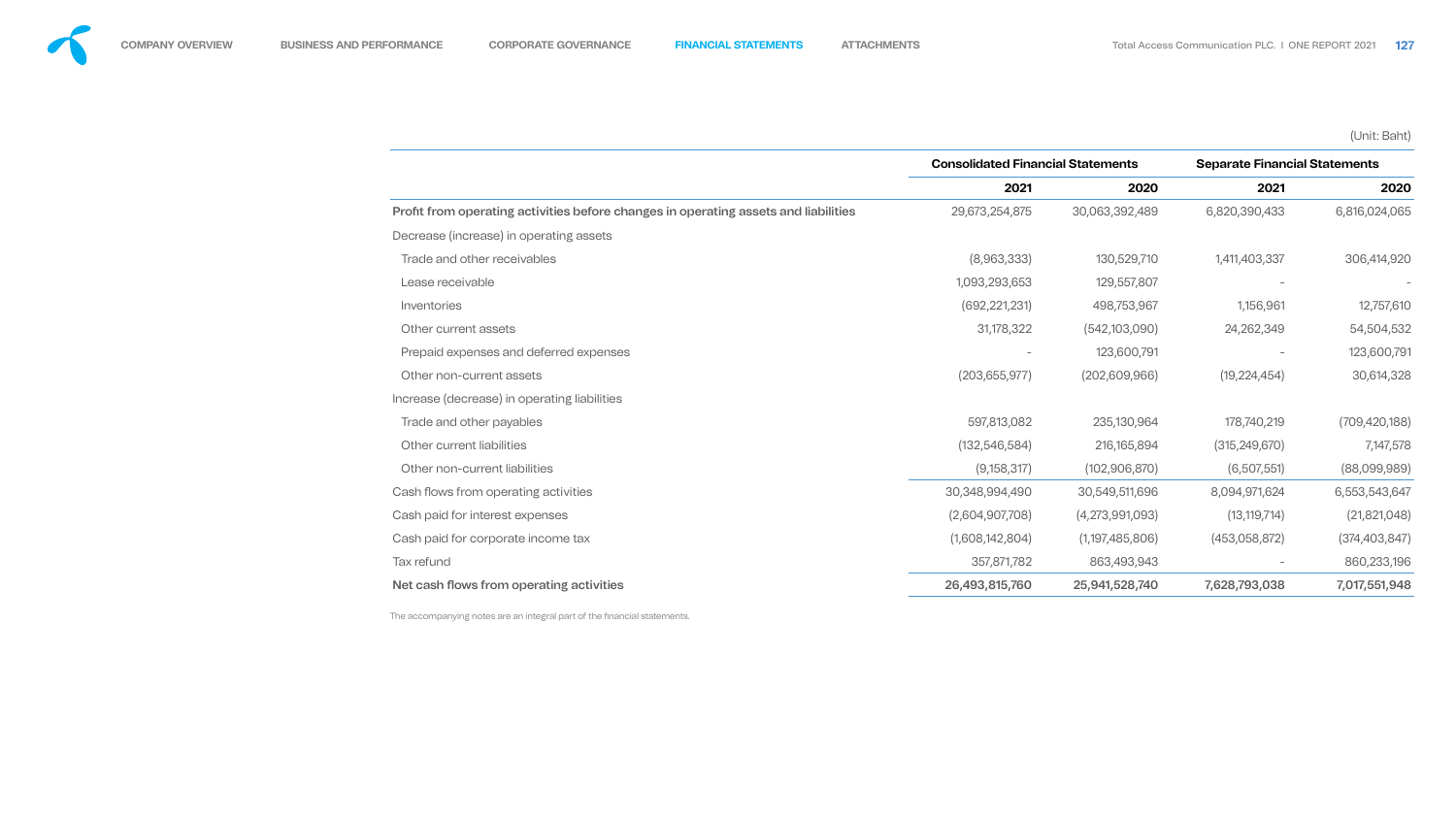(Unit: Baht)

| | Consolidated Financial Statements | | Separate Financial Statements | |
|---|---|---|---|---|
| | 2021 | 2020 | 2021 | 2020 |
| **Profit from operating activities before changes in operating assets and liabilities** | 29,673,254,875 | 30,063,392,489 | 6,820,390,433 | 6,816,024,065 |
| Decrease (increase) in operating assets | | | | |
| Trade and other receivables | (8,963,333) | 130,529,710 | 1,411,403,337 | 306,414,920 |
| Lease receivable | 1,093,293,653 | 129,557,807 | - | - |
| Inventories | (692,221,231) | 498,753,967 | 1,156,961 | 12,757,610 |
| Other current assets | 31,178,322 | (542,103,090) | 24,262,349 | 54,504,532 |
| Prepaid expenses and deferred expenses | - | 123,600,791 | - | 123,600,791 |
| Other non-current assets | (203,655,977) | (202,609,966) | (19,224,454) | 30,614,328 |
| Increase (decrease) in operating liabilities | | | | |
| Trade and other payables | 597,813,082 | 235,130,964 | 178,740,219 | (709,420,188) |
| Other current liabilities | (132,546,584) | 216,165,894 | (315,249,670) | 7,147,578 |
| Other non-current liabilities | (9,158,317) | (102,906,870) | (6,507,551) | (88,099,989) |
| Cash flows from operating activities | 30,348,994,490 | 30,549,511,696 | 8,094,971,624 | 6,553,543,647 |
| Cash paid for interest expenses | (2,604,907,708) | (4,273,991,093) | (13,119,714) | (21,821,048) |
| Cash paid for corporate income tax | (1,608,142,804) | (1,197,485,806) | (453,058,872) | (374,403,847) |
| Tax refund | 357,871,782 | 863,493,943 | - | 860,233,196 |
| **Net cash flows from operating activities** | **26,493,815,760** | **25,941,528,740** | **7,628,793,038** | **7,017,551,948** |

The accompanying notes are an integral part of the financial statements.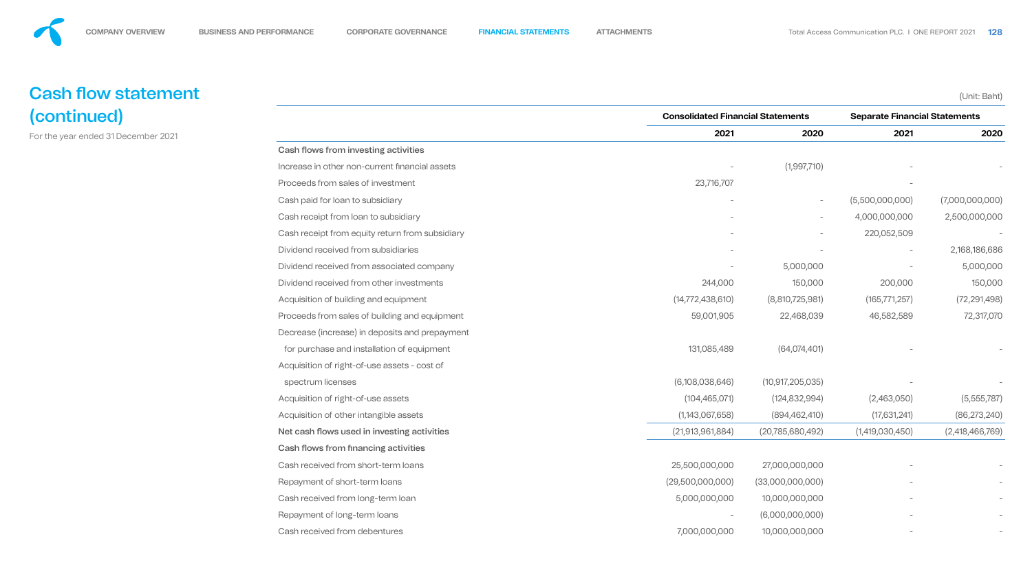# Cash flow statement (continued)

For the year ended 31 December 2021

(Unit: Baht)

| | Consolidated Financial Statements | | Separate Financial Statements | |
|---|---|---|---|---|
| | 2021 | 2020 | 2021 | 2020 |
| **Cash flows from investing activities** | | | | |
| Increase in other non-current financial assets | - | (1,997,710) | - | - |
| Proceeds from sales of investment | 23,716,707 | | - | |
| Cash paid for loan to subsidiary | - | - | (5,500,000,000) | (7,000,000,000) |
| Cash receipt from loan to subsidiary | - | - | 4,000,000,000 | 2,500,000,000 |
| Cash receipt from equity return from subsidiary | - | - | 220,052,509 | - |
| Dividend received from subsidiaries | - | - | - | 2,168,186,686 |
| Dividend received from associated company | - | 5,000,000 | - | 5,000,000 |
| Dividend received from other investments | 244,000 | 150,000 | 200,000 | 150,000 |
| Acquisition of building and equipment | (14,772,438,610) | (8,810,725,981) | (165,771,257) | (72,291,498) |
| Proceeds from sales of building and equipment | 59,001,905 | 22,468,039 | 46,582,589 | 72,317,070 |
| Decrease (increase) in deposits and prepayment for purchase and installation of equipment | 131,085,489 | (64,074,401) | - | - |
| Acquisition of right-of-use assets - cost of spectrum licenses | (6,108,038,646) | (10,917,205,035) | - | - |
| Acquisition of right-of-use assets | (104,465,071) | (124,832,994) | (2,463,050) | (5,555,787) |
| Acquisition of other intangible assets | (1,143,067,658) | (894,462,410) | (17,631,241) | (86,273,240) |
| **Net cash flows used in investing activities** | (21,913,961,884) | (20,785,680,492) | (1,419,030,450) | (2,418,466,769) |
| **Cash flows from financing activities** | | | | |
| Cash received from short-term loans | 25,500,000,000 | 27,000,000,000 | - | - |
| Repayment of short-term loans | (29,500,000,000) | (33,000,000,000) | - | - |
| Cash received from long-term loan | 5,000,000,000 | 10,000,000,000 | - | - |
| Repayment of long-term loans | - | (6,000,000,000) | - | - |
| Cash received from debentures | 7,000,000,000 | 10,000,000,000 | - | - |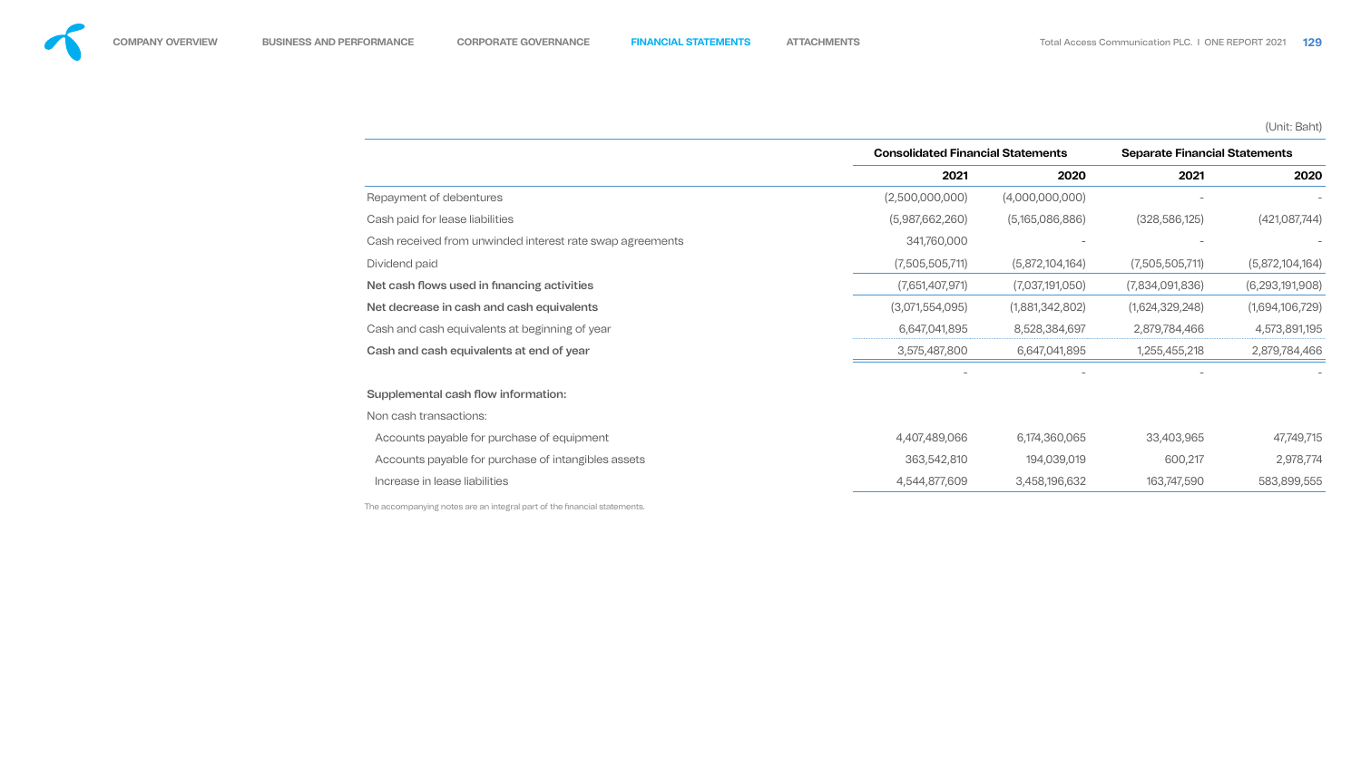(Unit: Baht)

| | Consolidated Financial Statements | | Separate Financial Statements | |
|---|---|---|---|---|
| | 2021 | 2020 | 2021 | 2020 |
| Repayment of debentures | (2,500,000,000) | (4,000,000,000) | - | - |
| Cash paid for lease liabilities | (5,987,662,260) | (5,165,086,886) | (328,586,125) | (421,087,744) |
| Cash received from unwinded interest rate swap agreements | 341,760,000 | - | - | - |
| Dividend paid | (7,505,505,711) | (5,872,104,164) | (7,505,505,711) | (5,872,104,164) |
| **Net cash flows used in financing activities** | (7,651,407,971) | (7,037,191,050) | (7,834,091,836) | (6,293,191,908) |
| **Net decrease in cash and cash equivalents** | (3,071,554,095) | (1,881,342,802) | (1,624,329,248) | (1,694,106,729) |
| Cash and cash equivalents at beginning of year | 6,647,041,895 | 8,528,384,697 | 2,879,784,466 | 4,573,891,195 |
| **Cash and cash equivalents at end of year** | 3,575,487,800 | 6,647,041,895 | 1,255,455,218 | 2,879,784,466 |
| | - | - | - | - |
| Supplemental cash flow information: | | | | |
| Non cash transactions: | | | | |
| Accounts payable for purchase of equipment | 4,407,489,066 | 6,174,360,065 | 33,403,965 | 47,749,715 |
| Accounts payable for purchase of intangibles assets | 363,542,810 | 194,039,019 | 600,217 | 2,978,774 |
| Increase in lease liabilities | 4,544,877,609 | 3,458,196,632 | 163,747,590 | 583,899,555 |

The accompanying notes are an integral part of the financial statements.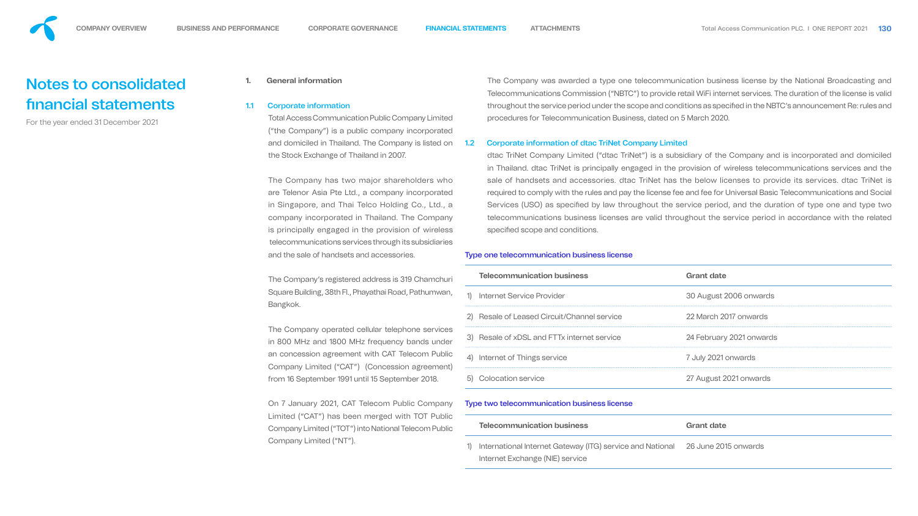# Notes to consolidated financial statements

For the year ended 31 December 2021

## 1. General information

### 1.1 Corporate information

Total Access Communication Public Company Limited ("the Company") is a public company incorporated and domiciled in Thailand. The Company is listed on the Stock Exchange of Thailand in 2007.

The Company has two major shareholders who are Telenor Asia Pte Ltd., a company incorporated in Singapore, and Thai Telco Holding Co., Ltd., a company incorporated in Thailand. The Company is principally engaged in the provision of wireless telecommunications services through its subsidiaries and the sale of handsets and accessories.

The Company's registered address is 319 Chamchuri Square Building, 38th Fl., Phayathai Road, Pathumwan, Bangkok.

The Company operated cellular telephone services in 800 MHz and 1800 MHz frequency bands under an concession agreement with CAT Telecom Public Company Limited ("CAT") (Concession agreement) from 16 September 1991 until 15 September 2018.

On 7 January 2021, CAT Telecom Public Company Limited ("CAT") has been merged with TOT Public Company Limited ("TOT") into National Telecom Public Company Limited ("NT").

The Company was awarded a type one telecommunication business license by the National Broadcasting and Telecommunications Commission ("NBTC") to provide retail WiFi internet services. The duration of the license is valid throughout the service period under the scope and conditions as specified in the NBTC's announcement Re: rules and procedures for Telecommunication Business, dated on 5 March 2020.

### 1.2 Corporate information of dtac TriNet Company Limited

dtac TriNet Company Limited ("dtac TriNet") is a subsidiary of the Company and is incorporated and domiciled in Thailand. dtac TriNet is principally engaged in the provision of wireless telecommunications services and the sale of handsets and accessories. dtac TriNet has the below licenses to provide its services. dtac TriNet is required to comply with the rules and pay the license fee and fee for Universal Basic Telecommunications and Social Services (USO) as specified by law throughout the service period, and the duration of type one and type two telecommunications business licenses are valid throughout the service period in accordance with the related specified scope and conditions.

**Type one telecommunication business license**

| Telecommunication business | Grant date |
|---|---|
| 1) Internet Service Provider | 30 August 2006 onwards |
| 2) Resale of Leased Circuit/Channel service | 22 March 2017 onwards |
| 3) Resale of xDSL and FTTx internet service | 24 February 2021 onwards |
| 4) Internet of Things service | 7 July 2021 onwards |
| 5) Colocation service | 27 August 2021 onwards |

**Type two telecommunication business license**

| Telecommunication business | Grant date |
|---|---|
| 1) International Internet Gateway (ITG) service and National Internet Exchange (NIE) service | 26 June 2015 onwards |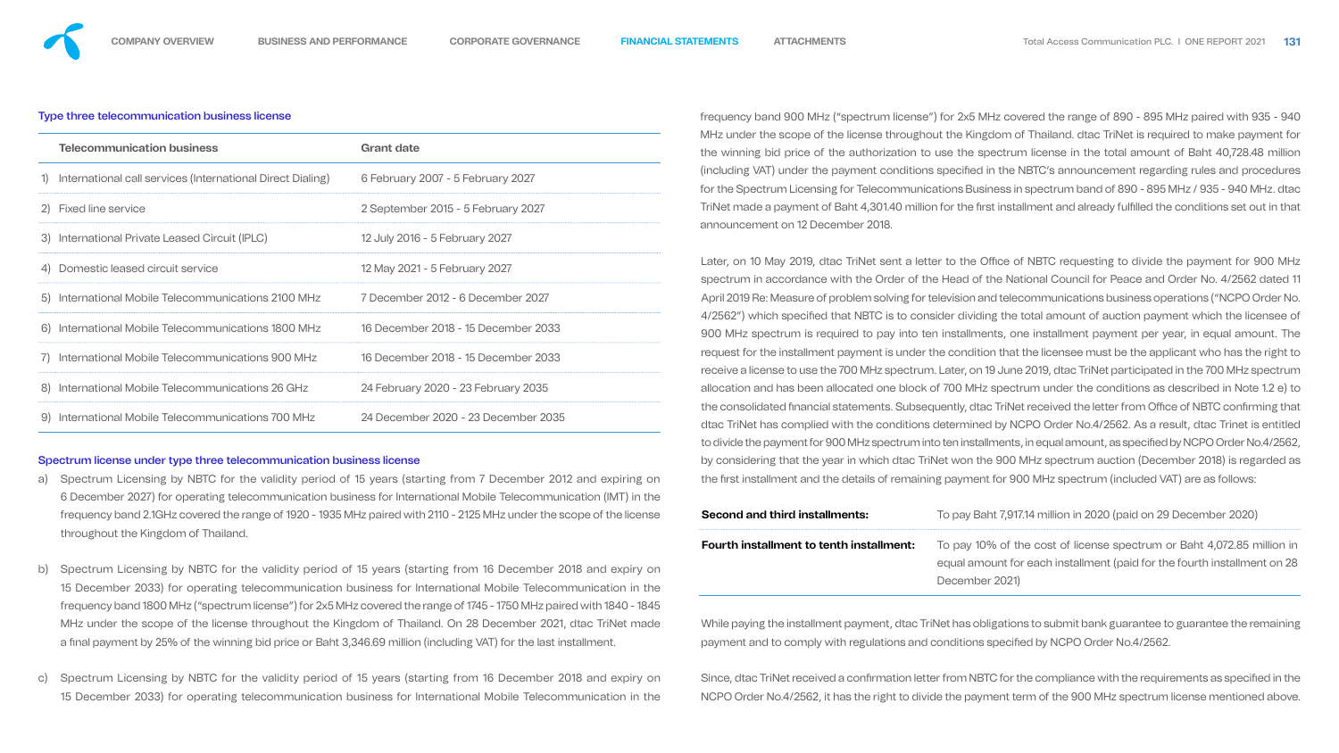### Type three telecommunication business license

| Telecommunication business | Grant date |
|---|---|
| 1) International call services (International Direct Dialing) | 6 February 2007 - 5 February 2027 |
| 2) Fixed line service | 2 September 2015 - 5 February 2027 |
| 3) International Private Leased Circuit (IPLC) | 12 July 2016 - 5 February 2027 |
| 4) Domestic leased circuit service | 12 May 2021 - 5 February 2027 |
| 5) International Mobile Telecommunications 2100 MHz | 7 December 2012 - 6 December 2027 |
| 6) International Mobile Telecommunications 1800 MHz | 16 December 2018 - 15 December 2033 |
| 7) International Mobile Telecommunications 900 MHz | 16 December 2018 - 15 December 2033 |
| 8) International Mobile Telecommunications 26 GHz | 24 February 2020 - 23 February 2035 |
| 9) International Mobile Telecommunications 700 MHz | 24 December 2020 - 23 December 2035 |

### Spectrum license under type three telecommunication business license

a) Spectrum Licensing by NBTC for the validity period of 15 years (starting from 7 December 2012 and expiring on 6 December 2027) for operating telecommunication business for International Mobile Telecommunication (IMT) in the frequency band 2.1GHz covered the range of 1920 - 1935 MHz paired with 2110 - 2125 MHz under the scope of the license throughout the Kingdom of Thailand.

b) Spectrum Licensing by NBTC for the validity period of 15 years (starting from 16 December 2018 and expiry on 15 December 2033) for operating telecommunication business for International Mobile Telecommunication in the frequency band 1800 MHz ("spectrum license") for 2x5 MHz covered the range of 1745 - 1750 MHz paired with 1840 - 1845 MHz under the scope of the license throughout the Kingdom of Thailand. On 28 December 2021, dtac TriNet made a final payment by 25% of the winning bid price or Baht 3,346.69 million (including VAT) for the last installment.

c) Spectrum Licensing by NBTC for the validity period of 15 years (starting from 16 December 2018 and expiry on 15 December 2033) for operating telecommunication business for International Mobile Telecommunication in the frequency band 900 MHz ("spectrum license") for 2x5 MHz covered the range of 890 - 895 MHz paired with 935 - 940 MHz under the scope of the license throughout the Kingdom of Thailand. dtac TriNet is required to make payment for the winning bid price of the authorization to use the spectrum license in the total amount of Baht 40,728.48 million (including VAT) under the payment conditions specified in the NBTC's announcement regarding rules and procedures for the Spectrum Licensing for Telecommunications Business in spectrum band of 890 - 895 MHz / 935 - 940 MHz. dtac TriNet made a payment of Baht 4,301.40 million for the first installment and already fulfilled the conditions set out in that announcement on 12 December 2018.

Later, on 10 May 2019, dtac TriNet sent a letter to the Office of NBTC requesting to divide the payment for 900 MHz spectrum in accordance with the Order of the Head of the National Council for Peace and Order No. 4/2562 dated 11 April 2019 Re: Measure of problem solving for television and telecommunications business operations ("NCPO Order No. 4/2562") which specified that NBTC is to consider dividing the total amount of auction payment which the licensee of 900 MHz spectrum is required to pay into ten installments, one installment payment per year, in equal amount. The request for the installment payment is under the condition that the licensee must be the applicant who has the right to receive a license to use the 700 MHz spectrum. Later, on 19 June 2019, dtac TriNet participated in the 700 MHz spectrum allocation and has been allocated one block of 700 MHz spectrum under the conditions as described in Note 1.2 e) to the consolidated financial statements. Subsequently, dtac TriNet received the letter from Office of NBTC confirming that dtac TriNet has complied with the conditions determined by NCPO Order No.4/2562. As a result, dtac Trinet is entitled to divide the payment for 900 MHz spectrum into ten installments, in equal amount, as specified by NCPO Order No.4/2562, by considering that the year in which dtac TriNet won the 900 MHz spectrum auction (December 2018) is regarded as the first installment and the details of remaining payment for 900 MHz spectrum (included VAT) are as follows:

| | |
|---|---|
| **Second and third installments:** | To pay Baht 7,917.14 million in 2020 (paid on 29 December 2020) |
| **Fourth installment to tenth installment:** | To pay 10% of the cost of license spectrum or Baht 4,072.85 million in equal amount for each installment (paid for the fourth installment on 28 December 2021) |

While paying the installment payment, dtac TriNet has obligations to submit bank guarantee to guarantee the remaining payment and to comply with regulations and conditions specified by NCPO Order No.4/2562.

Since, dtac TriNet received a confirmation letter from NBTC for the compliance with the requirements as specified in the NCPO Order No.4/2562, it has the right to divide the payment term of the 900 MHz spectrum license mentioned above.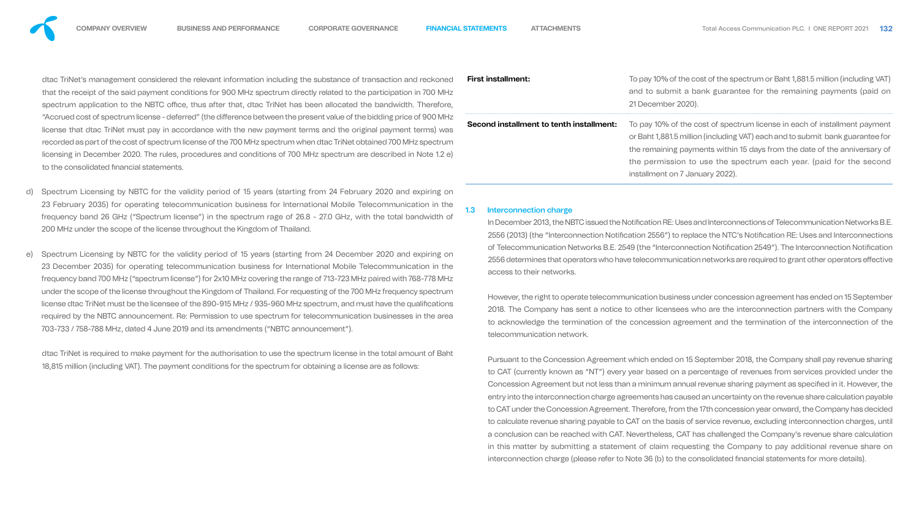dtac TriNet's management considered the relevant information including the substance of transaction and reckoned that the receipt of the said payment conditions for 900 MHz spectrum directly related to the participation in 700 MHz spectrum application to the NBTC office, thus after that, dtac TriNet has been allocated the bandwidth. Therefore, "Accrued cost of spectrum license - deferred" (the difference between the present value of the bidding price of 900 MHz license that dtac TriNet must pay in accordance with the new payment terms and the original payment terms) was recorded as part of the cost of spectrum license of the 700 MHz spectrum when dtac TriNet obtained 700 MHz spectrum licensing in December 2020. The rules, procedures and conditions of 700 MHz spectrum are described in Note 1.2 e) to the consolidated financial statements.

d) Spectrum Licensing by NBTC for the validity period of 15 years (starting from 24 February 2020 and expiring on 23 February 2035) for operating telecommunication business for International Mobile Telecommunication in the frequency band 26 GHz ("Spectrum license") in the spectrum rage of 26.8 - 27.0 GHz, with the total bandwidth of 200 MHz under the scope of the license throughout the Kingdom of Thailand.

e) Spectrum Licensing by NBTC for the validity period of 15 years (starting from 24 December 2020 and expiring on 23 December 2035) for operating telecommunication business for International Mobile Telecommunication in the frequency band 700 MHz ("spectrum license") for 2x10 MHz covering the range of 713-723 MHz paired with 768-778 MHz under the scope of the license throughout the Kingdom of Thailand. For requesting of the 700 MHz frequency spectrum license dtac TriNet must be the licensee of the 890-915 MHz / 935-960 MHz spectrum, and must have the qualifications required by the NBTC announcement. Re: Permission to use spectrum for telecommunication businesses in the area 703-733 / 758-788 MHz, dated 4 June 2019 and its amendments ("NBTC announcement").

dtac TriNet is required to make payment for the authorisation to use the spectrum license in the total amount of Baht 18,815 million (including VAT). The payment conditions for the spectrum for obtaining a license are as follows:

| | |
|---|---|
| **First installment:** | To pay 10% of the cost of the spectrum or Baht 1,881.5 million (including VAT) and to submit a bank guarantee for the remaining payments (paid on 21 December 2020). |
| **Second installment to tenth installment:** | To pay 10% of the cost of spectrum license in each of installment payment or Baht 1,881.5 million (including VAT) each and to submit bank guarantee for the remaining payments within 15 days from the date of the anniversary of the permission to use the spectrum each year. (paid for the second installment on 7 January 2022). |

### 1.3 Interconnection charge

In December 2013, the NBTC issued the Notification RE: Uses and Interconnections of Telecommunication Networks B.E. 2556 (2013) (the "Interconnection Notification 2556") to replace the NTC's Notification RE: Uses and Interconnections of Telecommunication Networks B.E. 2549 (the "Interconnection Notification 2549"). The Interconnection Notification 2556 determines that operators who have telecommunication networks are required to grant other operators effective access to their networks.

However, the right to operate telecommunication business under concession agreement has ended on 15 September 2018. The Company has sent a notice to other licensees who are the interconnection partners with the Company to acknowledge the termination of the concession agreement and the termination of the interconnection of the telecommunication network.

Pursuant to the Concession Agreement which ended on 15 September 2018, the Company shall pay revenue sharing to CAT (currently known as "NT") every year based on a percentage of revenues from services provided under the Concession Agreement but not less than a minimum annual revenue sharing payment as specified in it. However, the entry into the interconnection charge agreements has caused an uncertainty on the revenue share calculation payable to CAT under the Concession Agreement. Therefore, from the 17th concession year onward, the Company has decided to calculate revenue sharing payable to CAT on the basis of service revenue, excluding interconnection charges, until a conclusion can be reached with CAT. Nevertheless, CAT has challenged the Company's revenue share calculation in this matter by submitting a statement of claim requesting the Company to pay additional revenue share on interconnection charge (please refer to Note 36 (b) to the consolidated financial statements for more details).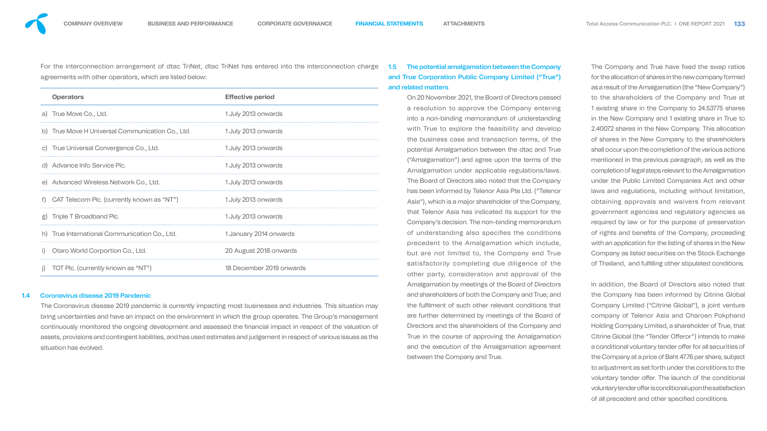For the interconnection arrangement of dtac TriNet, dtac TriNet has entered into the interconnection charge agreements with other operators, which are listed below:

| Operators | Effective period |
|---|---|
| a) True Move Co., Ltd. | 1 July 2013 onwards |
| b) True Move H Universal Communication Co., Ltd. | 1 July 2013 onwards |
| c) True Universal Convergence Co., Ltd. | 1 July 2013 onwards |
| d) Advance Info Service Plc. | 1 July 2013 onwards |
| e) Advanced Wireless Network Co., Ltd. | 1 July 2013 onwards |
| f) CAT Telecom Plc. (currently known as "NT") | 1 July 2013 onwards |
| g) Triple T Broadband Plc. | 1 July 2013 onwards |
| h) True International Communication Co., Ltd. | 1 January 2014 onwards |
| i) Otaro World Corportion Co., Ltd. | 20 August 2018 onwards |
| j) TOT Plc. (currently known as "NT") | 18 December 2019 onwards |

### 1.4 Coronavirus disease 2019 Pandemic

The Coronavirus disease 2019 pandemic is currently impacting most businesses and industries. This situation may bring uncertainties and have an impact on the environment in which the group operates. The Group's management continuously monitored the ongoing development and assessed the financial impact in respect of the valuation of assets, provisions and contingent liabilities, and has used estimates and judgement in respect of various issues as the situation has evolved.

### 1.5 The potential amalgamation between the Company and True Corporation Public Company Limited ("True") and related matters

On 20 November 2021, the Board of Directors passed a resolution to approve the Company entering into a non-binding memorandum of understanding with True to explore the feasibility and develop the business case and transaction terms, of the potential Amalgamation between the dtac and True ("Amalgamation") and agree upon the terms of the Amalgamation under applicable regulations/laws. The Board of Directors also noted that the Company has been informed by Telenor Asia Pte Ltd. ("Telenor Asia"), which is a major shareholder of the Company, that Telenor Asia has indicated its support for the Company's decision. The non-binding memorandum of understanding also specifies the conditions precedent to the Amalgamation which include, but are not limited to, the Company and True satisfactorily completing due diligence of the other party, consideration and approval of the Amalgamation by meetings of the Board of Directors and shareholders of both the Company and True; and the fulfilment of such other relevant conditions that are further determined by meetings of the Board of Directors and the shareholders of the Company and True in the course of approving the Amalgamation and the execution of the Amalgamation agreement between the Company and True.

The Company and True have fixed the swap ratios for the allocation of shares in the new company formed as a result of the Amalgamation (the "New Company") to the shareholders of the Company and True at 1 existing share in the Company to 24.53775 shares in the New Company and 1 existing share in True to 2.40072 shares in the New Company. This allocation of shares in the New Company to the shareholders shall occur upon the completion of the various actions mentioned in the previous paragraph, as well as the completion of legal steps relevant to the Amalgamation under the Public Limited Companies Act and other laws and regulations, including without limitation, obtaining approvals and waivers from relevant government agencies and regulatory agencies as required by law or for the purpose of preservation of rights and benefits of the Company, proceeding with an application for the listing of shares in the New Company as listed securities on the Stock Exchange of Thailand, and fulfilling other stipulated conditions.

In addition, the Board of Directors also noted that the Company has been informed by Citrine Global Company Limited ("Citrine Global"), a joint venture company of Telenor Asia and Charoen Pokphand Holding Company Limited, a shareholder of True, that Citrine Global (the "Tender Offeror") intends to make a conditional voluntary tender offer for all securities of the Company at a price of Baht 47.76 per share, subject to adjustment as set forth under the conditions to the voluntary tender offer. The launch of the conditional voluntary tender offer is conditional upon the satisfaction of all precedent and other specified conditions.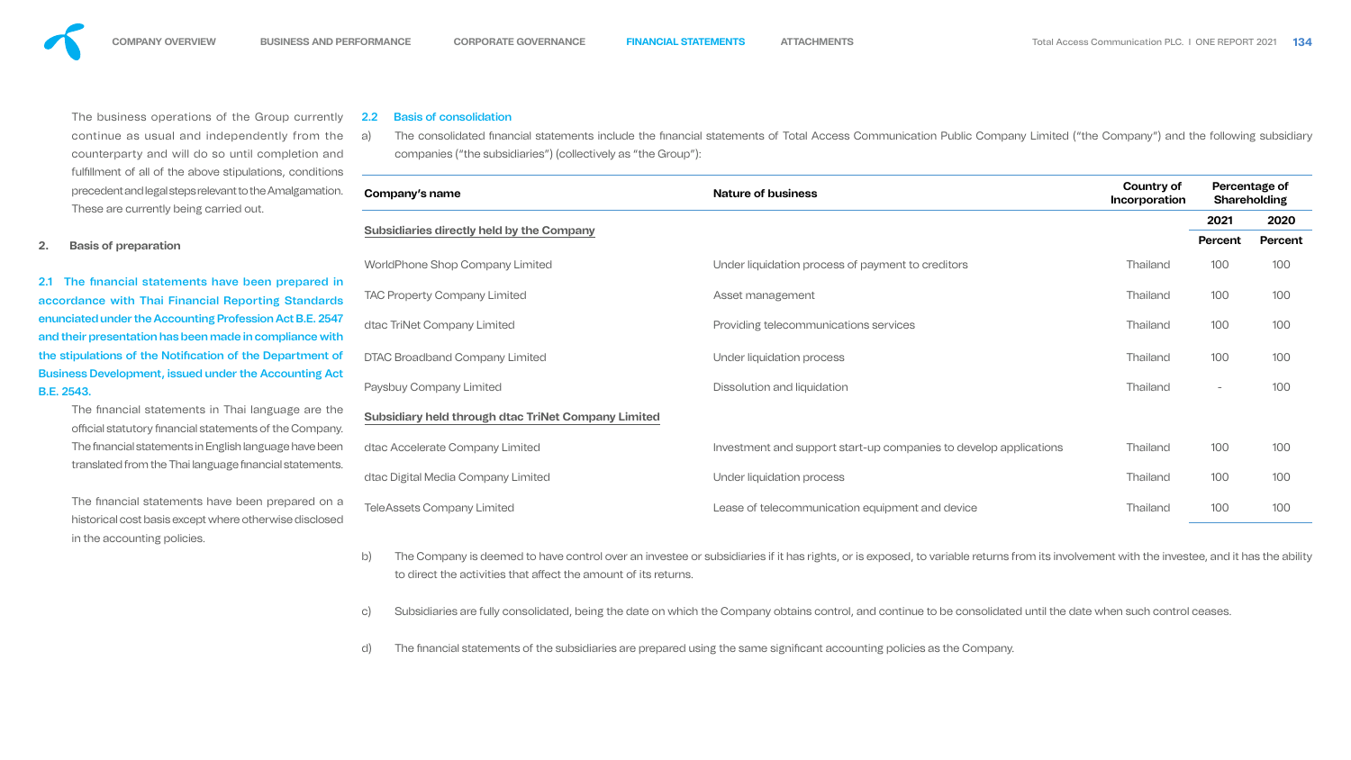The business operations of the Group currently continue as usual and independently from the counterparty and will do so until completion and fulfillment of all of the above stipulations, conditions precedent and legal steps relevant to the Amalgamation. These are currently being carried out.

## 2. Basis of preparation

**2.1 The financial statements have been prepared in accordance with Thai Financial Reporting Standards enunciated under the Accounting Profession Act B.E. 2547 and their presentation has been made in compliance with the stipulations of the Notification of the Department of Business Development, issued under the Accounting Act B.E. 2543.**

The financial statements in Thai language are the official statutory financial statements of the Company. The financial statements in English language have been translated from the Thai language financial statements.

The financial statements have been prepared on a historical cost basis except where otherwise disclosed in the accounting policies.

### 2.2 Basis of consolidation

a) The consolidated financial statements include the financial statements of Total Access Communication Public Company Limited ("the Company") and the following subsidiary companies ("the subsidiaries") (collectively as "the Group"):

| Company's name | Nature of business | Country of Incorporation | Percentage of Shareholding | |
|---|---|---|---|---|
| | | | 2021 | 2020 |
| **Subsidiaries directly held by the Company** | | | Percent | Percent |
| WorldPhone Shop Company Limited | Under liquidation process of payment to creditors | Thailand | 100 | 100 |
| TAC Property Company Limited | Asset management | Thailand | 100 | 100 |
| dtac TriNet Company Limited | Providing telecommunications services | Thailand | 100 | 100 |
| DTAC Broadband Company Limited | Under liquidation process | Thailand | 100 | 100 |
| Paysbuy Company Limited | Dissolution and liquidation | Thailand | - | 100 |
| **Subsidiary held through dtac TriNet Company Limited** | | | | |
| dtac Accelerate Company Limited | Investment and support start-up companies to develop applications | Thailand | 100 | 100 |
| dtac Digital Media Company Limited | Under liquidation process | Thailand | 100 | 100 |
| TeleAssets Company Limited | Lease of telecommunication equipment and device | Thailand | 100 | 100 |

b) The Company is deemed to have control over an investee or subsidiaries if it has rights, or is exposed, to variable returns from its involvement with the investee, and it has the ability to direct the activities that affect the amount of its returns.

c) Subsidiaries are fully consolidated, being the date on which the Company obtains control, and continue to be consolidated until the date when such control ceases.

d) The financial statements of the subsidiaries are prepared using the same significant accounting policies as the Company.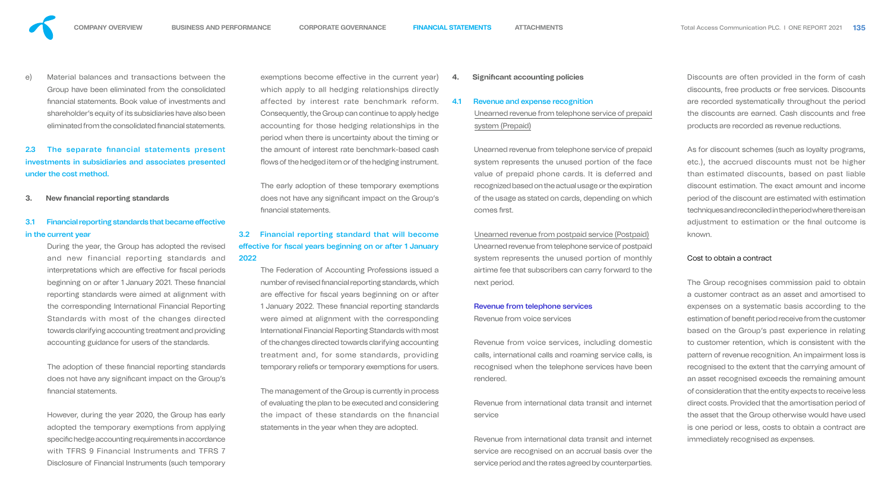e) Material balances and transactions between the Group have been eliminated from the consolidated financial statements. Book value of investments and shareholder's equity of its subsidiaries have also been eliminated from the consolidated financial statements.

### 2.3 The separate financial statements present investments in subsidiaries and associates presented under the cost method.

## 3. New financial reporting standards

### 3.1 Financial reporting standards that became effective in the current year

During the year, the Group has adopted the revised and new financial reporting standards and interpretations which are effective for fiscal periods beginning on or after 1 January 2021. These financial reporting standards were aimed at alignment with the corresponding International Financial Reporting Standards with most of the changes directed towards clarifying accounting treatment and providing accounting guidance for users of the standards.

The adoption of these financial reporting standards does not have any significant impact on the Group's financial statements.

However, during the year 2020, the Group has early adopted the temporary exemptions from applying specific hedge accounting requirements in accordance with TFRS 9 Financial Instruments and TFRS 7 Disclosure of Financial Instruments (such temporary exemptions become effective in the current year) which apply to all hedging relationships directly affected by interest rate benchmark reform. Consequently, the Group can continue to apply hedge accounting for those hedging relationships in the period when there is uncertainty about the timing or the amount of interest rate benchmark-based cash flows of the hedged item or of the hedging instrument.

The early adoption of these temporary exemptions does not have any significant impact on the Group's financial statements.

### 3.2 Financial reporting standard that will become effective for fiscal years beginning on or after 1 January 2022

The Federation of Accounting Professions issued a number of revised financial reporting standards, which are effective for fiscal years beginning on or after 1 January 2022. These financial reporting standards were aimed at alignment with the corresponding International Financial Reporting Standards with most of the changes directed towards clarifying accounting treatment and, for some standards, providing temporary reliefs or temporary exemptions for users.

The management of the Group is currently in process of evaluating the plan to be executed and considering the impact of these standards on the financial statements in the year when they are adopted.

## 4. Significant accounting policies

### 4.1 Revenue and expense recognition

Unearned revenue from telephone service of prepaid system (Prepaid)

Unearned revenue from telephone service of prepaid system represents the unused portion of the face value of prepaid phone cards. It is deferred and recognized based on the actual usage or the expiration of the usage as stated on cards, depending on which comes first.

Unearned revenue from postpaid service (Postpaid)

Unearned revenue from telephone service of postpaid system represents the unused portion of monthly airtime fee that subscribers can carry forward to the next period.

**Revenue from telephone services**

Revenue from voice services

Revenue from voice services, including domestic calls, international calls and roaming service calls, is recognised when the telephone services have been rendered.

Revenue from international data transit and internet service

Revenue from international data transit and internet service are recognised on an accrual basis over the service period and the rates agreed by counterparties.

Discounts are often provided in the form of cash discounts, free products or free services. Discounts are recorded systematically throughout the period the discounts are earned. Cash discounts and free products are recorded as revenue reductions.

As for discount schemes (such as loyalty programs, etc.), the accrued discounts must not be higher than estimated discounts, based on past liable discount estimation. The exact amount and income period of the discount are estimated with estimation techniques and reconciled in the period where there is an adjustment to estimation or the final outcome is known.

Cost to obtain a contract

The Group recognises commission paid to obtain a customer contract as an asset and amortised to expenses on a systematic basis according to the estimation of benefit period receive from the customer based on the Group's past experience in relating to customer retention, which is consistent with the pattern of revenue recognition. An impairment loss is recognised to the extent that the carrying amount of an asset recognised exceeds the remaining amount of consideration that the entity expects to receive less direct costs. Provided that the amortisation period of the asset that the Group otherwise would have used is one period or less, costs to obtain a contract are immediately recognised as expenses.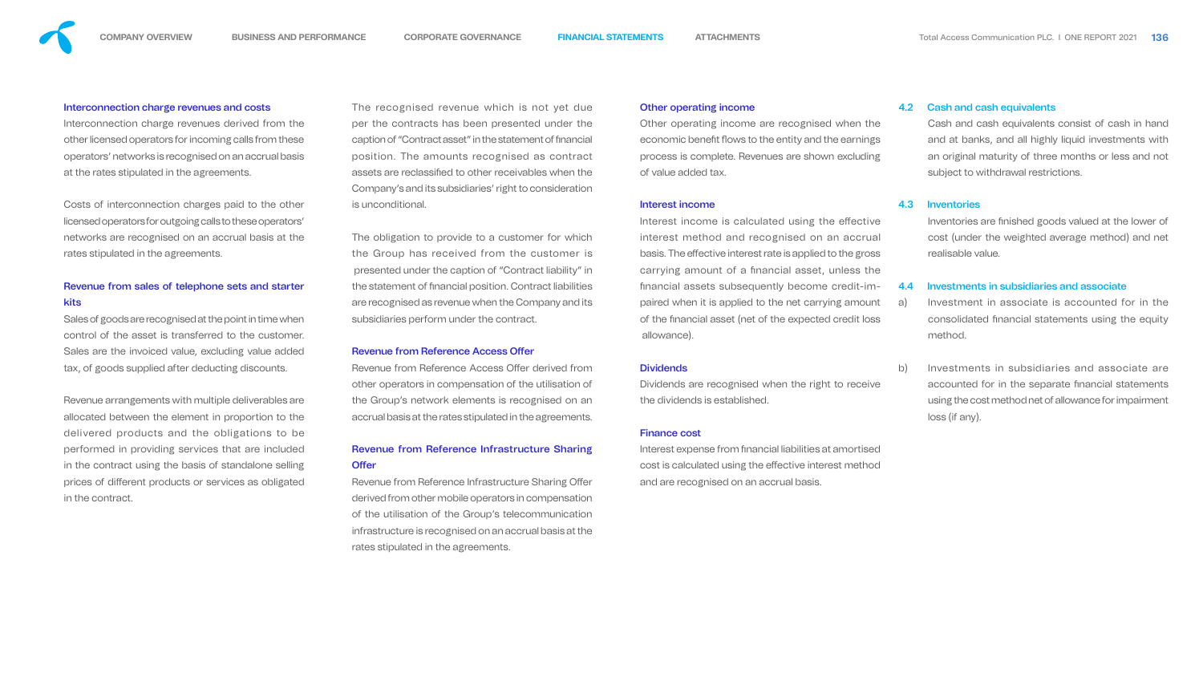### Interconnection charge revenues and costs

Interconnection charge revenues derived from the other licensed operators for incoming calls from these operators' networks is recognised on an accrual basis at the rates stipulated in the agreements.

Costs of interconnection charges paid to the other licensed operators for outgoing calls to these operators' networks are recognised on an accrual basis at the rates stipulated in the agreements.

### Revenue from sales of telephone sets and starter kits

Sales of goods are recognised at the point in time when control of the asset is transferred to the customer. Sales are the invoiced value, excluding value added tax, of goods supplied after deducting discounts.

Revenue arrangements with multiple deliverables are allocated between the element in proportion to the delivered products and the obligations to be performed in providing services that are included in the contract using the basis of standalone selling prices of different products or services as obligated in the contract.

The recognised revenue which is not yet due per the contracts has been presented under the caption of "Contract asset" in the statement of financial position. The amounts recognised as contract assets are reclassified to other receivables when the Company's and its subsidiaries' right to consideration is unconditional.

The obligation to provide to a customer for which the Group has received from the customer is presented under the caption of "Contract liability" in the statement of financial position. Contract liabilities are recognised as revenue when the Company and its subsidiaries perform under the contract.

### Revenue from Reference Access Offer

Revenue from Reference Access Offer derived from other operators in compensation of the utilisation of the Group's network elements is recognised on an accrual basis at the rates stipulated in the agreements.

### Revenue from Reference Infrastructure Sharing Offer

Revenue from Reference Infrastructure Sharing Offer derived from other mobile operators in compensation of the utilisation of the Group's telecommunication infrastructure is recognised on an accrual basis at the rates stipulated in the agreements.

### Other operating income

Other operating income are recognised when the economic benefit flows to the entity and the earnings process is complete. Revenues are shown excluding of value added tax.

### Interest income

Interest income is calculated using the effective interest method and recognised on an accrual basis. The effective interest rate is applied to the gross carrying amount of a financial asset, unless the financial assets subsequently become credit-impaired when it is applied to the net carrying amount of the financial asset (net of the expected credit loss allowance).

### Dividends

Dividends are recognised when the right to receive the dividends is established.

### Finance cost

Interest expense from financial liabilities at amortised cost is calculated using the effective interest method and are recognised on an accrual basis.

## 4.2 Cash and cash equivalents

Cash and cash equivalents consist of cash in hand and at banks, and all highly liquid investments with an original maturity of three months or less and not subject to withdrawal restrictions.

## 4.3 Inventories

Inventories are finished goods valued at the lower of cost (under the weighted average method) and net realisable value.

## 4.4 Investments in subsidiaries and associate

a) Investment in associate is accounted for in the consolidated financial statements using the equity method.

b) Investments in subsidiaries and associate are accounted for in the separate financial statements using the cost method net of allowance for impairment loss (if any).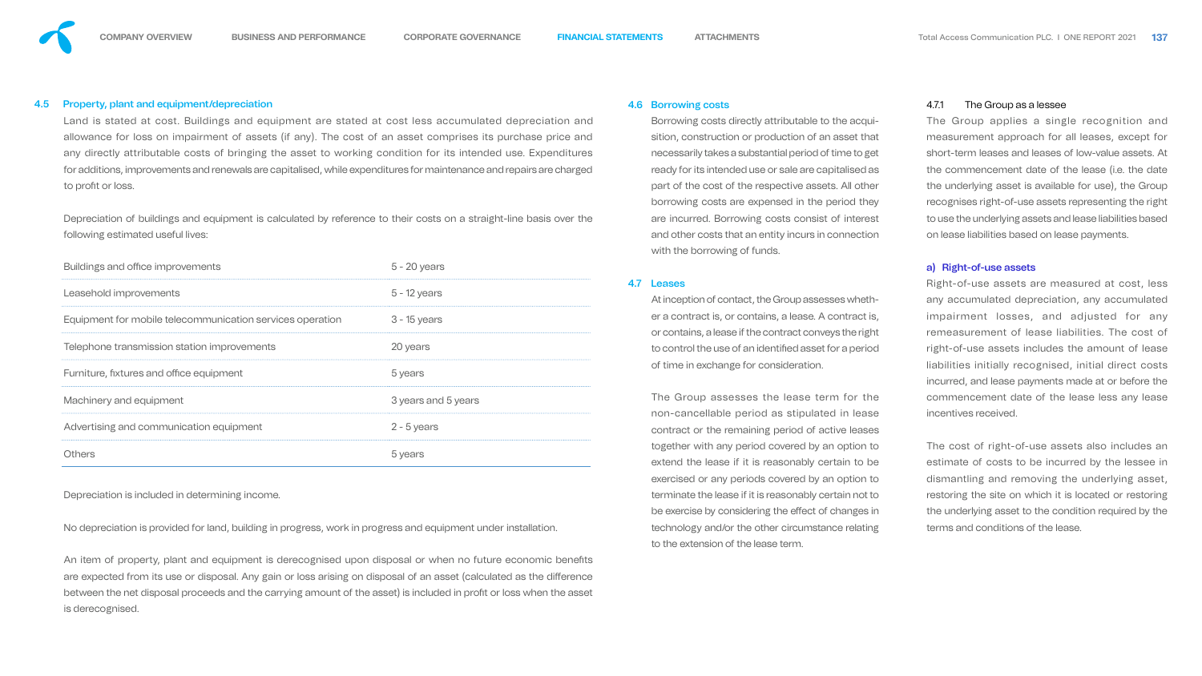## 4.5 Property, plant and equipment/depreciation

Land is stated at cost. Buildings and equipment are stated at cost less accumulated depreciation and allowance for loss on impairment of assets (if any). The cost of an asset comprises its purchase price and any directly attributable costs of bringing the asset to working condition for its intended use. Expenditures for additions, improvements and renewals are capitalised, while expenditures for maintenance and repairs are charged to profit or loss.

Depreciation of buildings and equipment is calculated by reference to their costs on a straight-line basis over the following estimated useful lives:

| | |
|---|---|
| Buildings and office improvements | 5 - 20 years |
| Leasehold improvements | 5 - 12 years |
| Equipment for mobile telecommunication services operation | 3 - 15 years |
| Telephone transmission station improvements | 20 years |
| Furniture, fixtures and office equipment | 5 years |
| Machinery and equipment | 3 years and 5 years |
| Advertising and communication equipment | 2 - 5 years |
| Others | 5 years |

Depreciation is included in determining income.

No depreciation is provided for land, building in progress, work in progress and equipment under installation.

An item of property, plant and equipment is derecognised upon disposal or when no future economic benefits are expected from its use or disposal. Any gain or loss arising on disposal of an asset (calculated as the difference between the net disposal proceeds and the carrying amount of the asset) is included in profit or loss when the asset is derecognised.

## 4.6 Borrowing costs

Borrowing costs directly attributable to the acquisition, construction or production of an asset that necessarily takes a substantial period of time to get ready for its intended use or sale are capitalised as part of the cost of the respective assets. All other borrowing costs are expensed in the period they are incurred. Borrowing costs consist of interest and other costs that an entity incurs in connection with the borrowing of funds.

## 4.7 Leases

At inception of contact, the Group assesses whether a contract is, or contains, a lease. A contract is, or contains, a lease if the contract conveys the right to control the use of an identified asset for a period of time in exchange for consideration.

The Group assesses the lease term for the non-cancellable period as stipulated in lease contract or the remaining period of active leases together with any period covered by an option to extend the lease if it is reasonably certain to be exercised or any periods covered by an option to terminate the lease if it is reasonably certain not to be exercise by considering the effect of changes in technology and/or the other circumstance relating to the extension of the lease term.

### 4.7.1 The Group as a lessee

The Group applies a single recognition and measurement approach for all leases, except for short-term leases and leases of low-value assets. At the commencement date of the lease (i.e. the date the underlying asset is available for use), the Group recognises right-of-use assets representing the right to use the underlying assets and lease liabilities based on lease liabilities based on lease payments.

#### a) Right-of-use assets

Right-of-use assets are measured at cost, less any accumulated depreciation, any accumulated impairment losses, and adjusted for any remeasurement of lease liabilities. The cost of right-of-use assets includes the amount of lease liabilities initially recognised, initial direct costs incurred, and lease payments made at or before the commencement date of the lease less any lease incentives received.

The cost of right-of-use assets also includes an estimate of costs to be incurred by the lessee in dismantling and removing the underlying asset, restoring the site on which it is located or restoring the underlying asset to the condition required by the terms and conditions of the lease.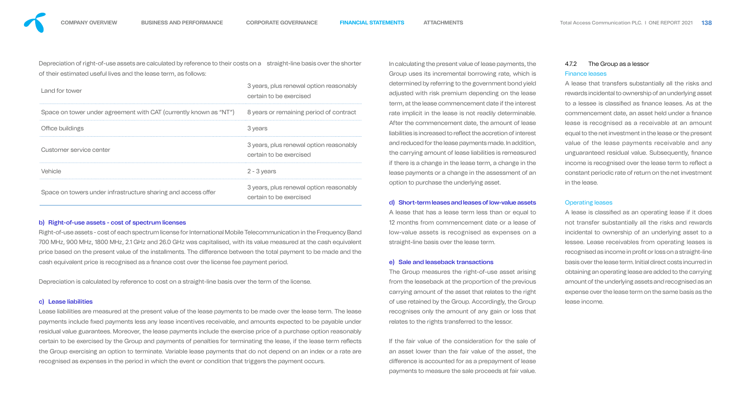Depreciation of right-of-use assets are calculated by reference to their costs on a straight-line basis over the shorter of their estimated useful lives and the lease term, as follows:

| | |
|---|---|
| Land for tower | 3 years, plus renewal option reasonably certain to be exercised |
| Space on tower under agreement with CAT (currently known as "NT") | 8 years or remaining period of contract |
| Office buildings | 3 years |
| Customer service center | 3 years, plus renewal option reasonably certain to be exercised |
| Vehicle | 2 - 3 years |
| Space on towers under infrastructure sharing and access offer | 3 years, plus renewal option reasonably certain to be exercised |

#### b) Right-of-use assets - cost of spectrum licenses

Right-of-use assets - cost of each spectrum license for International Mobile Telecommunication in the Frequency Band 700 MHz, 900 MHz, 1800 MHz, 2.1 GHz and 26.0 GHz was capitalised, with its value measured at the cash equivalent price based on the present value of the installments. The difference between the total payment to be made and the cash equivalent price is recognised as a finance cost over the license fee payment period.

Depreciation is calculated by reference to cost on a straight-line basis over the term of the license.

#### c) Lease liabilities

Lease liabilities are measured at the present value of the lease payments to be made over the lease term. The lease payments include fixed payments less any lease incentives receivable, and amounts expected to be payable under residual value guarantees. Moreover, the lease payments include the exercise price of a purchase option reasonably certain to be exercised by the Group and payments of penalties for terminating the lease, if the lease term reflects the Group exercising an option to terminate. Variable lease payments that do not depend on an index or a rate are recognised as expenses in the period in which the event or condition that triggers the payment occurs.

In calculating the present value of lease payments, the Group uses its incremental borrowing rate, which is determined by referring to the government bond yield adjusted with risk premium depending on the lease term, at the lease commencement date if the interest rate implicit in the lease is not readily determinable. After the commencement date, the amount of lease liabilities is increased to reflect the accretion of interest and reduced for the lease payments made. In addition, the carrying amount of lease liabilities is remeasured if there is a change in the lease term, a change in the lease payments or a change in the assessment of an option to purchase the underlying asset.

#### d) Short-term leases and leases of low-value assets

A lease that has a lease term less than or equal to 12 months from commencement date or a lease of low-value assets is recognised as expenses on a straight-line basis over the lease term.

#### e) Sale and leaseback transactions

The Group measures the right-of-use asset arising from the leaseback at the proportion of the previous carrying amount of the asset that relates to the right of use retained by the Group. Accordingly, the Group recognises only the amount of any gain or loss that relates to the rights transferred to the lessor.

If the fair value of the consideration for the sale of an asset lower than the fair value of the asset, the difference is accounted for as a prepayment of lease payments to measure the sale proceeds at fair value.

### 4.7.2 The Group as a lessor

#### Finance leases

A lease that transfers substantially all the risks and rewards incidental to ownership of an underlying asset to a lessee is classified as finance leases. As at the commencement date, an asset held under a finance lease is recognised as a receivable at an amount equal to the net investment in the lease or the present value of the lease payments receivable and any unguaranteed residual value. Subsequently, finance income is recognised over the lease term to reflect a constant periodic rate of return on the net investment in the lease.

#### Operating leases

A lease is classified as an operating lease if it does not transfer substantially all the risks and rewards incidental to ownership of an underlying asset to a lessee. Lease receivables from operating leases is recognised as income in profit or loss on a straight-line basis over the lease term. Initial direct costs incurred in obtaining an operating lease are added to the carrying amount of the underlying assets and recognised as an expense over the lease term on the same basis as the lease income.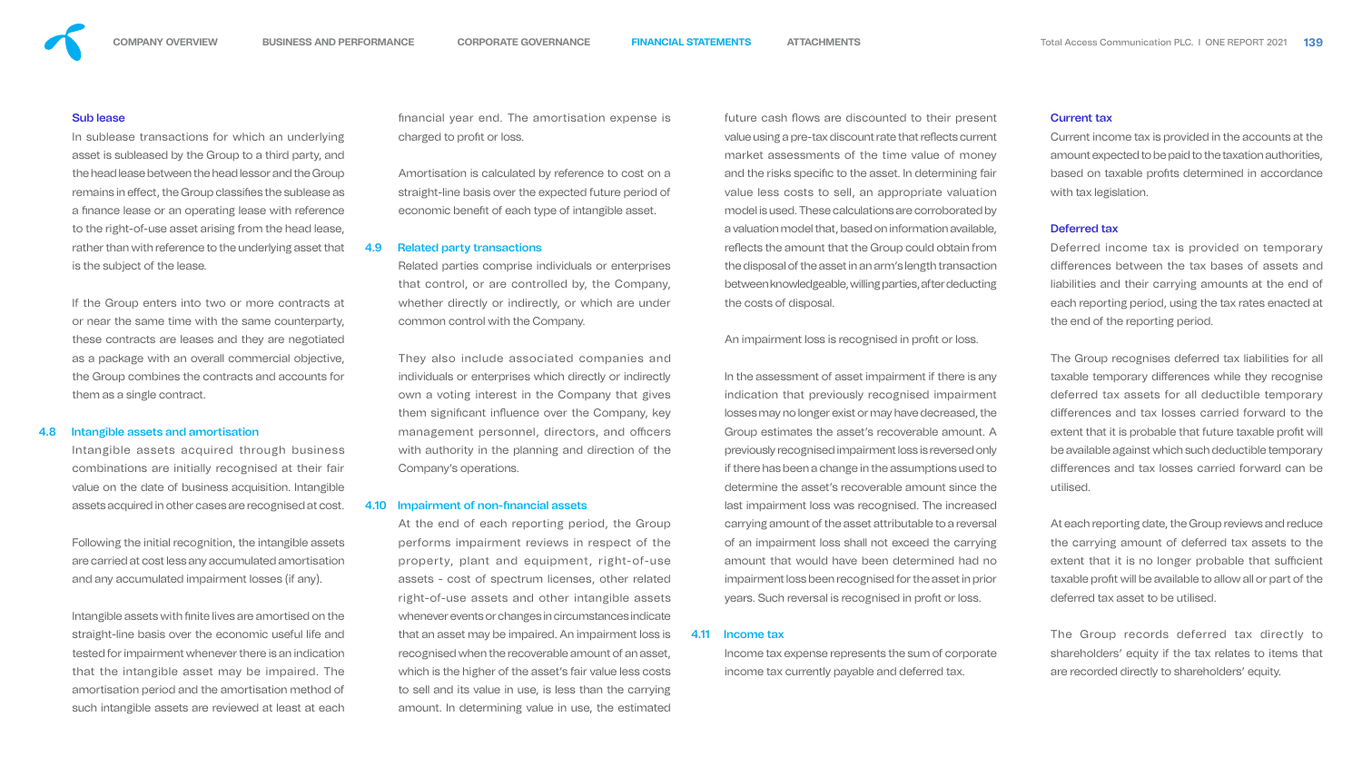### Sub lease

In sublease transactions for which an underlying asset is subleased by the Group to a third party, and the head lease between the head lessor and the Group remains in effect, the Group classifies the sublease as a finance lease or an operating lease with reference to the right-of-use asset arising from the head lease, rather than with reference to the underlying asset that is the subject of the lease.

If the Group enters into two or more contracts at or near the same time with the same counterparty, these contracts are leases and they are negotiated as a package with an overall commercial objective, the Group combines the contracts and accounts for them as a single contract.

## 4.8 Intangible assets and amortisation

Intangible assets acquired through business combinations are initially recognised at their fair value on the date of business acquisition. Intangible assets acquired in other cases are recognised at cost.

Following the initial recognition, the intangible assets are carried at cost less any accumulated amortisation and any accumulated impairment losses (if any).

Intangible assets with finite lives are amortised on the straight-line basis over the economic useful life and tested for impairment whenever there is an indication that the intangible asset may be impaired. The amortisation period and the amortisation method of such intangible assets are reviewed at least at each financial year end. The amortisation expense is charged to profit or loss.

Amortisation is calculated by reference to cost on a straight-line basis over the expected future period of economic benefit of each type of intangible asset.

## 4.9 Related party transactions

Related parties comprise individuals or enterprises that control, or are controlled by, the Company, whether directly or indirectly, or which are under common control with the Company.

They also include associated companies and individuals or enterprises which directly or indirectly own a voting interest in the Company that gives them significant influence over the Company, key management personnel, directors, and officers with authority in the planning and direction of the Company's operations.

## 4.10 Impairment of non-financial assets

At the end of each reporting period, the Group performs impairment reviews in respect of the property, plant and equipment, right-of-use assets - cost of spectrum licenses, other related right-of-use assets and other intangible assets whenever events or changes in circumstances indicate that an asset may be impaired. An impairment loss is recognised when the recoverable amount of an asset, which is the higher of the asset's fair value less costs to sell and its value in use, is less than the carrying amount. In determining value in use, the estimated future cash flows are discounted to their present value using a pre-tax discount rate that reflects current market assessments of the time value of money and the risks specific to the asset. In determining fair value less costs to sell, an appropriate valuation model is used. These calculations are corroborated by a valuation model that, based on information available, reflects the amount that the Group could obtain from the disposal of the asset in an arm's length transaction between knowledgeable, willing parties, after deducting the costs of disposal.

An impairment loss is recognised in profit or loss.

In the assessment of asset impairment if there is any indication that previously recognised impairment losses may no longer exist or may have decreased, the Group estimates the asset's recoverable amount. A previously recognised impairment loss is reversed only if there has been a change in the assumptions used to determine the asset's recoverable amount since the last impairment loss was recognised. The increased carrying amount of the asset attributable to a reversal of an impairment loss shall not exceed the carrying amount that would have been determined had no impairment loss been recognised for the asset in prior years. Such reversal is recognised in profit or loss.

## 4.11 Income tax

Income tax expense represents the sum of corporate income tax currently payable and deferred tax.

### Current tax

Current income tax is provided in the accounts at the amount expected to be paid to the taxation authorities, based on taxable profits determined in accordance with tax legislation.

### Deferred tax

Deferred income tax is provided on temporary differences between the tax bases of assets and liabilities and their carrying amounts at the end of each reporting period, using the tax rates enacted at the end of the reporting period.

The Group recognises deferred tax liabilities for all taxable temporary differences while they recognise deferred tax assets for all deductible temporary differences and tax losses carried forward to the extent that it is probable that future taxable profit will be available against which such deductible temporary differences and tax losses carried forward can be utilised.

At each reporting date, the Group reviews and reduce the carrying amount of deferred tax assets to the extent that it is no longer probable that sufficient taxable profit will be available to allow all or part of the deferred tax asset to be utilised.

The Group records deferred tax directly to shareholders' equity if the tax relates to items that are recorded directly to shareholders' equity.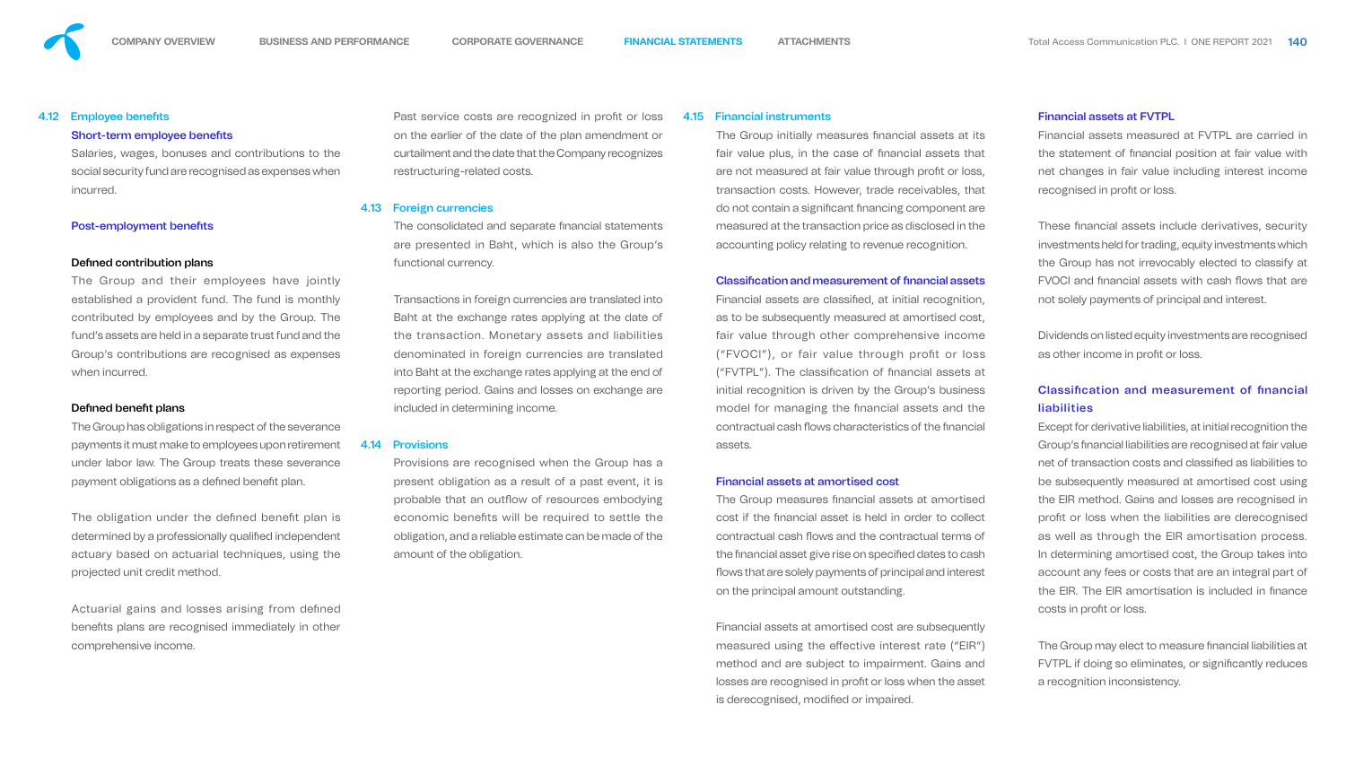## 4.12 Employee benefits

### Short-term employee benefits

Salaries, wages, bonuses and contributions to the social security fund are recognised as expenses when incurred.

### Post-employment benefits

#### Defined contribution plans

The Group and their employees have jointly established a provident fund. The fund is monthly contributed by employees and by the Group. The fund's assets are held in a separate trust fund and the Group's contributions are recognised as expenses when incurred.

#### Defined benefit plans

The Group has obligations in respect of the severance payments it must make to employees upon retirement under labor law. The Group treats these severance payment obligations as a defined benefit plan.

The obligation under the defined benefit plan is determined by a professionally qualified independent actuary based on actuarial techniques, using the projected unit credit method.

Actuarial gains and losses arising from defined benefits plans are recognised immediately in other comprehensive income.

Past service costs are recognized in profit or loss on the earlier of the date of the plan amendment or curtailment and the date that the Company recognizes restructuring-related costs.

## 4.13 Foreign currencies

The consolidated and separate financial statements are presented in Baht, which is also the Group's functional currency.

Transactions in foreign currencies are translated into Baht at the exchange rates applying at the date of the transaction. Monetary assets and liabilities denominated in foreign currencies are translated into Baht at the exchange rates applying at the end of reporting period. Gains and losses on exchange are included in determining income.

## 4.14 Provisions

Provisions are recognised when the Group has a present obligation as a result of a past event, it is probable that an outflow of resources embodying economic benefits will be required to settle the obligation, and a reliable estimate can be made of the amount of the obligation.

## 4.15 Financial instruments

The Group initially measures financial assets at its fair value plus, in the case of financial assets that are not measured at fair value through profit or loss, transaction costs. However, trade receivables, that do not contain a significant financing component are measured at the transaction price as disclosed in the accounting policy relating to revenue recognition.

### Classification and measurement of financial assets

Financial assets are classified, at initial recognition, as to be subsequently measured at amortised cost, fair value through other comprehensive income ("FVOCI"), or fair value through profit or loss ("FVTPL"). The classification of financial assets at initial recognition is driven by the Group's business model for managing the financial assets and the contractual cash flows characteristics of the financial assets.

### Financial assets at amortised cost

The Group measures financial assets at amortised cost if the financial asset is held in order to collect contractual cash flows and the contractual terms of the financial asset give rise on specified dates to cash flows that are solely payments of principal and interest on the principal amount outstanding.

Financial assets at amortised cost are subsequently measured using the effective interest rate ("EIR") method and are subject to impairment. Gains and losses are recognised in profit or loss when the asset is derecognised, modified or impaired.

### Financial assets at FVTPL

Financial assets measured at FVTPL are carried in the statement of financial position at fair value with net changes in fair value including interest income recognised in profit or loss.

These financial assets include derivatives, security investments held for trading, equity investments which the Group has not irrevocably elected to classify at FVOCI and financial assets with cash flows that are not solely payments of principal and interest.

Dividends on listed equity investments are recognised as other income in profit or loss.

### Classification and measurement of financial liabilities

Except for derivative liabilities, at initial recognition the Group's financial liabilities are recognised at fair value net of transaction costs and classified as liabilities to be subsequently measured at amortised cost using the EIR method. Gains and losses are recognised in profit or loss when the liabilities are derecognised as well as through the EIR amortisation process. In determining amortised cost, the Group takes into account any fees or costs that are an integral part of the EIR. The EIR amortisation is included in finance costs in profit or loss.

The Group may elect to measure financial liabilities at FVTPL if doing so eliminates, or significantly reduces a recognition inconsistency.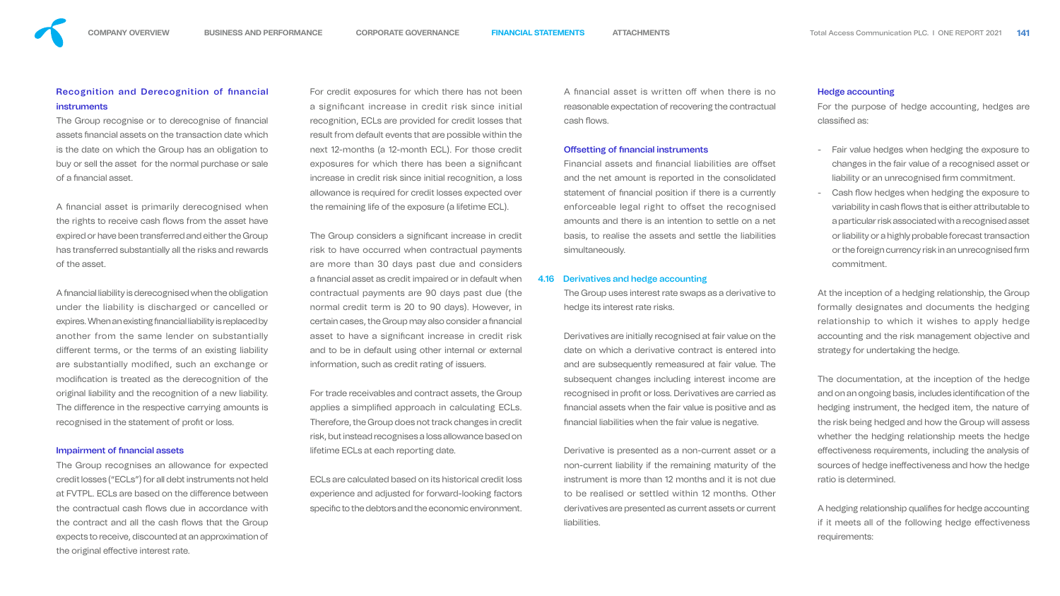### Recognition and Derecognition of financial instruments

The Group recognise or to derecognise of financial assets financial assets on the transaction date which is the date on which the Group has an obligation to buy or sell the asset for the normal purchase or sale of a financial asset.

A financial asset is primarily derecognised when the rights to receive cash flows from the asset have expired or have been transferred and either the Group has transferred substantially all the risks and rewards of the asset.

A financial liability is derecognised when the obligation under the liability is discharged or cancelled or expires. When an existing financial liability is replaced by another from the same lender on substantially different terms, or the terms of an existing liability are substantially modified, such an exchange or modification is treated as the derecognition of the original liability and the recognition of a new liability. The difference in the respective carrying amounts is recognised in the statement of profit or loss.

### Impairment of financial assets

The Group recognises an allowance for expected credit losses ("ECLs") for all debt instruments not held at FVTPL. ECLs are based on the difference between the contractual cash flows due in accordance with the contract and all the cash flows that the Group expects to receive, discounted at an approximation of the original effective interest rate.

For credit exposures for which there has not been a significant increase in credit risk since initial recognition, ECLs are provided for credit losses that result from default events that are possible within the next 12-months (a 12-month ECL). For those credit exposures for which there has been a significant increase in credit risk since initial recognition, a loss allowance is required for credit losses expected over the remaining life of the exposure (a lifetime ECL).

The Group considers a significant increase in credit risk to have occurred when contractual payments are more than 30 days past due and considers a financial asset as credit impaired or in default when contractual payments are 90 days past due (the normal credit term is 20 to 90 days). However, in certain cases, the Group may also consider a financial asset to have a significant increase in credit risk and to be in default using other internal or external information, such as credit rating of issuers.

For trade receivables and contract assets, the Group applies a simplified approach in calculating ECLs. Therefore, the Group does not track changes in credit risk, but instead recognises a loss allowance based on lifetime ECLs at each reporting date.

ECLs are calculated based on its historical credit loss experience and adjusted for forward-looking factors specific to the debtors and the economic environment.

A financial asset is written off when there is no reasonable expectation of recovering the contractual cash flows.

### Offsetting of financial instruments

Financial assets and financial liabilities are offset and the net amount is reported in the consolidated statement of financial position if there is a currently enforceable legal right to offset the recognised amounts and there is an intention to settle on a net basis, to realise the assets and settle the liabilities simultaneously.

## 4.16 Derivatives and hedge accounting

The Group uses interest rate swaps as a derivative to hedge its interest rate risks.

Derivatives are initially recognised at fair value on the date on which a derivative contract is entered into and are subsequently remeasured at fair value. The subsequent changes including interest income are recognised in profit or loss. Derivatives are carried as financial assets when the fair value is positive and as financial liabilities when the fair value is negative.

Derivative is presented as a non-current asset or a non-current liability if the remaining maturity of the instrument is more than 12 months and it is not due to be realised or settled within 12 months. Other derivatives are presented as current assets or current liabilities.

### Hedge accounting

For the purpose of hedge accounting, hedges are classified as:

- Fair value hedges when hedging the exposure to changes in the fair value of a recognised asset or liability or an unrecognised firm commitment.
- Cash flow hedges when hedging the exposure to variability in cash flows that is either attributable to a particular risk associated with a recognised asset or liability or a highly probable forecast transaction or the foreign currency risk in an unrecognised firm commitment.

At the inception of a hedging relationship, the Group formally designates and documents the hedging relationship to which it wishes to apply hedge accounting and the risk management objective and strategy for undertaking the hedge.

The documentation, at the inception of the hedge and on an ongoing basis, includes identification of the hedging instrument, the hedged item, the nature of the risk being hedged and how the Group will assess whether the hedging relationship meets the hedge effectiveness requirements, including the analysis of sources of hedge ineffectiveness and how the hedge ratio is determined.

A hedging relationship qualifies for hedge accounting if it meets all of the following hedge effectiveness requirements: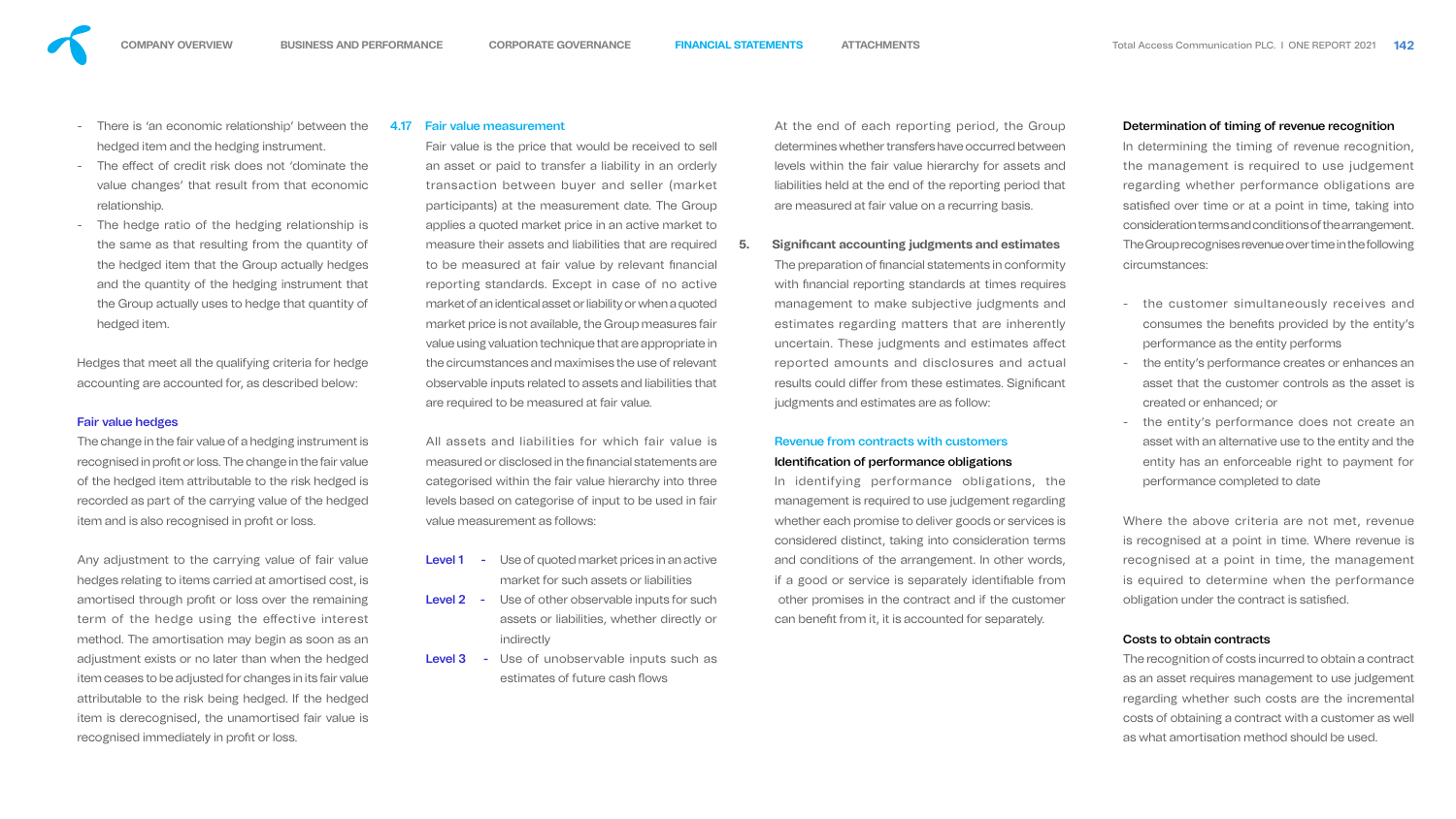- There is 'an economic relationship' between the hedged item and the hedging instrument.
- The effect of credit risk does not 'dominate the value changes' that result from that economic relationship.
- The hedge ratio of the hedging relationship is the same as that resulting from the quantity of the hedged item that the Group actually hedges and the quantity of the hedging instrument that the Group actually uses to hedge that quantity of hedged item.

Hedges that meet all the qualifying criteria for hedge accounting are accounted for, as described below:

### Fair value hedges

The change in the fair value of a hedging instrument is recognised in profit or loss. The change in the fair value of the hedged item attributable to the risk hedged is recorded as part of the carrying value of the hedged item and is also recognised in profit or loss.

Any adjustment to the carrying value of fair value hedges relating to items carried at amortised cost, is amortised through profit or loss over the remaining term of the hedge using the effective interest method. The amortisation may begin as soon as an adjustment exists or no later than when the hedged item ceases to be adjusted for changes in its fair value attributable to the risk being hedged. If the hedged item is derecognised, the unamortised fair value is recognised immediately in profit or loss.

### 4.17 Fair value measurement

Fair value is the price that would be received to sell an asset or paid to transfer a liability in an orderly transaction between buyer and seller (market participants) at the measurement date. The Group applies a quoted market price in an active market to measure their assets and liabilities that are required to be measured at fair value by relevant financial reporting standards. Except in case of no active market of an identical asset or liability or when a quoted market price is not available, the Group measures fair value using valuation technique that are appropriate in the circumstances and maximises the use of relevant observable inputs related to assets and liabilities that are required to be measured at fair value.

All assets and liabilities for which fair value is measured or disclosed in the financial statements are categorised within the fair value hierarchy into three levels based on categorise of input to be used in fair value measurement as follows:

- **Level 1** - Use of quoted market prices in an active market for such assets or liabilities
- **Level 2** - Use of other observable inputs for such assets or liabilities, whether directly or indirectly
- **Level 3** - Use of unobservable inputs such as estimates of future cash flows

At the end of each reporting period, the Group determines whether transfers have occurred between levels within the fair value hierarchy for assets and liabilities held at the end of the reporting period that are measured at fair value on a recurring basis.

## 5. Significant accounting judgments and estimates

The preparation of financial statements in conformity with financial reporting standards at times requires management to make subjective judgments and estimates regarding matters that are inherently uncertain. These judgments and estimates affect reported amounts and disclosures and actual results could differ from these estimates. Significant judgments and estimates are as follow:

### Revenue from contracts with customers

**Identification of performance obligations**

In identifying performance obligations, the management is required to use judgement regarding whether each promise to deliver goods or services is considered distinct, taking into consideration terms and conditions of the arrangement. In other words, if a good or service is separately identifiable from other promises in the contract and if the customer can benefit from it, it is accounted for separately.

**Determination of timing of revenue recognition**

In determining the timing of revenue recognition, the management is required to use judgement regarding whether performance obligations are satisfied over time or at a point in time, taking into consideration terms and conditions of the arrangement. The Group recognises revenue over time in the following circumstances:

- the customer simultaneously receives and consumes the benefits provided by the entity's performance as the entity performs
- the entity's performance creates or enhances an asset that the customer controls as the asset is created or enhanced; or
- the entity's performance does not create an asset with an alternative use to the entity and the entity has an enforceable right to payment for performance completed to date

Where the above criteria are not met, revenue is recognised at a point in time. Where revenue is recognised at a point in time, the management is equired to determine when the performance obligation under the contract is satisfied.

**Costs to obtain contracts**

The recognition of costs incurred to obtain a contract as an asset requires management to use judgement regarding whether such costs are the incremental costs of obtaining a contract with a customer as well as what amortisation method should be used.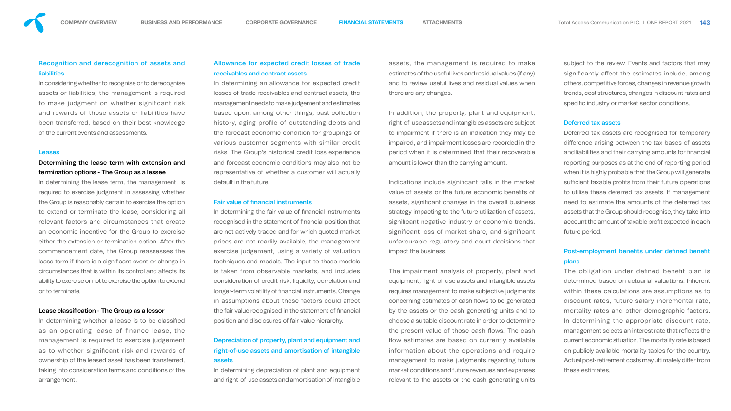### Recognition and derecognition of assets and liabilities

In considering whether to recognise or to derecognise assets or liabilities, the management is required to make judgment on whether significant risk and rewards of those assets or liabilities have been transferred, based on their best knowledge of the current events and assessments.

### Leases

#### Determining the lease term with extension and termination options - The Group as a lessee

In determining the lease term, the management is required to exercise judgment in assessing whether the Group is reasonably certain to exercise the option to extend or terminate the lease, considering all relevant factors and circumstances that create an economic incentive for the Group to exercise either the extension or termination option. After the commencement date, the Group reassesses the lease term if there is a significant event or change in circumstances that is within its control and affects its ability to exercise or not to exercise the option to extend or to terminate.

#### Lease classification - The Group as a lessor

In determining whether a lease is to be classified as an operating lease of finance lease, the management is required to exercise judgement as to whether significant risk and rewards of ownership of the leased asset has been transferred, taking into consideration terms and conditions of the arrangement.

### Allowance for expected credit losses of trade receivables and contract assets

In determining an allowance for expected credit losses of trade receivables and contract assets, the management needs to make judgement and estimates based upon, among other things, past collection history, aging profile of outstanding debts and the forecast economic condition for groupings of various customer segments with similar credit risks. The Group's historical credit loss experience and forecast economic conditions may also not be representative of whether a customer will actually default in the future.

### Fair value of financial instruments

In determining the fair value of financial instruments recognised in the statement of financial position that are not actively traded and for which quoted market prices are not readily available, the management exercise judgement, using a variety of valuation techniques and models. The input to these models is taken from observable markets, and includes consideration of credit risk, liquidity, correlation and longer-term volatility of financial instruments. Change in assumptions about these factors could affect the fair value recognised in the statement of financial position and disclosures of fair value hierarchy.

### Depreciation of property, plant and equipment and right-of-use assets and amortisation of intangible assets

In determining depreciation of plant and equipment and right-of-use assets and amortisation of intangible assets, the management is required to make estimates of the useful lives and residual values (if any) and to review useful lives and residual values when there are any changes.

In addition, the property, plant and equipment, right-of-use assets and intangibles assets are subject to impairment if there is an indication they may be impaired, and impairment losses are recorded in the period when it is determined that their recoverable amount is lower than the carrying amount.

Indications include significant falls in the market value of assets or the future economic benefits of assets, significant changes in the overall business strategy impacting to the future utilization of assets, significant negative industry or economic trends, significant loss of market share, and significant unfavourable regulatory and court decisions that impact the business.

The impairment analysis of property, plant and equipment, right-of-use assets and intangible assets requires management to make subjective judgments concerning estimates of cash flows to be generated by the assets or the cash generating units and to choose a suitable discount rate in order to determine the present value of those cash flows. The cash flow estimates are based on currently available information about the operations and require management to make judgments regarding future market conditions and future revenues and expenses relevant to the assets or the cash generating units subject to the review. Events and factors that may significantly affect the estimates include, among others, competitive forces, changes in revenue growth trends, cost structures, changes in discount rates and specific industry or market sector conditions.

### Deferred tax assets

Deferred tax assets are recognised for temporary difference arising between the tax bases of assets and liabilities and their carrying amounts for financial reporting purposes as at the end of reporting period when it is highly probable that the Group will generate sufficient taxable profits from their future operations to utilise these deferred tax assets. If management need to estimate the amounts of the deferred tax assets that the Group should recognise, they take into account the amount of taxable profit expected in each future period.

### Post-employment benefits under defined benefit plans

The obligation under defined benefit plan is determined based on actuarial valuations. Inherent within these calculations are assumptions as to discount rates, future salary incremental rate, mortality rates and other demographic factors. In determining the appropriate discount rate, management selects an interest rate that reflects the current economic situation. The mortality rate is based on publicly available mortality tables for the country. Actual post-retirement costs may ultimately differ from these estimates.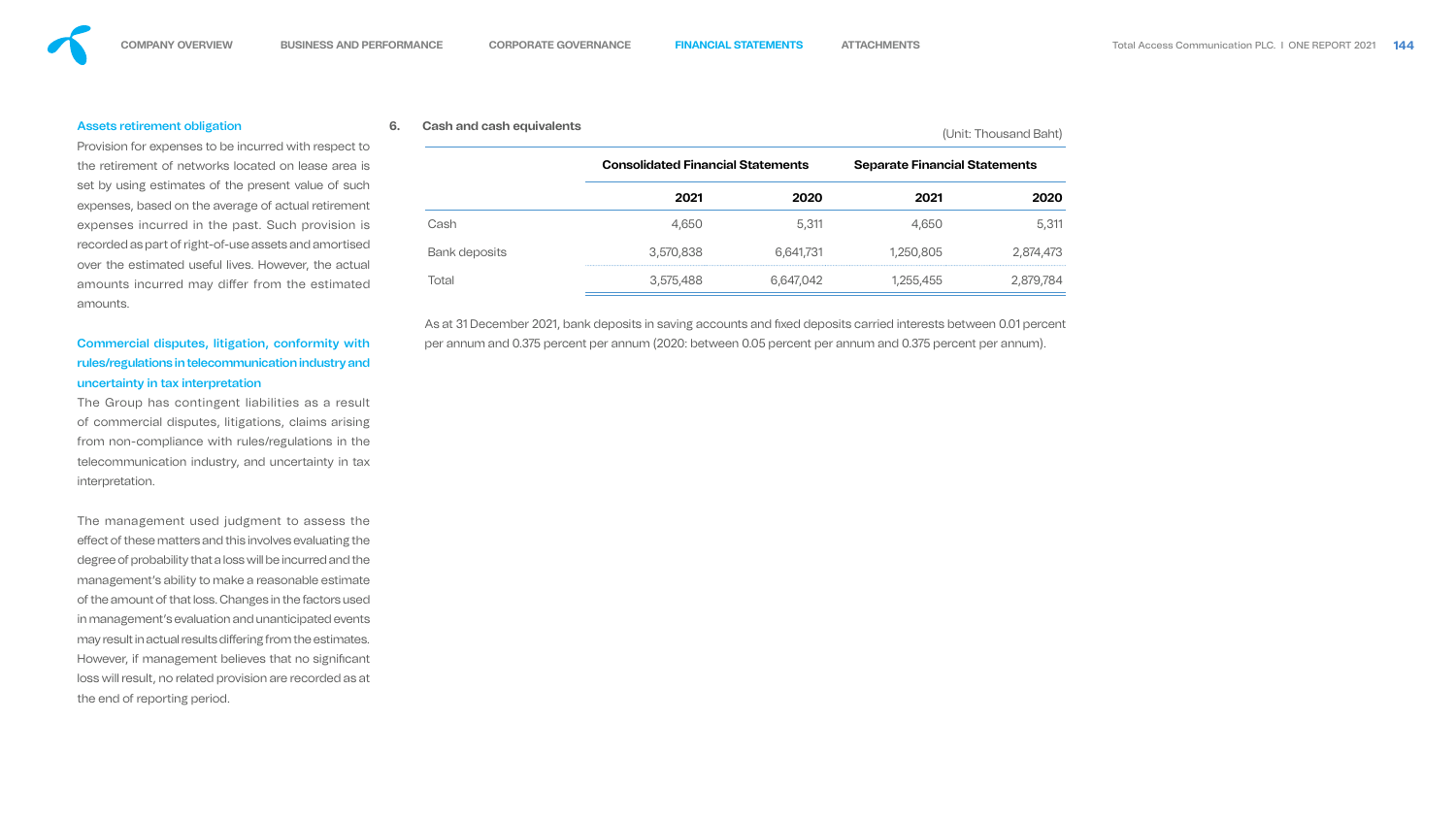### Assets retirement obligation

Provision for expenses to be incurred with respect to the retirement of networks located on lease area is set by using estimates of the present value of such expenses, based on the average of actual retirement expenses incurred in the past. Such provision is recorded as part of right-of-use assets and amortised over the estimated useful lives. However, the actual amounts incurred may differ from the estimated amounts.

### Commercial disputes, litigation, conformity with rules/regulations in telecommunication industry and uncertainty in tax interpretation

The Group has contingent liabilities as a result of commercial disputes, litigations, claims arising from non-compliance with rules/regulations in the telecommunication industry, and uncertainty in tax interpretation.

The management used judgment to assess the effect of these matters and this involves evaluating the degree of probability that a loss will be incurred and the management's ability to make a reasonable estimate of the amount of that loss. Changes in the factors used in management's evaluation and unanticipated events may result in actual results differing from the estimates. However, if management believes that no significant loss will result, no related provision are recorded as at the end of reporting period.

## 6. Cash and cash equivalents

(Unit: Thousand Baht)

| | Consolidated Financial Statements | | Separate Financial Statements | |
|---|---|---|---|---|
| | **2021** | **2020** | **2021** | **2020** |
| Cash | 4,650 | 5,311 | 4,650 | 5,311 |
| Bank deposits | 3,570,838 | 6,641,731 | 1,250,805 | 2,874,473 |
| Total | 3,575,488 | 6,647,042 | 1,255,455 | 2,879,784 |

As at 31 December 2021, bank deposits in saving accounts and fixed deposits carried interests between 0.01 percent per annum and 0.375 percent per annum (2020: between 0.05 percent per annum and 0.375 percent per annum).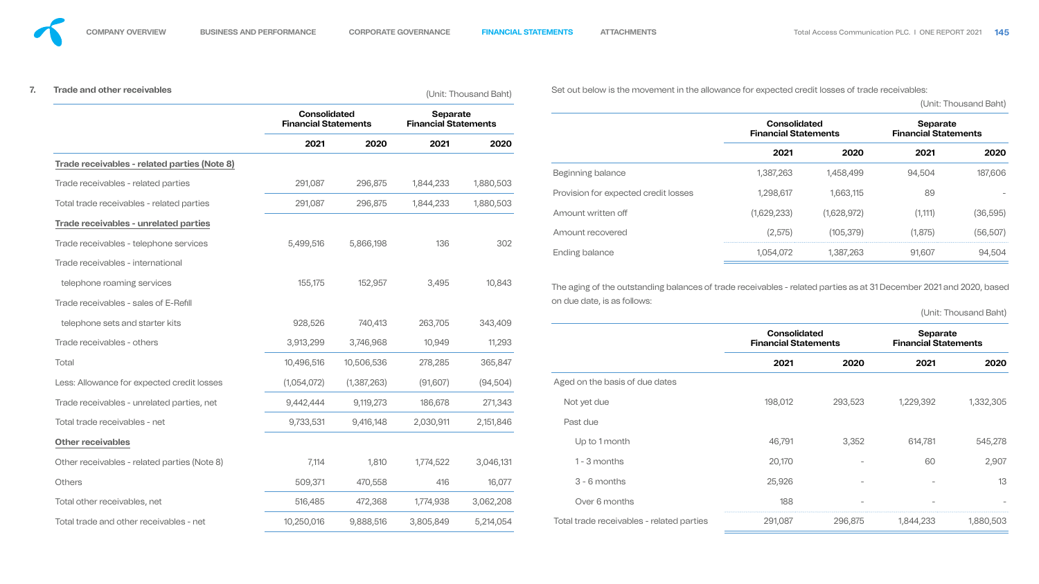## 7. Trade and other receivables

(Unit: Thousand Baht)

| | Consolidated Financial Statements | | Separate Financial Statements | |
|---|---|---|---|---|
| | 2021 | 2020 | 2021 | 2020 |
| **Trade receivables - related parties (Note 8)** | | | | |
| Trade receivables - related parties | 291,087 | 296,875 | 1,844,233 | 1,880,503 |
| Total trade receivables - related parties | 291,087 | 296,875 | 1,844,233 | 1,880,503 |
| **Trade receivables - unrelated parties** | | | | |
| Trade receivables - telephone services | 5,499,516 | 5,866,198 | 136 | 302 |
| Trade receivables - international telephone roaming services | 155,175 | 152,957 | 3,495 | 10,843 |
| Trade receivables - sales of E-Refill telephone sets and starter kits | 928,526 | 740,413 | 263,705 | 343,409 |
| Trade receivables - others | 3,913,299 | 3,746,968 | 10,949 | 11,293 |
| Total | 10,496,516 | 10,506,536 | 278,285 | 365,847 |
| Less: Allowance for expected credit losses | (1,054,072) | (1,387,263) | (91,607) | (94,504) |
| Trade receivables - unrelated parties, net | 9,442,444 | 9,119,273 | 186,678 | 271,343 |
| Total trade receivables - net | 9,733,531 | 9,416,148 | 2,030,911 | 2,151,846 |
| **Other receivables** | | | | |
| Other receivables - related parties (Note 8) | 7,114 | 1,810 | 1,774,522 | 3,046,131 |
| Others | 509,371 | 470,558 | 416 | 16,077 |
| Total other receivables, net | 516,485 | 472,368 | 1,774,938 | 3,062,208 |
| Total trade and other receivables - net | 10,250,016 | 9,888,516 | 3,805,849 | 5,214,054 |

Set out below is the movement in the allowance for expected credit losses of trade receivables:

(Unit: Thousand Baht)

| | Consolidated Financial Statements | | Separate Financial Statements | |
|---|---|---|---|---|
| | 2021 | 2020 | 2021 | 2020 |
| Beginning balance | 1,387,263 | 1,458,499 | 94,504 | 187,606 |
| Provision for expected credit losses | 1,298,617 | 1,663,115 | 89 | - |
| Amount written off | (1,629,233) | (1,628,972) | (1,111) | (36,595) |
| Amount recovered | (2,575) | (105,379) | (1,875) | (56,507) |
| Ending balance | 1,054,072 | 1,387,263 | 91,607 | 94,504 |

The aging of the outstanding balances of trade receivables - related parties as at 31 December 2021 and 2020, based on due date, is as follows:

(Unit: Thousand Baht)

| | Consolidated Financial Statements | | Separate Financial Statements | |
|---|---|---|---|---|
| | 2021 | 2020 | 2021 | 2020 |
| Aged on the basis of due dates | | | | |
| Not yet due | 198,012 | 293,523 | 1,229,392 | 1,332,305 |
| Past due | | | | |
| Up to 1 month | 46,791 | 3,352 | 614,781 | 545,278 |
| 1 - 3 months | 20,170 | - | 60 | 2,907 |
| 3 - 6 months | 25,926 | - | - | 13 |
| Over 6 months | 188 | - | - | - |
| Total trade receivables - related parties | 291,087 | 296,875 | 1,844,233 | 1,880,503 |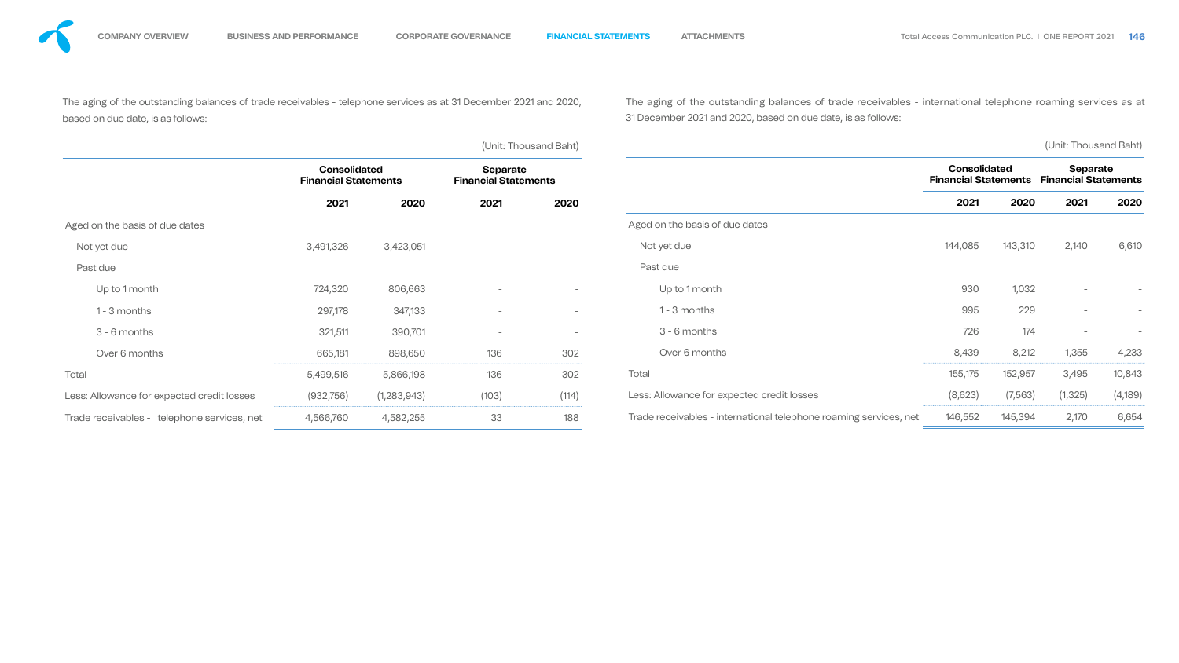The aging of the outstanding balances of trade receivables - telephone services as at 31 December 2021 and 2020, based on due date, is as follows:

(Unit: Thousand Baht)

| | Consolidated Financial Statements | | Separate Financial Statements | |
|---|---|---|---|---|
| | 2021 | 2020 | 2021 | 2020 |
| Aged on the basis of due dates | | | | |
| Not yet due | 3,491,326 | 3,423,051 | - | - |
| Past due | | | | |
| Up to 1 month | 724,320 | 806,663 | - | - |
| 1 - 3 months | 297,178 | 347,133 | - | - |
| 3 - 6 months | 321,511 | 390,701 | - | - |
| Over 6 months | 665,181 | 898,650 | 136 | 302 |
| Total | 5,499,516 | 5,866,198 | 136 | 302 |
| Less: Allowance for expected credit losses | (932,756) | (1,283,943) | (103) | (114) |
| Trade receivables - telephone services, net | 4,566,760 | 4,582,255 | 33 | 188 |

The aging of the outstanding balances of trade receivables - international telephone roaming services as at 31 December 2021 and 2020, based on due date, is as follows:

(Unit: Thousand Baht)

| | Consolidated Financial Statements | | Separate Financial Statements | |
|---|---|---|---|---|
| | 2021 | 2020 | 2021 | 2020 |
| Aged on the basis of due dates | | | | |
| Not yet due | 144,085 | 143,310 | 2,140 | 6,610 |
| Past due | | | | |
| Up to 1 month | 930 | 1,032 | - | - |
| 1 - 3 months | 995 | 229 | - | - |
| 3 - 6 months | 726 | 174 | - | - |
| Over 6 months | 8,439 | 8,212 | 1,355 | 4,233 |
| Total | 155,175 | 152,957 | 3,495 | 10,843 |
| Less: Allowance for expected credit losses | (8,623) | (7,563) | (1,325) | (4,189) |
| Trade receivables - international telephone roaming services, net | 146,552 | 145,394 | 2,170 | 6,654 |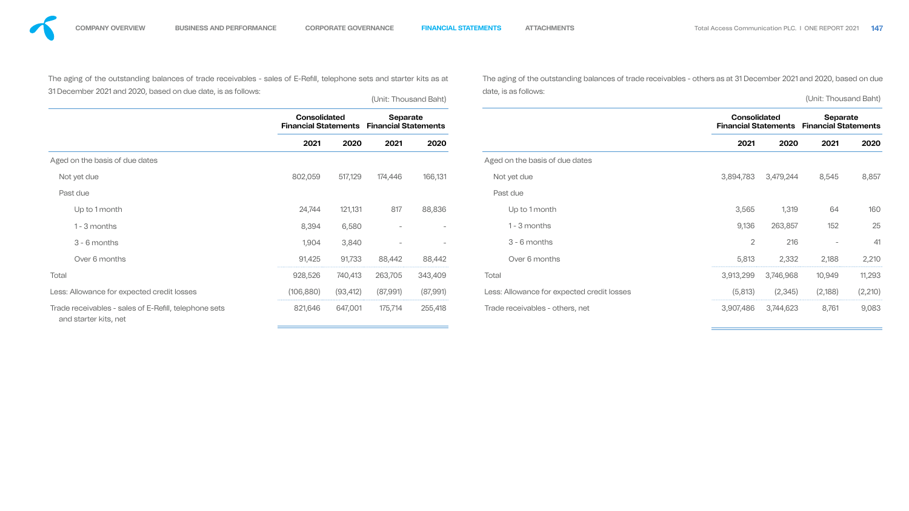The aging of the outstanding balances of trade receivables - sales of E-Refill, telephone sets and starter kits as at 31 December 2021 and 2020, based on due date, is as follows:

(Unit: Thousand Baht)

| | Consolidated Financial Statements | | Separate Financial Statements | |
|---|---|---|---|---|
| | 2021 | 2020 | 2021 | 2020 |
| Aged on the basis of due dates | | | | |
| Not yet due | 802,059 | 517,129 | 174,446 | 166,131 |
| Past due | | | | |
| Up to 1 month | 24,744 | 121,131 | 817 | 88,836 |
| 1 - 3 months | 8,394 | 6,580 | - | - |
| 3 - 6 months | 1,904 | 3,840 | - | - |
| Over 6 months | 91,425 | 91,733 | 88,442 | 88,442 |
| Total | 928,526 | 740,413 | 263,705 | 343,409 |
| Less: Allowance for expected credit losses | (106,880) | (93,412) | (87,991) | (87,991) |
| Trade receivables - sales of E-Refill, telephone sets and starter kits, net | 821,646 | 647,001 | 175,714 | 255,418 |

The aging of the outstanding balances of trade receivables - others as at 31 December 2021 and 2020, based on due date, is as follows:

(Unit: Thousand Baht)

| | Consolidated Financial Statements | | Separate Financial Statements | |
|---|---|---|---|---|
| | 2021 | 2020 | 2021 | 2020 |
| Aged on the basis of due dates | | | | |
| Not yet due | 3,894,783 | 3,479,244 | 8,545 | 8,857 |
| Past due | | | | |
| Up to 1 month | 3,565 | 1,319 | 64 | 160 |
| 1 - 3 months | 9,136 | 263,857 | 152 | 25 |
| 3 - 6 months | 2 | 216 | - | 41 |
| Over 6 months | 5,813 | 2,332 | 2,188 | 2,210 |
| Total | 3,913,299 | 3,746,968 | 10,949 | 11,293 |
| Less: Allowance for expected credit losses | (5,813) | (2,345) | (2,188) | (2,210) |
| Trade receivables - others, net | 3,907,486 | 3,744,623 | 8,761 | 9,083 |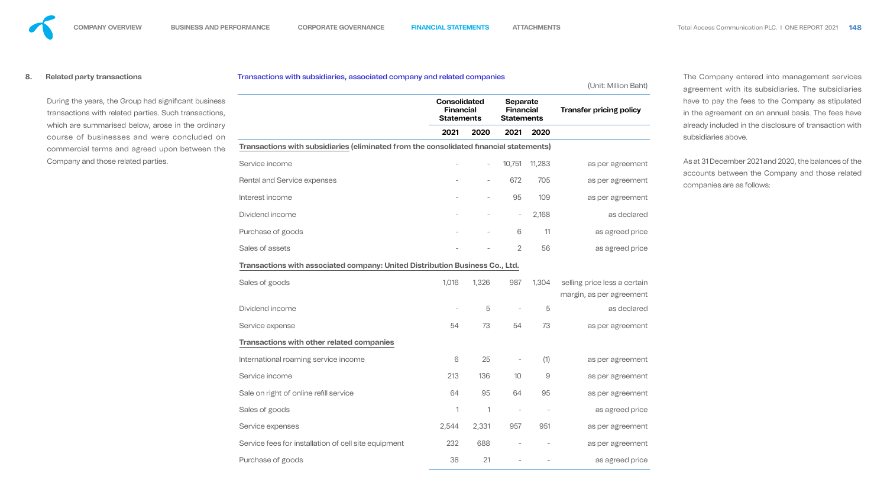## 8. Related party transactions

During the years, the Group had significant business transactions with related parties. Such transactions, which are summarised below, arose in the ordinary course of businesses and were concluded on commercial terms and agreed upon between the Company and those related parties.

### Transactions with subsidiaries, associated company and related companies

(Unit: Million Baht)

| | Consolidated Financial Statements | | Separate Financial Statements | | Transfer pricing policy |
|---|---|---|---|---|---|
| | 2021 | 2020 | 2021 | 2020 | |
| **Transactions with subsidiaries (eliminated from the consolidated financial statements)** | | | | | |
| Service income | - | - | 10,751 | 11,283 | as per agreement |
| Rental and Service expenses | - | - | 672 | 705 | as per agreement |
| Interest income | - | - | 95 | 109 | as per agreement |
| Dividend income | - | - | - | 2,168 | as declared |
| Purchase of goods | - | - | 6 | 11 | as agreed price |
| Sales of assets | - | - | 2 | 56 | as agreed price |
| **Transactions with associated company: United Distribution Business Co., Ltd.** | | | | | |
| Sales of goods | 1,016 | 1,326 | 987 | 1,304 | selling price less a certain margin, as per agreement |
| Dividend income | - | 5 | - | 5 | as declared |
| Service expense | 54 | 73 | 54 | 73 | as per agreement |
| **Transactions with other related companies** | | | | | |
| International roaming service income | 6 | 25 | - | (1) | as per agreement |
| Service income | 213 | 136 | 10 | 9 | as per agreement |
| Sale on right of online refill service | 64 | 95 | 64 | 95 | as per agreement |
| Sales of goods | 1 | 1 | - | - | as agreed price |
| Service expenses | 2,544 | 2,331 | 957 | 951 | as per agreement |
| Service fees for installation of cell site equipment | 232 | 688 | - | - | as per agreement |
| Purchase of goods | 38 | 21 | - | - | as agreed price |

The Company entered into management services agreement with its subsidiaries. The subsidiaries have to pay the fees to the Company as stipulated in the agreement on an annual basis. The fees have already included in the disclosure of transaction with subsidiaries above.

As at 31 December 2021 and 2020, the balances of the accounts between the Company and those related companies are as follows: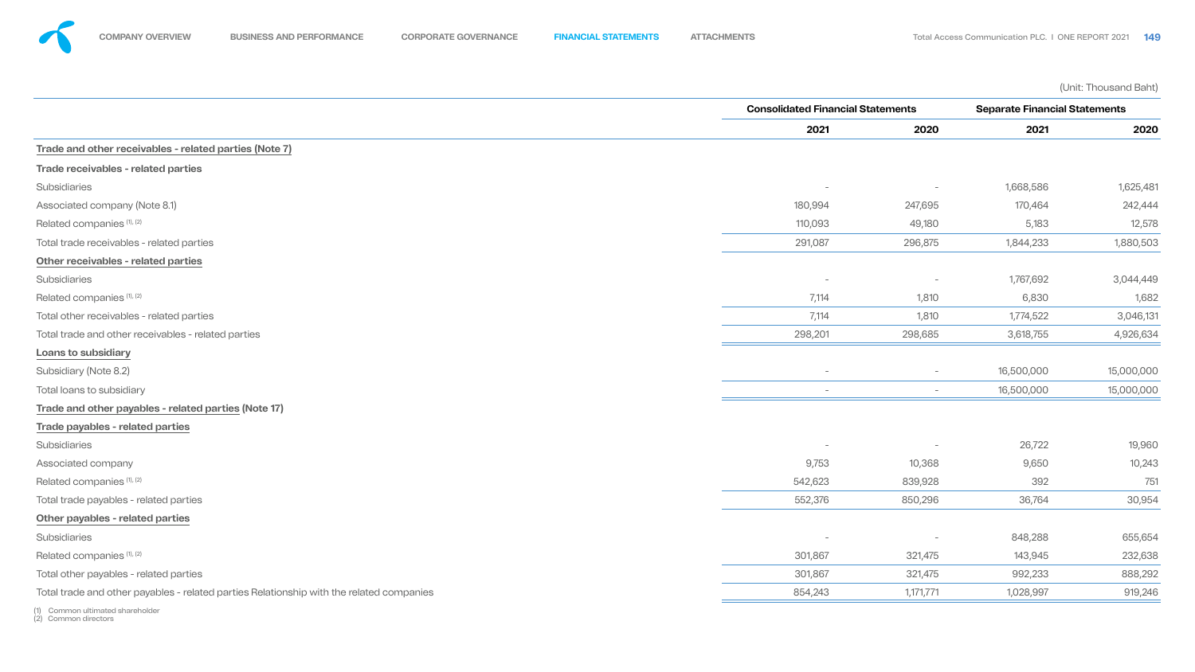(Unit: Thousand Baht)

| | Consolidated Financial Statements | | Separate Financial Statements | |
|---|---|---|---|---|
| | 2021 | 2020 | 2021 | 2020 |
| **Trade and other receivables - related parties (Note 7)** | | | | |
| **Trade receivables - related parties** | | | | |
| Subsidiaries | - | - | 1,668,586 | 1,625,481 |
| Associated company (Note 8.1) | 180,994 | 247,695 | 170,464 | 242,444 |
| Related companies [1], [2] | 110,093 | 49,180 | 5,183 | 12,578 |
| Total trade receivables - related parties | 291,087 | 296,875 | 1,844,233 | 1,880,503 |
| **Other receivables - related parties** | | | | |
| Subsidiaries | - | - | 1,767,692 | 3,044,449 |
| Related companies [1], [2] | 7,114 | 1,810 | 6,830 | 1,682 |
| Total other receivables - related parties | 7,114 | 1,810 | 1,774,522 | 3,046,131 |
| Total trade and other receivables - related parties | 298,201 | 298,685 | 3,618,755 | 4,926,634 |
| **Loans to subsidiary** | | | | |
| Subsidiary (Note 8.2) | - | - | 16,500,000 | 15,000,000 |
| Total loans to subsidiary | - | - | 16,500,000 | 15,000,000 |
| **Trade and other payables - related parties (Note 17)** | | | | |
| **Trade payables - related parties** | | | | |
| Subsidiaries | - | - | 26,722 | 19,960 |
| Associated company | 9,753 | 10,368 | 9,650 | 10,243 |
| Related companies [1], [2] | 542,623 | 839,928 | 392 | 751 |
| Total trade payables - related parties | 552,376 | 850,296 | 36,764 | 30,954 |
| **Other payables - related parties** | | | | |
| Subsidiaries | - | - | 848,288 | 655,654 |
| Related companies [1], [2] | 301,867 | 321,475 | 143,945 | 232,638 |
| Total other payables - related parties | 301,867 | 321,475 | 992,233 | 888,292 |
| Total trade and other payables - related parties Relationship with the related companies | 854,243 | 1,171,771 | 1,028,997 | 919,246 |

(1) Common ultimated shareholder
(2) Common directors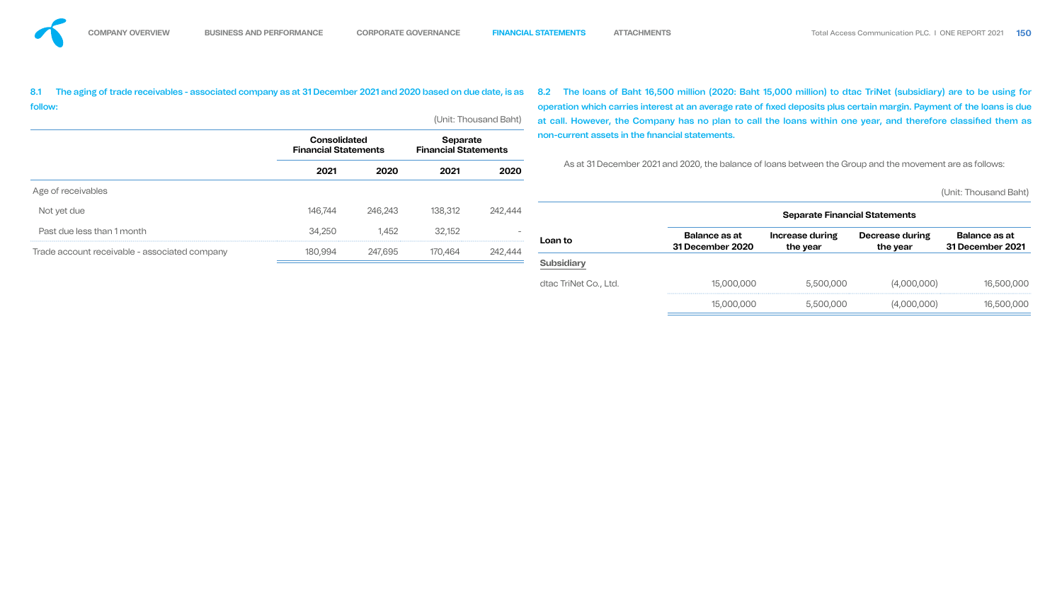8.1 The aging of trade receivables - associated company as at 31 December 2021 and 2020 based on due date, is as follow:

(Unit: Thousand Baht)

| | Consolidated Financial Statements | | Separate Financial Statements | |
|---|---|---|---|---|
| | 2021 | 2020 | 2021 | 2020 |
| Age of receivables | | | | |
| Not yet due | 146,744 | 246,243 | 138,312 | 242,444 |
| Past due less than 1 month | 34,250 | 1,452 | 32,152 | - |
| Trade account receivable - associated company | 180,994 | 247,695 | 170,464 | 242,444 |

8.2 The loans of Baht 16,500 million (2020: Baht 15,000 million) to dtac TriNet (subsidiary) are to be using for operation which carries interest at an average rate of fixed deposits plus certain margin. Payment of the loans is due at call. However, the Company has no plan to call the loans within one year, and therefore classified them as non-current assets in the financial statements.

As at 31 December 2021 and 2020, the balance of loans between the Group and the movement are as follows:

(Unit: Thousand Baht)

| | Separate Financial Statements | | | |
|---|---|---|---|---|
| Loan to | Balance as at 31 December 2020 | Increase during the year | Decrease during the year | Balance as at 31 December 2021 |
| Subsidiary | | | | |
| dtac TriNet Co., Ltd. | 15,000,000 | 5,500,000 | (4,000,000) | 16,500,000 |
| | 15,000,000 | 5,500,000 | (4,000,000) | 16,500,000 |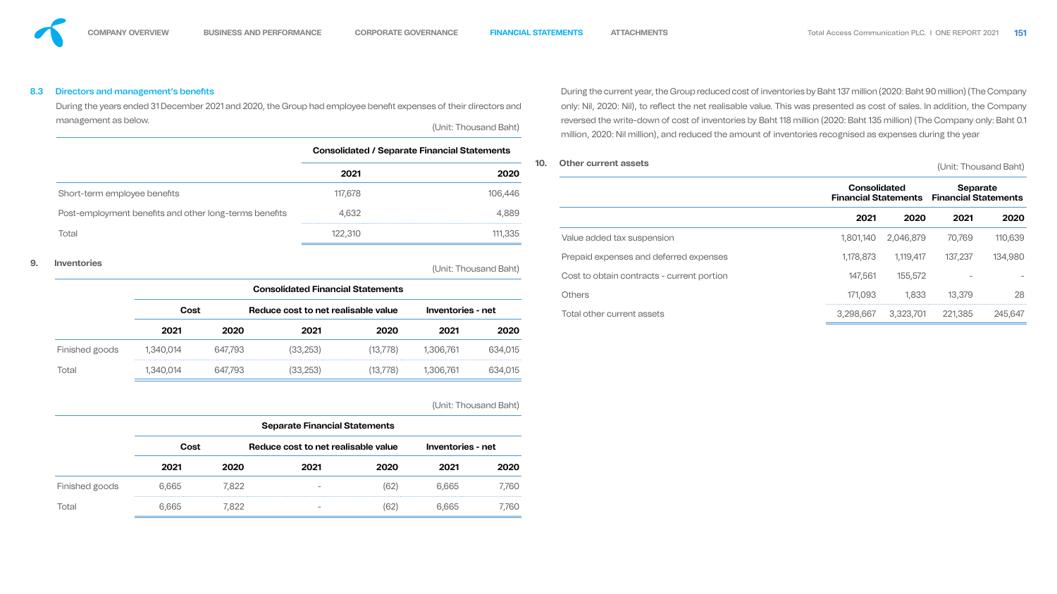### 8.3 Directors and management's benefits

During the years ended 31 December 2021 and 2020, the Group had employee benefit expenses of their directors and management as below.

(Unit: Thousand Baht)

| | Consolidated / Separate Financial Statements | |
|---|---|---|
| | 2021 | 2020 |
| Short-term employee benefits | 117,678 | 106,446 |
| Post-employment benefits and other long-terms benefits | 4,632 | 4,889 |
| Total | 122,310 | 111,335 |

## 9. Inventories

(Unit: Thousand Baht)

| | Consolidated Financial Statements | | | | | |
|---|---|---|---|---|---|---|
| | Cost | | Reduce cost to net realisable value | | Inventories - net | |
| | 2021 | 2020 | 2021 | 2020 | 2021 | 2020 |
| Finished goods | 1,340,014 | 647,793 | (33,253) | (13,778) | 1,306,761 | 634,015 |
| Total | 1,340,014 | 647,793 | (33,253) | (13,778) | 1,306,761 | 634,015 |

(Unit: Thousand Baht)

| | Separate Financial Statements | | | | | |
|---|---|---|---|---|---|---|
| | Cost | | Reduce cost to net realisable value | | Inventories - net | |
| | 2021 | 2020 | 2021 | 2020 | 2021 | 2020 |
| Finished goods | 6,665 | 7,822 | - | (62) | 6,665 | 7,760 |
| Total | 6,665 | 7,822 | - | (62) | 6,665 | 7,760 |

During the current year, the Group reduced cost of inventories by Baht 137 million (2020: Baht 90 million) (The Company only: Nil, 2020: Nil), to reflect the net realisable value. This was presented as cost of sales. In addition, the Company reversed the write-down of cost of inventories by Baht 118 million (2020: Baht 135 million) (The Company only: Baht 0.1 million, 2020: Nil million), and reduced the amount of inventories recognised as expenses during the year

## 10. Other current assets

(Unit: Thousand Baht)

| | Consolidated Financial Statements | | Separate Financial Statements | |
|---|---|---|---|---|
| | 2021 | 2020 | 2021 | 2020 |
| Value added tax suspension | 1,801,140 | 2,046,879 | 70,769 | 110,639 |
| Prepaid expenses and deferred expenses | 1,178,873 | 1,119,417 | 137,237 | 134,980 |
| Cost to obtain contracts - current portion | 147,561 | 155,572 | - | - |
| Others | 171,093 | 1,833 | 13,379 | 28 |
| Total other current assets | 3,298,667 | 3,323,701 | 221,385 | 245,647 |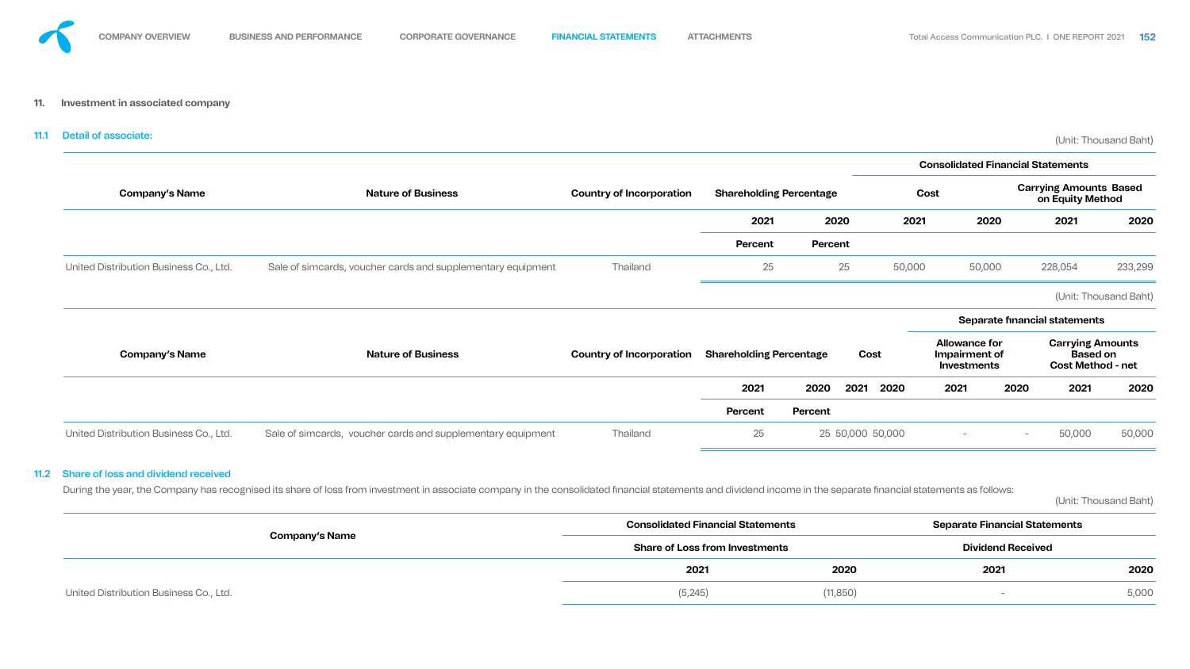## 11. Investment in associated company

### 11.1 Detail of associate:

(Unit: Thousand Baht)

| Company's Name | Nature of Business | Country of Incorporation | Shareholding Percentage | | Consolidated Financial Statements | | | |
|---|---|---|---|---|---|---|---|---|
| | | | | | Cost | | Carrying Amounts Based on Equity Method | |
| | | | 2021 | 2020 | 2021 | 2020 | 2021 | 2020 |
| | | | Percent | Percent | | | | |
| United Distribution Business Co., Ltd. | Sale of simcards, voucher cards and supplementary equipment | Thailand | 25 | 25 | 50,000 | 50,000 | 228,054 | 233,299 |

(Unit: Thousand Baht)

| Company's Name | Nature of Business | Country of Incorporation | Shareholding Percentage | | Cost | | Separate financial statements | | | |
|---|---|---|---|---|---|---|---|---|---|---|
| | | | | | | | Allowance for Impairment of Investments | | Carrying Amounts Based on Cost Method - net | |
| | | | 2021 | 2020 | 2021 | 2020 | 2021 | 2020 | 2021 | 2020 |
| | | | Percent | Percent | | | | | | |
| United Distribution Business Co., Ltd. | Sale of simcards, voucher cards and supplementary equipment | Thailand | 25 | 25 | 50,000 | 50,000 | - | - | 50,000 | 50,000 |

### 11.2 Share of loss and dividend received

During the year, the Company has recognised its share of loss from investment in associate company in the consolidated financial statements and dividend income in the separate financial statements as follows:

(Unit: Thousand Baht)

| Company's Name | Consolidated Financial Statements | | Separate Financial Statements | |
|---|---|---|---|---|
| | Share of Loss from Investments | | Dividend Received | |
| | 2021 | 2020 | 2021 | 2020 |
| United Distribution Business Co., Ltd. | (5,245) | (11,850) | - | 5,000 |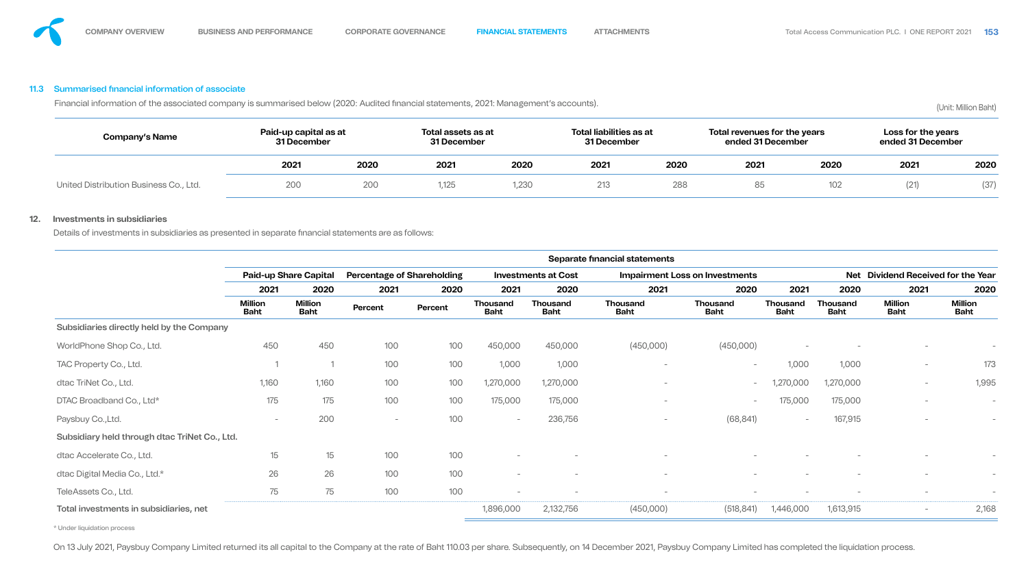### 11.3 Summarised financial information of associate

Financial information of the associated company is summarised below (2020: Audited financial statements, 2021: Management's accounts).

(Unit: Million Baht)

| Company's Name | Paid-up capital as at 31 December | | Total assets as at 31 December | | Total liabilities as at 31 December | | Total revenues for the years ended 31 December | | Loss for the years ended 31 December | |
|---|---|---|---|---|---|---|---|---|---|---|
| | 2021 | 2020 | 2021 | 2020 | 2021 | 2020 | 2021 | 2020 | 2021 | 2020 |
| United Distribution Business Co., Ltd. | 200 | 200 | 1,125 | 1,230 | 213 | 288 | 85 | 102 | (21) | (37) |

## 12. Investments in subsidiaries

Details of investments in subsidiaries as presented in separate financial statements are as follows:

| | Separate financial statements | | | | | | | | | | | |
|---|---|---|---|---|---|---|---|---|---|---|---|---|
| | Paid-up Share Capital | | Percentage of Shareholding | | Investments at Cost | | Impairment Loss on Investments | | Net | | Dividend Received for the Year | |
| | 2021 | 2020 | 2021 | 2020 | 2021 | 2020 | 2021 | 2020 | 2021 | 2020 | 2021 | 2020 |
| | Million Baht | Million Baht | Percent | Percent | Thousand Baht | Thousand Baht | Thousand Baht | Thousand Baht | Thousand Baht | Thousand Baht | Million Baht | Million Baht |
| **Subsidiaries directly held by the Company** | | | | | | | | | | | | |
| WorldPhone Shop Co., Ltd. | 450 | 450 | 100 | 100 | 450,000 | 450,000 | (450,000) | (450,000) | - | - | - | - |
| TAC Property Co., Ltd. | 1 | 1 | 100 | 100 | 1,000 | 1,000 | - | - | 1,000 | 1,000 | - | 173 |
| dtac TriNet Co., Ltd. | 1,160 | 1,160 | 100 | 100 | 1,270,000 | 1,270,000 | - | - | 1,270,000 | 1,270,000 | - | 1,995 |
| DTAC Broadband Co., Ltd* | 175 | 175 | 100 | 100 | 175,000 | 175,000 | - | - | 175,000 | 175,000 | - | - |
| Paysbuy Co.,Ltd. | - | 200 | - | 100 | - | 236,756 | - | (68,841) | - | 167,915 | - | - |
| **Subsidiary held through dtac TriNet Co., Ltd.** | | | | | | | | | | | | |
| dtac Accelerate Co., Ltd. | 15 | 15 | 100 | 100 | - | - | - | - | - | - | - | - |
| dtac Digital Media Co., Ltd.* | 26 | 26 | 100 | 100 | - | - | - | - | - | - | - | - |
| TeleAssets Co., Ltd. | 75 | 75 | 100 | 100 | - | - | - | - | - | - | - | - |
| **Total investments in subsidiaries, net** | | | | | 1,896,000 | 2,132,756 | (450,000) | (518,841) | 1,446,000 | 1,613,915 | - | 2,168 |

\* Under liquidation process

On 13 July 2021, Paysbuy Company Limited returned its all capital to the Company at the rate of Baht 110.03 per share. Subsequently, on 14 December 2021, Paysbuy Company Limited has completed the liquidation process.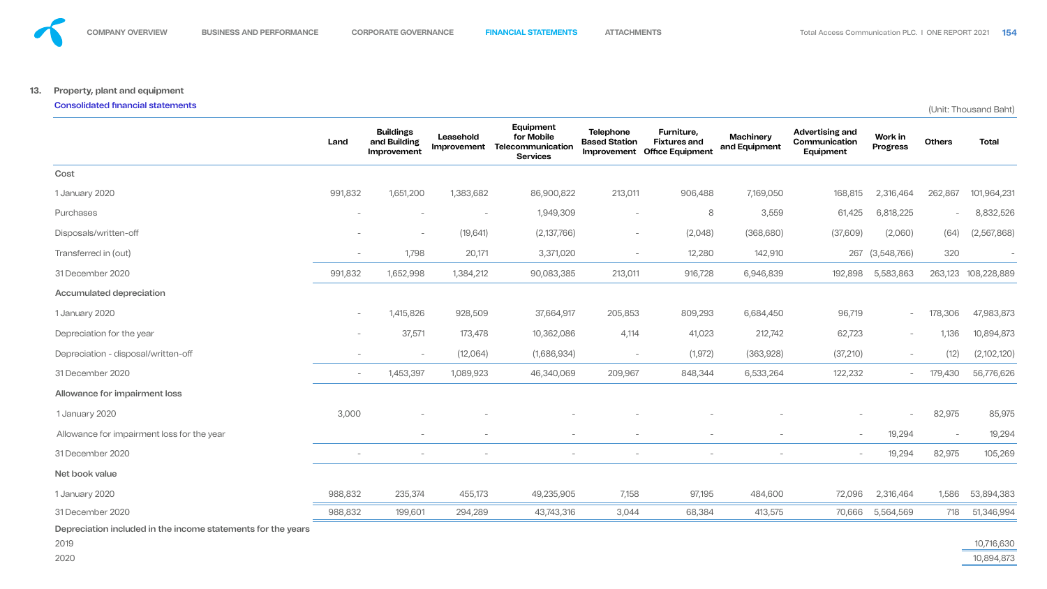## 13. Property, plant and equipment

**Consolidated financial statements**

(Unit: Thousand Baht)

| | Land | Buildings and Building Improvement | Leasehold Improvement | Equipment for Mobile Telecommunication Services | Telephone Based Station Improvement | Furniture, Fixtures and Office Equipment | Machinery and Equipment | Advertising and Communication Equipment | Work in Progress | Others | Total |
|---|---|---|---|---|---|---|---|---|---|---|---|
| **Cost** | | | | | | | | | | | |
| 1 January 2020 | 991,832 | 1,651,200 | 1,383,682 | 86,900,822 | 213,011 | 906,488 | 7,169,050 | 168,815 | 2,316,464 | 262,867 | 101,964,231 |
| Purchases | - | - | - | 1,949,309 | - | 8 | 3,559 | 61,425 | 6,818,225 | - | 8,832,526 |
| Disposals/written-off | - | - | (19,641) | (2,137,766) | - | (2,048) | (368,680) | (37,609) | (2,060) | (64) | (2,567,868) |
| Transferred in (out) | - | 1,798 | 20,171 | 3,371,020 | - | 12,280 | 142,910 | 267 | (3,548,766) | 320 | - |
| 31 December 2020 | 991,832 | 1,652,998 | 1,384,212 | 90,083,385 | 213,011 | 916,728 | 6,946,839 | 192,898 | 5,583,863 | 263,123 | 108,228,889 |
| **Accumulated depreciation** | | | | | | | | | | | |
| 1 January 2020 | - | 1,415,826 | 928,509 | 37,664,917 | 205,853 | 809,293 | 6,684,450 | 96,719 | - | 178,306 | 47,983,873 |
| Depreciation for the year | - | 37,571 | 173,478 | 10,362,086 | 4,114 | 41,023 | 212,742 | 62,723 | - | 1,136 | 10,894,873 |
| Depreciation - disposal/written-off | - | - | (12,064) | (1,686,934) | - | (1,972) | (363,928) | (37,210) | - | (12) | (2,102,120) |
| 31 December 2020 | - | 1,453,397 | 1,089,923 | 46,340,069 | 209,967 | 848,344 | 6,533,264 | 122,232 | - | 179,430 | 56,776,626 |
| **Allowance for impairment loss** | | | | | | | | | | | |
| 1 January 2020 | 3,000 | - | - | - | - | - | - | - | - | 82,975 | 85,975 |
| Allowance for impairment loss for the year | | - | - | - | - | - | - | - | 19,294 | - | 19,294 |
| 31 December 2020 | - | - | - | - | - | - | - | - | 19,294 | 82,975 | 105,269 |
| **Net book value** | | | | | | | | | | | |
| 1 January 2020 | 988,832 | 235,374 | 455,173 | 49,235,905 | 7,158 | 97,195 | 484,600 | 72,096 | 2,316,464 | 1,586 | 53,894,383 |
| 31 December 2020 | 988,832 | 199,601 | 294,289 | 43,743,316 | 3,044 | 68,384 | 413,575 | 70,666 | 5,564,569 | 718 | 51,346,994 |
| **Depreciation included in the income statements for the years** | | | | | | | | | | | |
| 2019 | | | | | | | | | | | 10,716,630 |
| 2020 | | | | | | | | | | | 10,894,873 |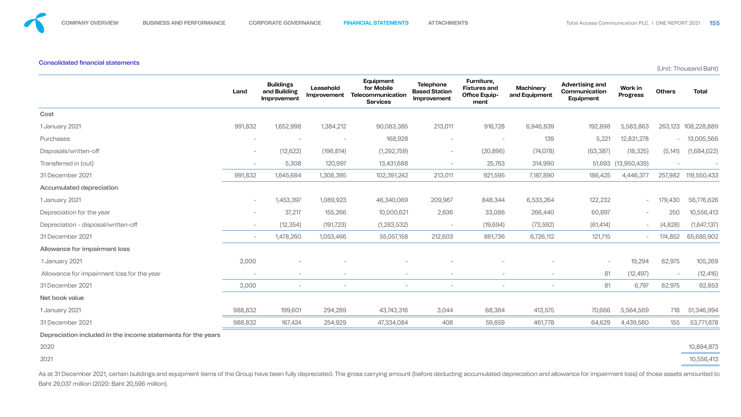Consolidated financial statements

(Unit: Thousand Baht)

| | Land | Buildings and Building Improvement | Leasehold Improvement | Equipment for Mobile Telecommunication Services | Telephone Based Station Improvement | Furniture, Fixtures and Office Equipment | Machinery and Equipment | Advertising and Communication Equipment | Work in Progress | Others | Total |
|---|---|---|---|---|---|---|---|---|---|---|---|
| **Cost** | | | | | | | | | | | |
| 1 January 2021 | 991,832 | 1,652,998 | 1,384,212 | 90,083,385 | 213,011 | 916,728 | 6,946,839 | 192,898 | 5,583,863 | 263,123 | 108,228,889 |
| Purchases | - | - | - | 168,928 | - | - | 139 | 5,221 | 12,831,278 | - | 13,005,566 |
| Disposals/written-off | - | (12,622) | (196,814) | (1,292,759) | - | (20,896) | (74,078) | (63,387) | (18,325) | (5,141) | (1,684,022) |
| Transferred in (out) | - | 5,308 | 120,997 | 13,431,688 | - | 25,763 | 314,990 | 51,693 | (13,950,439) | - | - |
| 31 December 2021 | 991,832 | 1,645,684 | 1,308,395 | 102,391,242 | 213,011 | 921,595 | 7,187,890 | 186,425 | 4,446,377 | 257,982 | 119,550,433 |
| **Accumulated depreciation** | | | | | | | | | | | |
| 1 January 2021 | - | 1,453,397 | 1,089,923 | 46,340,069 | 209,967 | 848,344 | 6,533,264 | 122,232 | - | 179,430 | 56,776,626 |
| Depreciation for the year | - | 37,217 | 155,266 | 10,000,621 | 2,636 | 33,086 | 266,440 | 60,897 | - | 250 | 10,556,413 |
| Depreciation - disposal/written-off | - | (12,354) | (191,723) | (1,283,532) | - | (19,694) | (73,592) | (61,414) | - | (4,828) | (1,647,137) |
| 31 December 2021 | - | 1,478,260 | 1,053,466 | 55,057,158 | 212,603 | 861,736 | 6,726,112 | 121,715 | - | 174,852 | 65,685,902 |
| **Allowance for impairment loss** | | | | | | | | | | | |
| 1 January 2021 | 3,000 | - | - | - | - | - | - | - | 19,294 | 82,975 | 105,269 |
| Allowance for impairment loss for the year | - | - | - | - | - | - | - | 81 | (12,497) | - | (12,416) |
| 31 December 2021 | 3,000 | - | - | - | - | - | - | 81 | 6,797 | 82,975 | 92,853 |
| **Net book value** | | | | | | | | | | | |
| 1 January 2021 | 988,832 | 199,601 | 294,289 | 43,743,316 | 3,044 | 68,384 | 413,575 | 70,666 | 5,564,569 | 718 | 51,346,994 |
| 31 December 2021 | 988,832 | 167,424 | 254,929 | 47,334,084 | 408 | 59,859 | 461,778 | 64,629 | 4,439,580 | 155 | 53,771,678 |
| **Depreciation included in the income statements for the years** | | | | | | | | | | | |
| 2020 | | | | | | | | | | | 10,894,873 |
| 2021 | | | | | | | | | | | 10,556,413 |

As at 31 December 2021, certain buildings and equipment items of the Group have been fully depreciated. The gross carrying amount (before deducting accumulated depreciation and allowance for impairment loss) of those assets amounted to Baht 29,037 million (2020: Baht 20,596 million).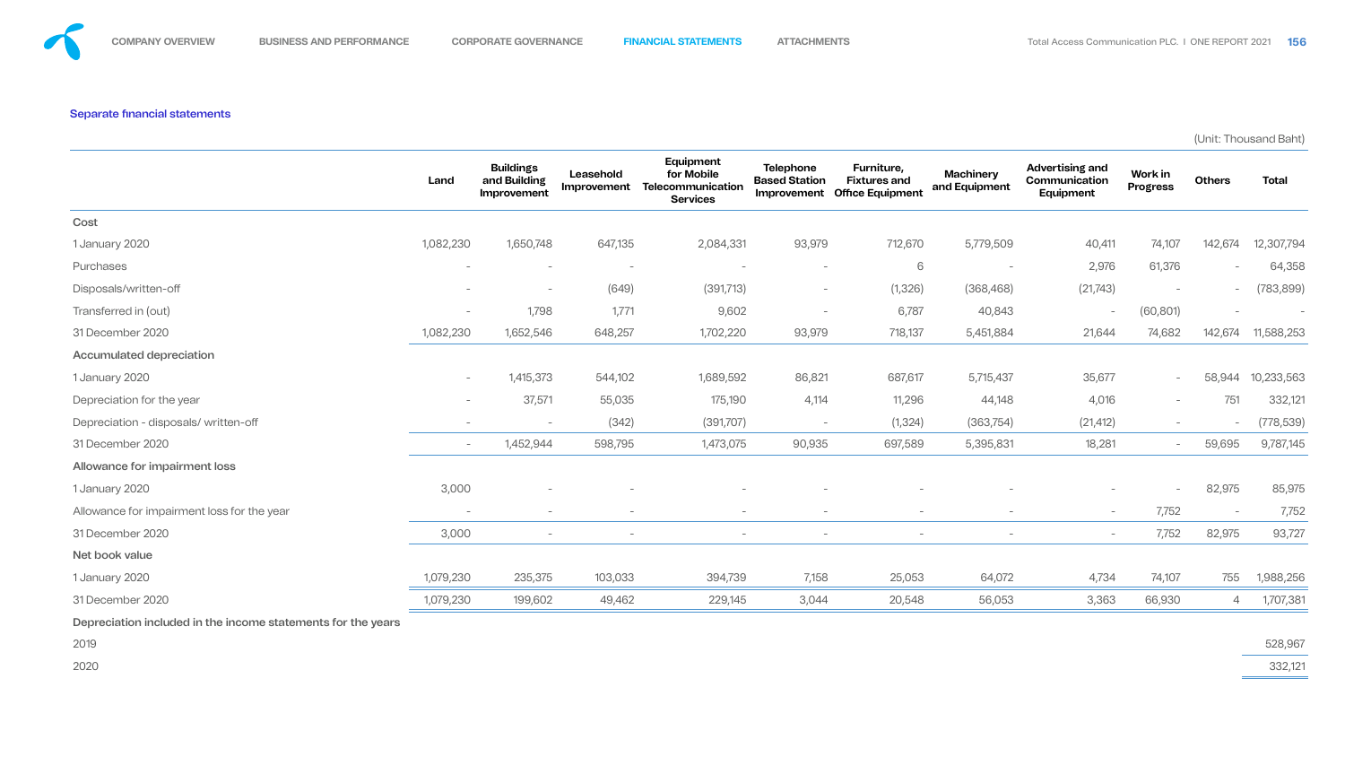Separate financial statements

(Unit: Thousand Baht)

| | Land | Buildings and Building Improvement | Leasehold Improvement | Equipment for Mobile Telecommunication Services | Telephone Based Station Improvement | Furniture, Fixtures and Office Equipment | Machinery and Equipment | Advertising and Communication Equipment | Work in Progress | Others | Total |
|---|---|---|---|---|---|---|---|---|---|---|---|
| **Cost** | | | | | | | | | | | |
| 1 January 2020 | 1,082,230 | 1,650,748 | 647,135 | 2,084,331 | 93,979 | 712,670 | 5,779,509 | 40,411 | 74,107 | 142,674 | 12,307,794 |
| Purchases | - | - | - | - | - | 6 | - | 2,976 | 61,376 | - | 64,358 |
| Disposals/written-off | - | - | (649) | (391,713) | - | (1,326) | (368,468) | (21,743) | - | - | (783,899) |
| Transferred in (out) | - | 1,798 | 1,771 | 9,602 | - | 6,787 | 40,843 | - | (60,801) | - | - |
| 31 December 2020 | 1,082,230 | 1,652,546 | 648,257 | 1,702,220 | 93,979 | 718,137 | 5,451,884 | 21,644 | 74,682 | 142,674 | 11,588,253 |
| **Accumulated depreciation** | | | | | | | | | | | |
| 1 January 2020 | - | 1,415,373 | 544,102 | 1,689,592 | 86,821 | 687,617 | 5,715,437 | 35,677 | - | 58,944 | 10,233,563 |
| Depreciation for the year | - | 37,571 | 55,035 | 175,190 | 4,114 | 11,296 | 44,148 | 4,016 | - | 751 | 332,121 |
| Depreciation - disposals/ written-off | - | - | (342) | (391,707) | - | (1,324) | (363,754) | (21,412) | - | - | (778,539) |
| 31 December 2020 | - | 1,452,944 | 598,795 | 1,473,075 | 90,935 | 697,589 | 5,395,831 | 18,281 | - | 59,695 | 9,787,145 |
| **Allowance for impairment loss** | | | | | | | | | | | |
| 1 January 2020 | 3,000 | - | - | - | - | - | - | - | - | 82,975 | 85,975 |
| Allowance for impairment loss for the year | - | - | - | - | - | - | - | - | 7,752 | - | 7,752 |
| 31 December 2020 | 3,000 | - | - | - | - | - | - | - | 7,752 | 82,975 | 93,727 |
| **Net book value** | | | | | | | | | | | |
| 1 January 2020 | 1,079,230 | 235,375 | 103,033 | 394,739 | 7,158 | 25,053 | 64,072 | 4,734 | 74,107 | 755 | 1,988,256 |
| 31 December 2020 | 1,079,230 | 199,602 | 49,462 | 229,145 | 3,044 | 20,548 | 56,053 | 3,363 | 66,930 | 4 | 1,707,381 |
| **Depreciation included in the income statements for the years** | | | | | | | | | | | |
| 2019 | | | | | | | | | | | 528,967 |
| 2020 | | | | | | | | | | | 332,121 |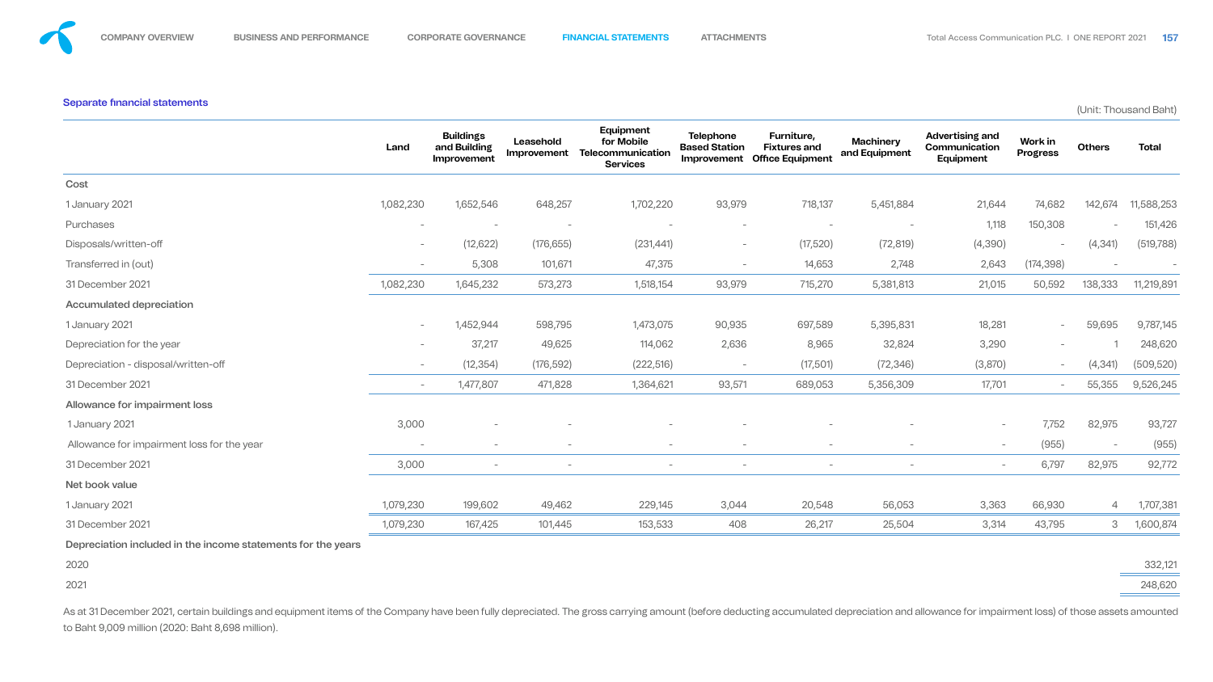Separate financial statements

(Unit: Thousand Baht)

| | Land | Buildings and Building Improvement | Leasehold Improvement | Equipment for Mobile Telecommunication Services | Telephone Based Station Improvement | Furniture, Fixtures and Office Equipment | Machinery and Equipment | Advertising and Communication Equipment | Work in Progress | Others | Total |
|---|---|---|---|---|---|---|---|---|---|---|---|
| **Cost** | | | | | | | | | | | |
| 1 January 2021 | 1,082,230 | 1,652,546 | 648,257 | 1,702,220 | 93,979 | 718,137 | 5,451,884 | 21,644 | 74,682 | 142,674 | 11,588,253 |
| Purchases | - | - | - | - | - | - | - | 1,118 | 150,308 | - | 151,426 |
| Disposals/written-off | - | (12,622) | (176,655) | (231,441) | - | (17,520) | (72,819) | (4,390) | - | (4,341) | (519,788) |
| Transferred in (out) | - | 5,308 | 101,671 | 47,375 | - | 14,653 | 2,748 | 2,643 | (174,398) | - | - |
| 31 December 2021 | 1,082,230 | 1,645,232 | 573,273 | 1,518,154 | 93,979 | 715,270 | 5,381,813 | 21,015 | 50,592 | 138,333 | 11,219,891 |
| **Accumulated depreciation** | | | | | | | | | | | |
| 1 January 2021 | - | 1,452,944 | 598,795 | 1,473,075 | 90,935 | 697,589 | 5,395,831 | 18,281 | - | 59,695 | 9,787,145 |
| Depreciation for the year | - | 37,217 | 49,625 | 114,062 | 2,636 | 8,965 | 32,824 | 3,290 | - | 1 | 248,620 |
| Depreciation - disposal/written-off | - | (12,354) | (176,592) | (222,516) | - | (17,501) | (72,346) | (3,870) | - | (4,341) | (509,520) |
| 31 December 2021 | - | 1,477,807 | 471,828 | 1,364,621 | 93,571 | 689,053 | 5,356,309 | 17,701 | - | 55,355 | 9,526,245 |
| **Allowance for impairment loss** | | | | | | | | | | | |
| 1 January 2021 | 3,000 | - | - | - | - | - | - | - | 7,752 | 82,975 | 93,727 |
| Allowance for impairment loss for the year | - | - | - | - | - | - | - | - | (955) | - | (955) |
| 31 December 2021 | 3,000 | - | - | - | - | - | - | - | 6,797 | 82,975 | 92,772 |
| **Net book value** | | | | | | | | | | | |
| 1 January 2021 | 1,079,230 | 199,602 | 49,462 | 229,145 | 3,044 | 20,548 | 56,053 | 3,363 | 66,930 | 4 | 1,707,381 |
| 31 December 2021 | 1,079,230 | 167,425 | 101,445 | 153,533 | 408 | 26,217 | 25,504 | 3,314 | 43,795 | 3 | 1,600,874 |
| **Depreciation included in the income statements for the years** | | | | | | | | | | | |
| 2020 | | | | | | | | | | | 332,121 |
| 2021 | | | | | | | | | | | 248,620 |

As at 31 December 2021, certain buildings and equipment items of the Company have been fully depreciated. The gross carrying amount (before deducting accumulated depreciation and allowance for impairment loss) of those assets amounted to Baht 9,009 million (2020: Baht 8,698 million).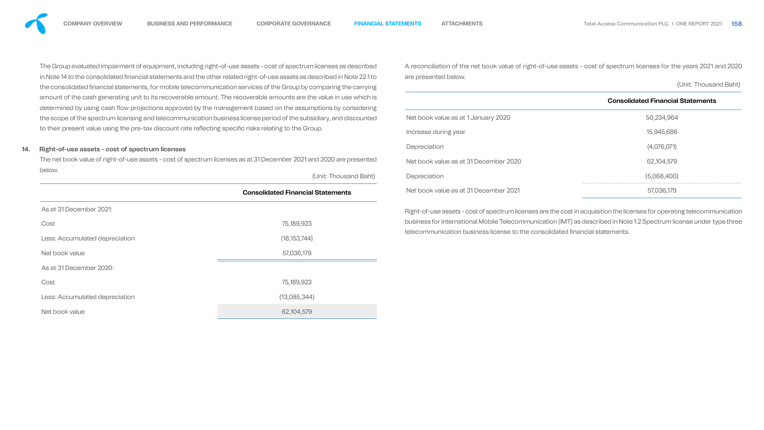The Group evaluated impairment of equipment, including right-of-use assets - cost of spectrum licenses as described in Note 14 to the consolidated financial statements and the other related right-of-use assets as described in Note 22.1 to the consolidated financial statements, for mobile telecommunication services of the Group by comparing the carrying amount of the cash generating unit to its recoverable amount. The recoverable amounts are the value in use which is determined by using cash flow projections approved by the management based on the assumptions by considering the scope of the spectrum licensing and telecommunication business license period of the subsidiary, and discounted to their present value using the pre-tax discount rate reflecting specific risks relating to the Group.

## 14. Right-of-use assets - cost of spectrum licenses

The net book value of right-of-use assets - cost of spectrum licenses as at 31 December 2021 and 2020 are presented below.

(Unit: Thousand Baht)

| | Consolidated Financial Statements |
|---|---|
| As at 31 December 2021: | |
| Cost | 75,189,923 |
| Less: Accumulated depreciation | (18,153,744) |
| Net book value | 57,036,179 |
| As at 31 December 2020: | |
| Cost | 75,189,923 |
| Less: Accumulated depreciation | (13,085,344) |
| Net book value | 62,104,579 |

A reconciliation of the net book value of right-of-use assets - cost of spectrum licenses for the years 2021 and 2020 are presented below.

(Unit: Thousand Baht)

| | Consolidated Financial Statements |
|---|---|
| Net book value as at 1 January 2020 | 50,234,964 |
| Increase during year | 15,945,686 |
| Depreciation | (4,076,071) |
| Net book value as at 31 December 2020 | 62,104,579 |
| Depreciation | (5,068,400) |
| Net book value as at 31 December 2021 | 57,036,179 |

Right-of-use assets - cost of spectrum licenses are the cost in acquisition the licenses for operating telecommunication business for International Mobile Telecommunication (IMT) as described in Note 1.2 Spectrum license under type three telecommunication business license to the consolidated financial statements.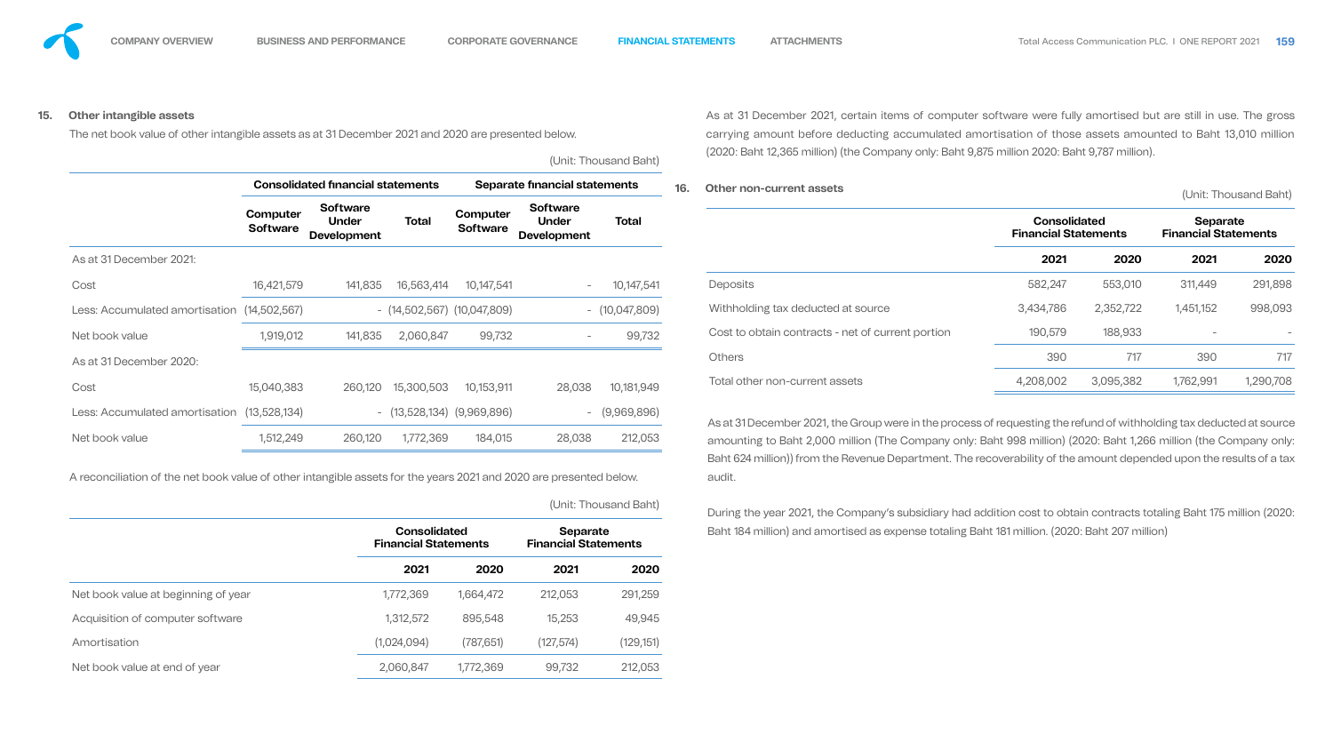## 15. Other intangible assets

The net book value of other intangible assets as at 31 December 2021 and 2020 are presented below.

(Unit: Thousand Baht)

| | Consolidated financial statements | | | Separate financial statements | | |
|---|---|---|---|---|---|---|
| | Computer Software | Software Under Development | Total | Computer Software | Software Under Development | Total |
| As at 31 December 2021: | | | | | | |
| Cost | 16,421,579 | 141,835 | 16,563,414 | 10,147,541 | - | 10,147,541 |
| Less: Accumulated amortisation | (14,502,567) | - | (14,502,567) | (10,047,809) | - | (10,047,809) |
| Net book value | 1,919,012 | 141,835 | 2,060,847 | 99,732 | - | 99,732 |
| As at 31 December 2020: | | | | | | |
| Cost | 15,040,383 | 260,120 | 15,300,503 | 10,153,911 | 28,038 | 10,181,949 |
| Less: Accumulated amortisation | (13,528,134) | - | (13,528,134) | (9,969,896) | - | (9,969,896) |
| Net book value | 1,512,249 | 260,120 | 1,772,369 | 184,015 | 28,038 | 212,053 |

A reconciliation of the net book value of other intangible assets for the years 2021 and 2020 are presented below.

(Unit: Thousand Baht)

| | Consolidated Financial Statements | | Separate Financial Statements | |
|---|---|---|---|---|
| | 2021 | 2020 | 2021 | 2020 |
| Net book value at beginning of year | 1,772,369 | 1,664,472 | 212,053 | 291,259 |
| Acquisition of computer software | 1,312,572 | 895,548 | 15,253 | 49,945 |
| Amortisation | (1,024,094) | (787,651) | (127,574) | (129,151) |
| Net book value at end of year | 2,060,847 | 1,772,369 | 99,732 | 212,053 |

As at 31 December 2021, certain items of computer software were fully amortised but are still in use. The gross carrying amount before deducting accumulated amortisation of those assets amounted to Baht 13,010 million (2020: Baht 12,365 million) (the Company only: Baht 9,875 million 2020: Baht 9,787 million).

## 16. Other non-current assets

(Unit: Thousand Baht)

| | Consolidated Financial Statements | | Separate Financial Statements | |
|---|---|---|---|---|
| | 2021 | 2020 | 2021 | 2020 |
| Deposits | 582,247 | 553,010 | 311,449 | 291,898 |
| Withholding tax deducted at source | 3,434,786 | 2,352,722 | 1,451,152 | 998,093 |
| Cost to obtain contracts - net of current portion | 190,579 | 188,933 | - | - |
| Others | 390 | 717 | 390 | 717 |
| Total other non-current assets | 4,208,002 | 3,095,382 | 1,762,991 | 1,290,708 |

As at 31 December 2021, the Group were in the process of requesting the refund of withholding tax deducted at source amounting to Baht 2,000 million (The Company only: Baht 998 million) (2020: Baht 1,266 million (the Company only: Baht 624 million)) from the Revenue Department. The recoverability of the amount depended upon the results of a tax audit.

During the year 2021, the Company's subsidiary had addition cost to obtain contracts totaling Baht 175 million (2020: Baht 184 million) and amortised as expense totaling Baht 181 million. (2020: Baht 207 million)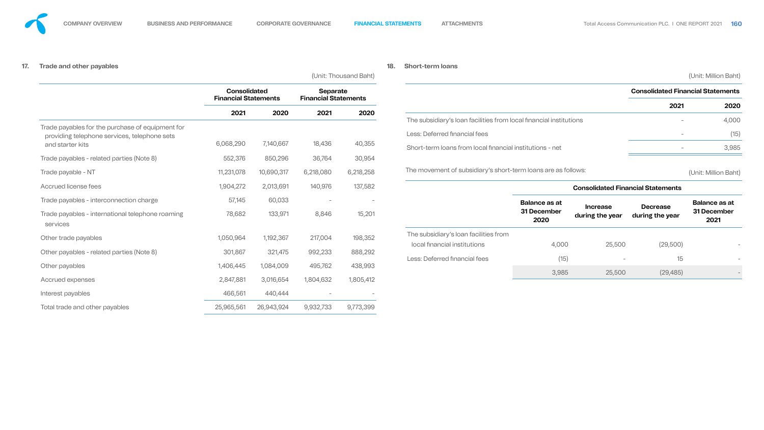## 17. Trade and other payables

(Unit: Thousand Baht)

| | Consolidated Financial Statements | | Separate Financial Statements | |
|---|---|---|---|---|
| | 2021 | 2020 | 2021 | 2020 |
| Trade payables for the purchase of equipment for providing telephone services, telephone sets and starter kits | 6,068,290 | 7,140,667 | 18,436 | 40,355 |
| Trade payables - related parties (Note 8) | 552,376 | 850,296 | 36,764 | 30,954 |
| Trade payable - NT | 11,231,078 | 10,690,317 | 6,218,080 | 6,218,258 |
| Accrued license fees | 1,904,272 | 2,013,691 | 140,976 | 137,582 |
| Trade payables - interconnection charge | 57,145 | 60,033 | - | - |
| Trade payables - international telephone roaming services | 78,682 | 133,971 | 8,846 | 15,201 |
| Other trade payables | 1,050,964 | 1,192,367 | 217,004 | 198,352 |
| Other payables - related parties (Note 8) | 301,867 | 321,475 | 992,233 | 888,292 |
| Other payables | 1,406,445 | 1,084,009 | 495,762 | 438,993 |
| Accrued expenses | 2,847,881 | 3,016,654 | 1,804,632 | 1,805,412 |
| Interest payables | 466,561 | 440,444 | - | - |
| Total trade and other payables | 25,965,561 | 26,943,924 | 9,932,733 | 9,773,399 |

## 18. Short-term loans

(Unit: Million Baht)

| | Consolidated Financial Statements | |
|---|---|---|
| | 2021 | 2020 |
| The subsidiary's loan facilities from local financial institutions | - | 4,000 |
| Less: Deferred financial fees | - | (15) |
| Short-term loans from local financial institutions - net | - | 3,985 |

The movement of subsidiary's short-term loans are as follows:

(Unit: Million Baht)

| | Consolidated Financial Statements | | | |
|---|---|---|---|---|
| | Balance as at 31 December 2020 | Increase during the year | Decrease during the year | Balance as at 31 December 2021 |
| The subsidiary's loan facilities from local financial institutions | 4,000 | 25,500 | (29,500) | - |
| Less: Deferred financial fees | (15) | - | 15 | - |
| | 3,985 | 25,500 | (29,485) | - |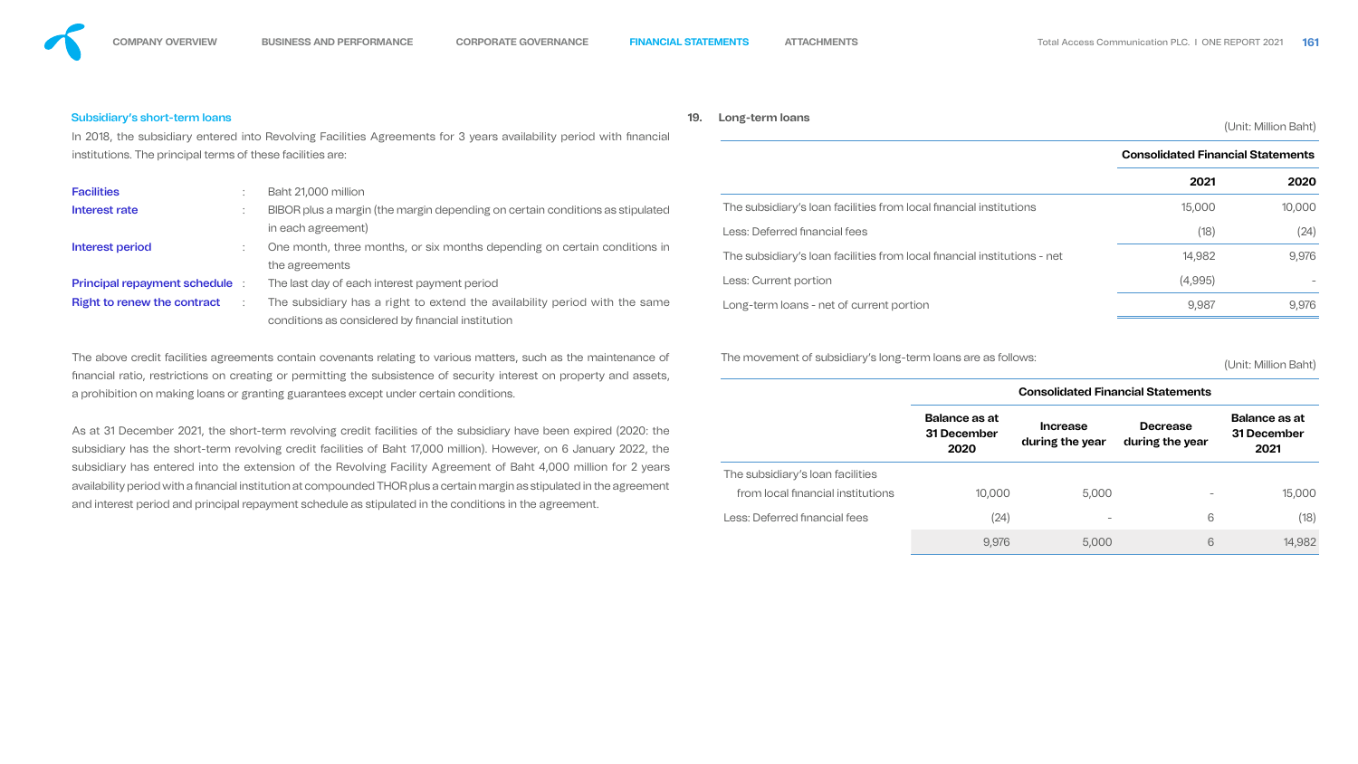### Subsidiary's short-term loans

In 2018, the subsidiary entered into Revolving Facilities Agreements for 3 years availability period with financial institutions. The principal terms of these facilities are:

| | | |
|---|---|---|
| **Facilities** | : | Baht 21,000 million |
| **Interest rate** | : | BIBOR plus a margin (the margin depending on certain conditions as stipulated in each agreement) |
| **Interest period** | : | One month, three months, or six months depending on certain conditions in the agreements |
| **Principal repayment schedule** | : | The last day of each interest payment period |
| **Right to renew the contract** | : | The subsidiary has a right to extend the availability period with the same conditions as considered by financial institution |

The above credit facilities agreements contain covenants relating to various matters, such as the maintenance of financial ratio, restrictions on creating or permitting the subsistence of security interest on property and assets, a prohibition on making loans or granting guarantees except under certain conditions.

As at 31 December 2021, the short-term revolving credit facilities of the subsidiary have been expired (2020: the subsidiary has the short-term revolving credit facilities of Baht 17,000 million). However, on 6 January 2022, the subsidiary has entered into the extension of the Revolving Facility Agreement of Baht 4,000 million for 2 years availability period with a financial institution at compounded THOR plus a certain margin as stipulated in the agreement and interest period and principal repayment schedule as stipulated in the conditions in the agreement.

## 19. Long-term loans

(Unit: Million Baht)

| | Consolidated Financial Statements | |
|---|---|---|
| | **2021** | **2020** |
| The subsidiary's loan facilities from local financial institutions | 15,000 | 10,000 |
| Less: Deferred financial fees | (18) | (24) |
| The subsidiary's loan facilities from local financial institutions - net | 14,982 | 9,976 |
| Less: Current portion | (4,995) | - |
| Long-term loans - net of current portion | 9,987 | 9,976 |

The movement of subsidiary's long-term loans are as follows:

(Unit: Million Baht)

| | Consolidated Financial Statements | | | |
|---|---|---|---|---|
| | **Balance as at 31 December 2020** | **Increase during the year** | **Decrease during the year** | **Balance as at 31 December 2021** |
| The subsidiary's loan facilities from local financial institutions | 10,000 | 5,000 | - | 15,000 |
| Less: Deferred financial fees | (24) | - | 6 | (18) |
| | 9,976 | 5,000 | 6 | 14,982 |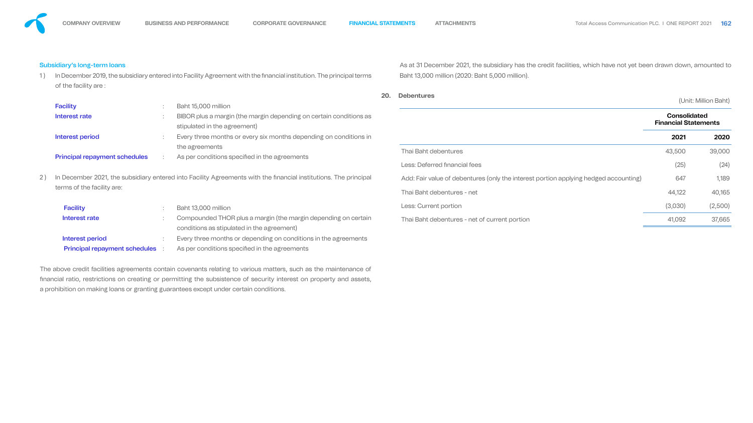### Subsidiary's long-term loans

1) In December 2019, the subsidiary entered into Facility Agreement with the financial institution. The principal terms of the facility are :

| | | |
|---|---|---|
| **Facility** | : | Baht 15,000 million |
| **Interest rate** | : | BIBOR plus a margin (the margin depending on certain conditions as stipulated in the agreement) |
| **Interest period** | : | Every three months or every six months depending on conditions in the agreements |
| **Principal repayment schedules** | : | As per conditions specified in the agreements |

2) In December 2021, the subsidiary entered into Facility Agreements with the financial institutions. The principal terms of the facility are:

| | | |
|---|---|---|
| **Facility** | : | Baht 13,000 million |
| **Interest rate** | : | Compounded THOR plus a margin (the margin depending on certain conditions as stipulated in the agreement) |
| **Interest period** | : | Every three months or depending on conditions in the agreements |
| **Principal repayment schedules** | : | As per conditions specified in the agreements |

The above credit facilities agreements contain covenants relating to various matters, such as the maintenance of financial ratio, restrictions on creating or permitting the subsistence of security interest on property and assets, a prohibition on making loans or granting guarantees except under certain conditions.

As at 31 December 2021, the subsidiary has the credit facilities, which have not yet been drawn down, amounted to Baht 13,000 million (2020: Baht 5,000 million).

## 20. Debentures

(Unit: Million Baht)

| | Consolidated Financial Statements | |
|---|---|---|
| | **2021** | **2020** |
| Thai Baht debentures | 43,500 | 39,000 |
| Less: Deferred financial fees | (25) | (24) |
| Add: Fair value of debentures (only the interest portion applying hedged accounting) | 647 | 1,189 |
| Thai Baht debentures - net | 44,122 | 40,165 |
| Less: Current portion | (3,030) | (2,500) |
| Thai Baht debentures - net of current portion | 41,092 | 37,665 |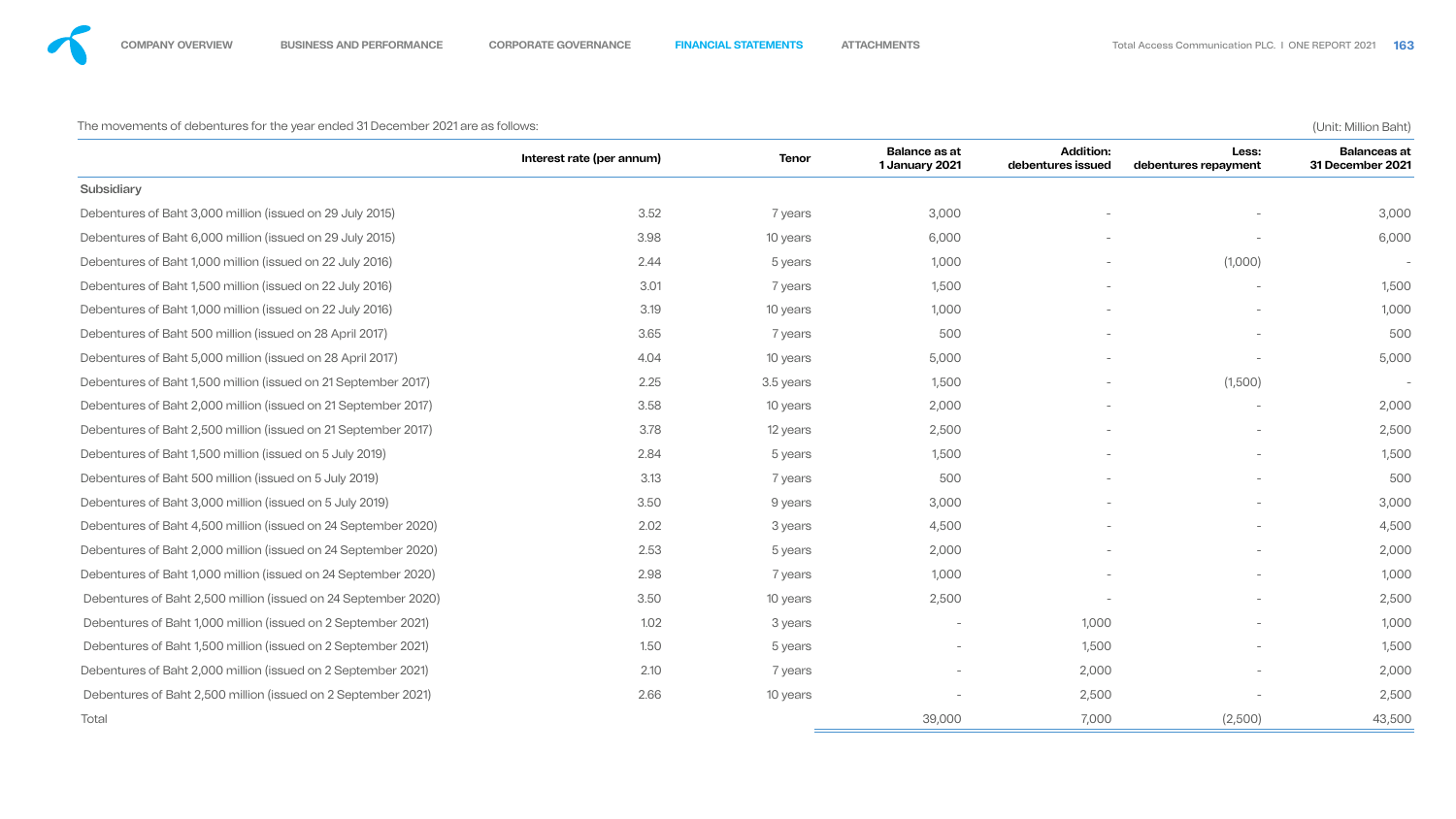The movements of debentures for the year ended 31 December 2021 are as follows:

(Unit: Million Baht)

| | Interest rate (per annum) | Tenor | Balance as at 1 January 2021 | Addition: debentures issued | Less: debentures repayment | Balanceas at 31 December 2021 |
|---|---|---|---|---|---|---|
| Subsidiary | | | | | | |
| Debentures of Baht 3,000 million (issued on 29 July 2015) | 3.52 | 7 years | 3,000 | - | - | 3,000 |
| Debentures of Baht 6,000 million (issued on 29 July 2015) | 3.98 | 10 years | 6,000 | - | - | 6,000 |
| Debentures of Baht 1,000 million (issued on 22 July 2016) | 2.44 | 5 years | 1,000 | - | (1,000) | - |
| Debentures of Baht 1,500 million (issued on 22 July 2016) | 3.01 | 7 years | 1,500 | - | - | 1,500 |
| Debentures of Baht 1,000 million (issued on 22 July 2016) | 3.19 | 10 years | 1,000 | - | - | 1,000 |
| Debentures of Baht 500 million (issued on 28 April 2017) | 3.65 | 7 years | 500 | - | - | 500 |
| Debentures of Baht 5,000 million (issued on 28 April 2017) | 4.04 | 10 years | 5,000 | - | - | 5,000 |
| Debentures of Baht 1,500 million (issued on 21 September 2017) | 2.25 | 3.5 years | 1,500 | - | (1,500) | - |
| Debentures of Baht 2,000 million (issued on 21 September 2017) | 3.58 | 10 years | 2,000 | - | - | 2,000 |
| Debentures of Baht 2,500 million (issued on 21 September 2017) | 3.78 | 12 years | 2,500 | - | - | 2,500 |
| Debentures of Baht 1,500 million (issued on 5 July 2019) | 2.84 | 5 years | 1,500 | - | - | 1,500 |
| Debentures of Baht 500 million (issued on 5 July 2019) | 3.13 | 7 years | 500 | - | - | 500 |
| Debentures of Baht 3,000 million (issued on 5 July 2019) | 3.50 | 9 years | 3,000 | - | - | 3,000 |
| Debentures of Baht 4,500 million (issued on 24 September 2020) | 2.02 | 3 years | 4,500 | - | - | 4,500 |
| Debentures of Baht 2,000 million (issued on 24 September 2020) | 2.53 | 5 years | 2,000 | - | - | 2,000 |
| Debentures of Baht 1,000 million (issued on 24 September 2020) | 2.98 | 7 years | 1,000 | - | - | 1,000 |
| Debentures of Baht 2,500 million (issued on 24 September 2020) | 3.50 | 10 years | 2,500 | - | - | 2,500 |
| Debentures of Baht 1,000 million (issued on 2 September 2021) | 1.02 | 3 years | - | 1,000 | - | 1,000 |
| Debentures of Baht 1,500 million (issued on 2 September 2021) | 1.50 | 5 years | - | 1,500 | - | 1,500 |
| Debentures of Baht 2,000 million (issued on 2 September 2021) | 2.10 | 7 years | - | 2,000 | - | 2,000 |
| Debentures of Baht 2,500 million (issued on 2 September 2021) | 2.66 | 10 years | - | 2,500 | - | 2,500 |
| Total | | | 39,000 | 7,000 | (2,500) | 43,500 |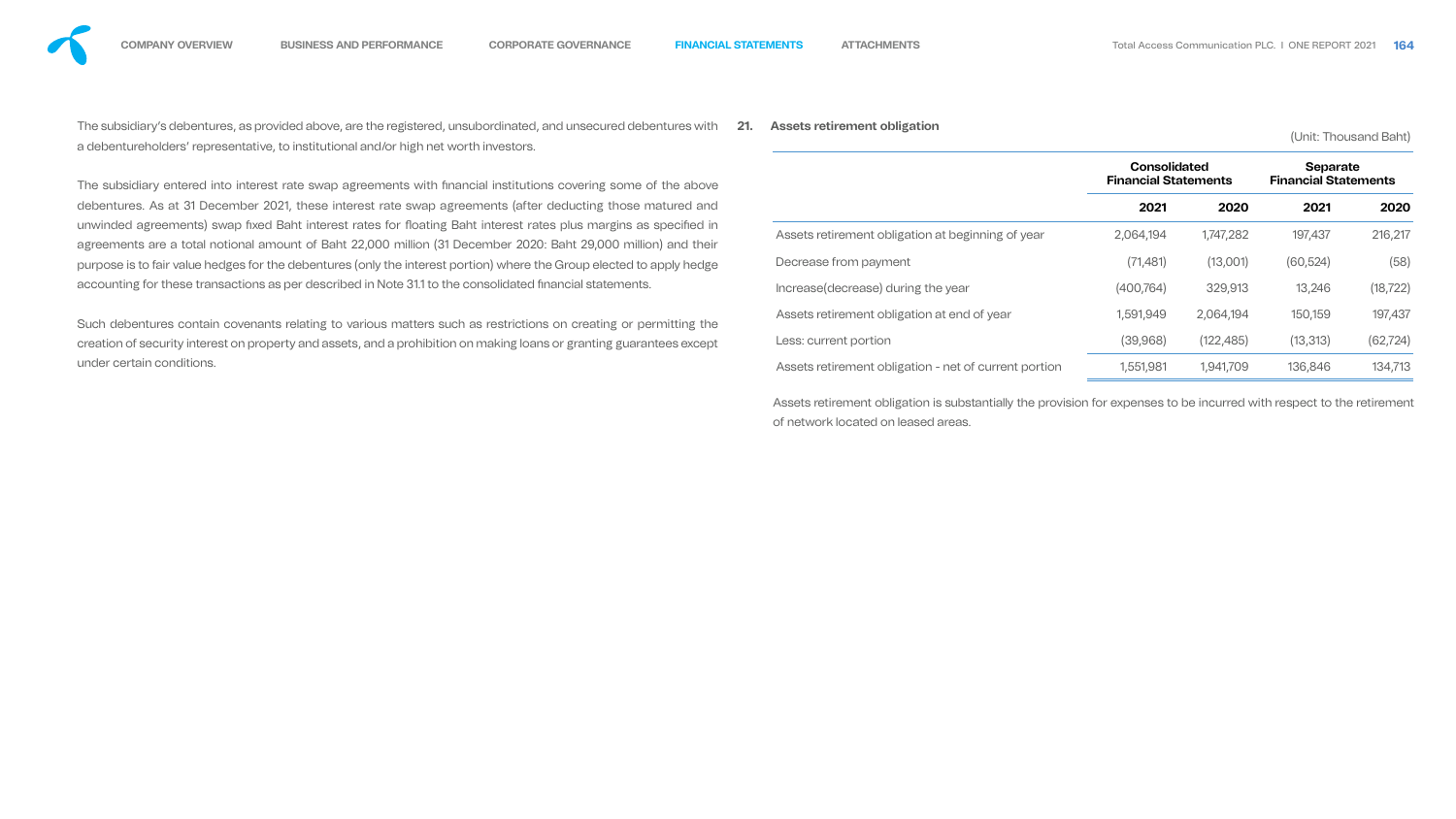The subsidiary's debentures, as provided above, are the registered, unsubordinated, and unsecured debentures with a debentureholders' representative, to institutional and/or high net worth investors.

The subsidiary entered into interest rate swap agreements with financial institutions covering some of the above debentures. As at 31 December 2021, these interest rate swap agreements (after deducting those matured and unwinded agreements) swap fixed Baht interest rates for floating Baht interest rates plus margins as specified in agreements are a total notional amount of Baht 22,000 million (31 December 2020: Baht 29,000 million) and their purpose is to fair value hedges for the debentures (only the interest portion) where the Group elected to apply hedge accounting for these transactions as per described in Note 31.1 to the consolidated financial statements.

Such debentures contain covenants relating to various matters such as restrictions on creating or permitting the creation of security interest on property and assets, and a prohibition on making loans or granting guarantees except under certain conditions.

## 21. Assets retirement obligation

(Unit: Thousand Baht)

| | Consolidated Financial Statements | | Separate Financial Statements | |
|---|---|---|---|---|
| | 2021 | 2020 | 2021 | 2020 |
| Assets retirement obligation at beginning of year | 2,064,194 | 1,747,282 | 197,437 | 216,217 |
| Decrease from payment | (71,481) | (13,001) | (60,524) | (58) |
| Increase(decrease) during the year | (400,764) | 329,913 | 13,246 | (18,722) |
| Assets retirement obligation at end of year | 1,591,949 | 2,064,194 | 150,159 | 197,437 |
| Less: current portion | (39,968) | (122,485) | (13,313) | (62,724) |
| Assets retirement obligation - net of current portion | 1,551,981 | 1,941,709 | 136,846 | 134,713 |

Assets retirement obligation is substantially the provision for expenses to be incurred with respect to the retirement of network located on leased areas.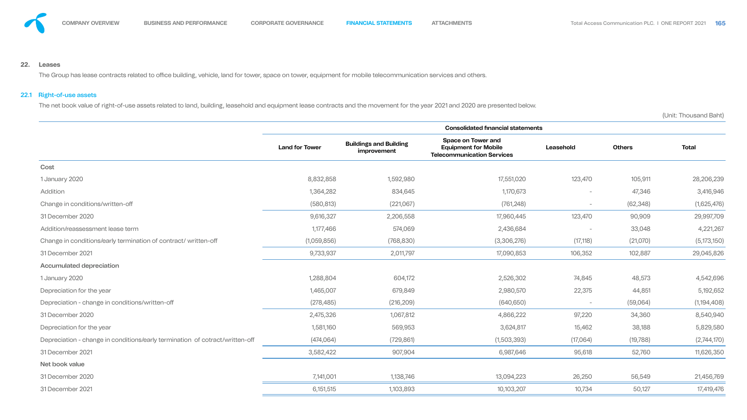## 22. Leases

The Group has lease contracts related to office building, vehicle, land for tower, space on tower, equipment for mobile telecommunication services and others.

### 22.1 Right-of-use assets

The net book value of right-of-use assets related to land, building, leasehold and equipment lease contracts and the movement for the year 2021 and 2020 are presented below.

(Unit: Thousand Baht)

| | Consolidated financial statements | | | | | |
|---|---|---|---|---|---|---|
| | Land for Tower | Buildings and Building improvement | Space on Tower and Equipment for Mobile Telecommunication Services | Leasehold | Others | Total |
| **Cost** | | | | | | |
| 1 January 2020 | 8,832,858 | 1,592,980 | 17,551,020 | 123,470 | 105,911 | 28,206,239 |
| Addition | 1,364,282 | 834,645 | 1,170,673 | - | 47,346 | 3,416,946 |
| Change in conditions/written-off | (580,813) | (221,067) | (761,248) | - | (62,348) | (1,625,476) |
| 31 December 2020 | 9,616,327 | 2,206,558 | 17,960,445 | 123,470 | 90,909 | 29,997,709 |
| Addition/reassessment lease term | 1,177,466 | 574,069 | 2,436,684 | - | 33,048 | 4,221,267 |
| Change in conditions/early termination of contract/ written-off | (1,059,856) | (768,830) | (3,306,276) | (17,118) | (21,070) | (5,173,150) |
| 31 December 2021 | 9,733,937 | 2,011,797 | 17,090,853 | 106,352 | 102,887 | 29,045,826 |
| **Accumulated depreciation** | | | | | | |
| 1 January 2020 | 1,288,804 | 604,172 | 2,526,302 | 74,845 | 48,573 | 4,542,696 |
| Depreciation for the year | 1,465,007 | 679,849 | 2,980,570 | 22,375 | 44,851 | 5,192,652 |
| Depreciation - change in conditions/written-off | (278,485) | (216,209) | (640,650) | - | (59,064) | (1,194,408) |
| 31 December 2020 | 2,475,326 | 1,067,812 | 4,866,222 | 97,220 | 34,360 | 8,540,940 |
| Depreciation for the year | 1,581,160 | 569,953 | 3,624,817 | 15,462 | 38,188 | 5,829,580 |
| Depreciation - change in conditions/early termination of cotract/written-off | (474,064) | (729,861) | (1,503,393) | (17,064) | (19,788) | (2,744,170) |
| 31 December 2021 | 3,582,422 | 907,904 | 6,987,646 | 95,618 | 52,760 | 11,626,350 |
| **Net book value** | | | | | | |
| 31 December 2020 | 7,141,001 | 1,138,746 | 13,094,223 | 26,250 | 56,549 | 21,456,769 |
| 31 December 2021 | 6,151,515 | 1,103,893 | 10,103,207 | 10,734 | 50,127 | 17,419,476 |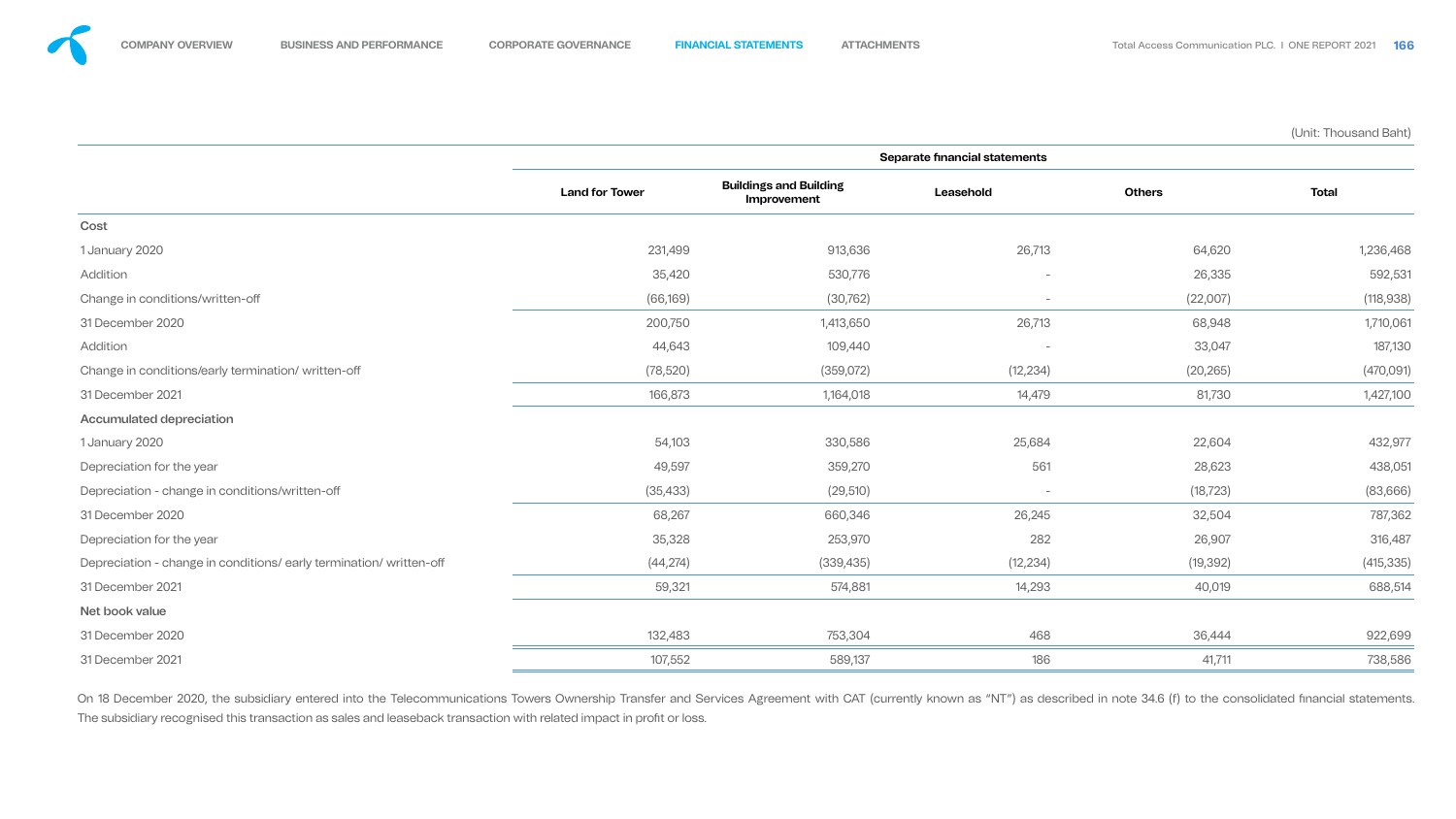(Unit: Thousand Baht)

| | Separate financial statements | | | | |
|---|---|---|---|---|---|
| | Land for Tower | Buildings and Building Improvement | Leasehold | Others | Total |
| **Cost** | | | | | |
| 1 January 2020 | 231,499 | 913,636 | 26,713 | 64,620 | 1,236,468 |
| Addition | 35,420 | 530,776 | - | 26,335 | 592,531 |
| Change in conditions/written-off | (66,169) | (30,762) | - | (22,007) | (118,938) |
| 31 December 2020 | 200,750 | 1,413,650 | 26,713 | 68,948 | 1,710,061 |
| Addition | 44,643 | 109,440 | - | 33,047 | 187,130 |
| Change in conditions/early termination/ written-off | (78,520) | (359,072) | (12,234) | (20,265) | (470,091) |
| 31 December 2021 | 166,873 | 1,164,018 | 14,479 | 81,730 | 1,427,100 |
| **Accumulated depreciation** | | | | | |
| 1 January 2020 | 54,103 | 330,586 | 25,684 | 22,604 | 432,977 |
| Depreciation for the year | 49,597 | 359,270 | 561 | 28,623 | 438,051 |
| Depreciation - change in conditions/written-off | (35,433) | (29,510) | - | (18,723) | (83,666) |
| 31 December 2020 | 68,267 | 660,346 | 26,245 | 32,504 | 787,362 |
| Depreciation for the year | 35,328 | 253,970 | 282 | 26,907 | 316,487 |
| Depreciation - change in conditions/ early termination/ written-off | (44,274) | (339,435) | (12,234) | (19,392) | (415,335) |
| 31 December 2021 | 59,321 | 574,881 | 14,293 | 40,019 | 688,514 |
| **Net book value** | | | | | |
| 31 December 2020 | 132,483 | 753,304 | 468 | 36,444 | 922,699 |
| 31 December 2021 | 107,552 | 589,137 | 186 | 41,711 | 738,586 |

On 18 December 2020, the subsidiary entered into the Telecommunications Towers Ownership Transfer and Services Agreement with CAT (currently known as "NT") as described in note 34.6 (f) to the consolidated financial statements. The subsidiary recognised this transaction as sales and leaseback transaction with related impact in profit or loss.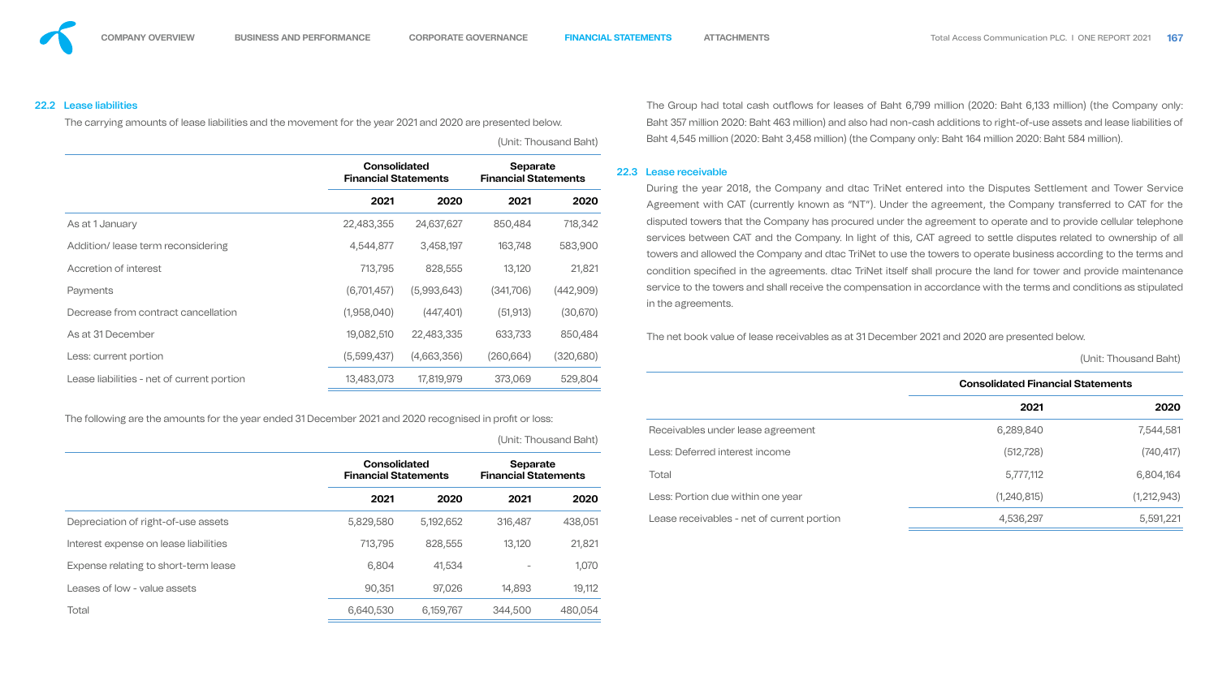### 22.2 Lease liabilities

The carrying amounts of lease liabilities and the movement for the year 2021 and 2020 are presented below.

(Unit: Thousand Baht)

| | Consolidated Financial Statements | | Separate Financial Statements | |
|---|---|---|---|---|
| | 2021 | 2020 | 2021 | 2020 |
| As at 1 January | 22,483,355 | 24,637,627 | 850,484 | 718,342 |
| Addition/ lease term reconsidering | 4,544,877 | 3,458,197 | 163,748 | 583,900 |
| Accretion of interest | 713,795 | 828,555 | 13,120 | 21,821 |
| Payments | (6,701,457) | (5,993,643) | (341,706) | (442,909) |
| Decrease from contract cancellation | (1,958,040) | (447,401) | (51,913) | (30,670) |
| As at 31 December | 19,082,510 | 22,483,335 | 633,733 | 850,484 |
| Less: current portion | (5,599,437) | (4,663,356) | (260,664) | (320,680) |
| Lease liabilities - net of current portion | 13,483,073 | 17,819,979 | 373,069 | 529,804 |

The following are the amounts for the year ended 31 December 2021 and 2020 recognised in profit or loss:

(Unit: Thousand Baht)

| | Consolidated Financial Statements | | Separate Financial Statements | |
|---|---|---|---|---|
| | 2021 | 2020 | 2021 | 2020 |
| Depreciation of right-of-use assets | 5,829,580 | 5,192,652 | 316,487 | 438,051 |
| Interest expense on lease liabilities | 713,795 | 828,555 | 13,120 | 21,821 |
| Expense relating to short-term lease | 6,804 | 41,534 | - | 1,070 |
| Leases of low - value assets | 90,351 | 97,026 | 14,893 | 19,112 |
| Total | 6,640,530 | 6,159,767 | 344,500 | 480,054 |

The Group had total cash outflows for leases of Baht 6,799 million (2020: Baht 6,133 million) (the Company only: Baht 357 million 2020: Baht 463 million) and also had non-cash additions to right-of-use assets and lease liabilities of Baht 4,545 million (2020: Baht 3,458 million) (the Company only: Baht 164 million 2020: Baht 584 million).

### 22.3 Lease receivable

During the year 2018, the Company and dtac TriNet entered into the Disputes Settlement and Tower Service Agreement with CAT (currently known as "NT"). Under the agreement, the Company transferred to CAT for the disputed towers that the Company has procured under the agreement to operate and to provide cellular telephone services between CAT and the Company. In light of this, CAT agreed to settle disputes related to ownership of all towers and allowed the Company and dtac TriNet to use the towers to operate business according to the terms and condition specified in the agreements. dtac TriNet itself shall procure the land for tower and provide maintenance service to the towers and shall receive the compensation in accordance with the terms and conditions as stipulated in the agreements.

The net book value of lease receivables as at 31 December 2021 and 2020 are presented below.

(Unit: Thousand Baht)

| | Consolidated Financial Statements | |
|---|---|---|
| | 2021 | 2020 |
| Receivables under lease agreement | 6,289,840 | 7,544,581 |
| Less: Deferred interest income | (512,728) | (740,417) |
| Total | 5,777,112 | 6,804,164 |
| Less: Portion due within one year | (1,240,815) | (1,212,943) |
| Lease receivables - net of current portion | 4,536,297 | 5,591,221 |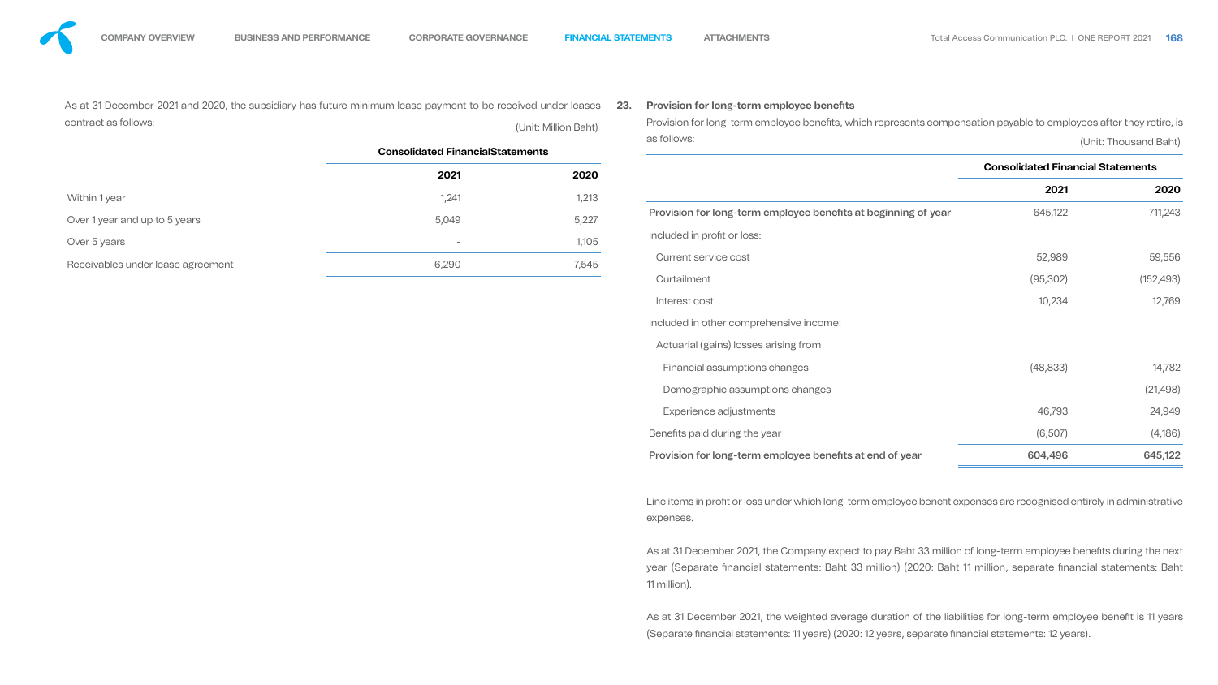As at 31 December 2021 and 2020, the subsidiary has future minimum lease payment to be received under leases contract as follows:

(Unit: Million Baht)

| | Consolidated Financial Statements | |
|---|---|---|
| | 2021 | 2020 |
| Within 1 year | 1,241 | 1,213 |
| Over 1 year and up to 5 years | 5,049 | 5,227 |
| Over 5 years | - | 1,105 |
| Receivables under lease agreement | 6,290 | 7,545 |

## 23. Provision for long-term employee benefits

Provision for long-term employee benefits, which represents compensation payable to employees after they retire, is as follows:

(Unit: Thousand Baht)

| | Consolidated Financial Statements | |
|---|---|---|
| | 2021 | 2020 |
| Provision for long-term employee benefits at beginning of year | 645,122 | 711,243 |
| Included in profit or loss: | | |
| Current service cost | 52,989 | 59,556 |
| Curtailment | (95,302) | (152,493) |
| Interest cost | 10,234 | 12,769 |
| Included in other comprehensive income: | | |
| Actuarial (gains) losses arising from | | |
| Financial assumptions changes | (48,833) | 14,782 |
| Demographic assumptions changes | - | (21,498) |
| Experience adjustments | 46,793 | 24,949 |
| Benefits paid during the year | (6,507) | (4,186) |
| Provision for long-term employee benefits at end of year | 604,496 | 645,122 |

Line items in profit or loss under which long-term employee benefit expenses are recognised entirely in administrative expenses.

As at 31 December 2021, the Company expect to pay Baht 33 million of long-term employee benefits during the next year (Separate financial statements: Baht 33 million) (2020: Baht 11 million, separate financial statements: Baht 11 million).

As at 31 December 2021, the weighted average duration of the liabilities for long-term employee benefit is 11 years (Separate financial statements: 11 years) (2020: 12 years, separate financial statements: 12 years).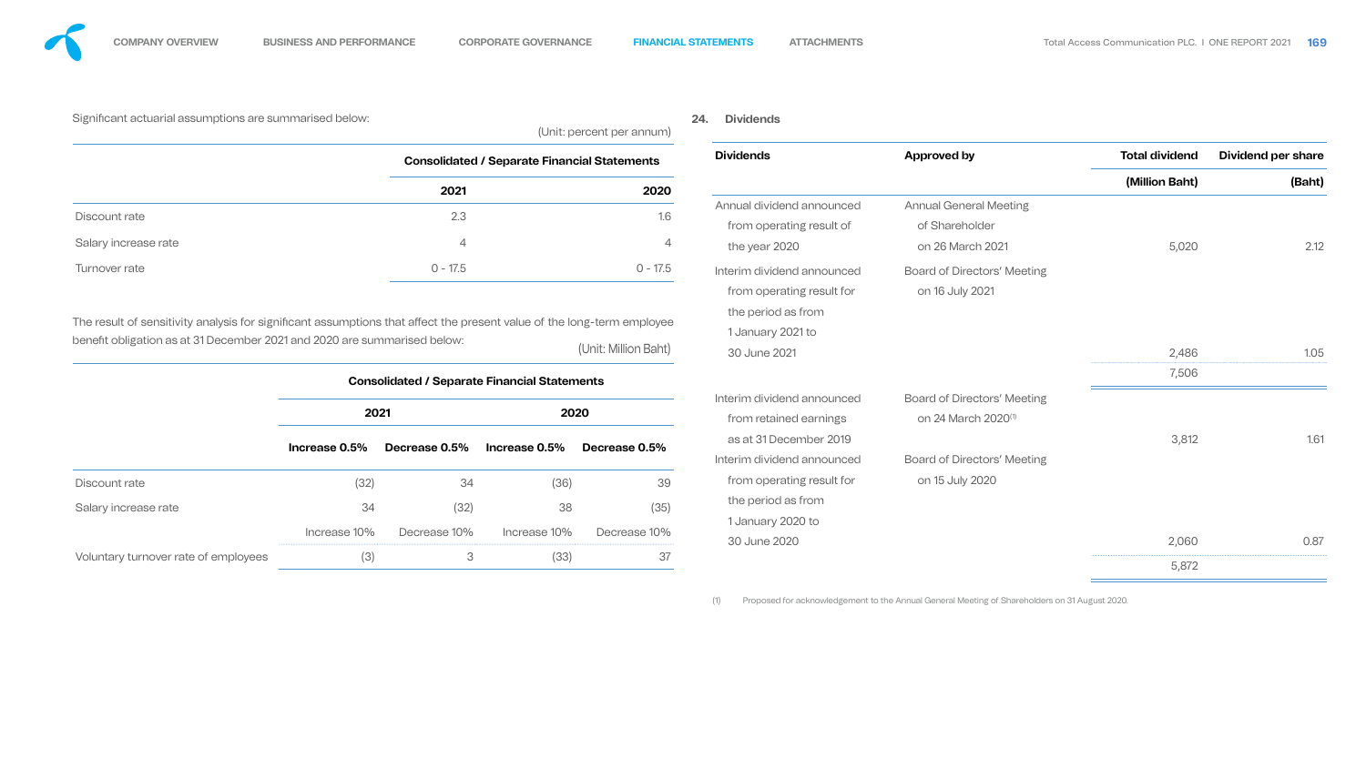Significant actuarial assumptions are summarised below:

(Unit: percent per annum)

| | Consolidated / Separate Financial Statements | |
|---|---|---|
| | 2021 | 2020 |
| Discount rate | 2.3 | 1.6 |
| Salary increase rate | 4 | 4 |
| Turnover rate | 0 - 17.5 | 0 - 17.5 |

The result of sensitivity analysis for significant assumptions that affect the present value of the long-term employee benefit obligation as at 31 December 2021 and 2020 are summarised below:

(Unit: Million Baht)

| | Consolidated / Separate Financial Statements | | | |
|---|---|---|---|---|
| | 2021 | | 2020 | |
| | Increase 0.5% | Decrease 0.5% | Increase 0.5% | Decrease 0.5% |
| Discount rate | (32) | 34 | (36) | 39 |
| Salary increase rate | 34 | (32) | 38 | (35) |
| | Increase 10% | Decrease 10% | Increase 10% | Decrease 10% |
| Voluntary turnover rate of employees | (3) | 3 | (33) | 37 |

## 24. Dividends

| Dividends | Approved by | Total dividend (Million Baht) | Dividend per share (Baht) |
|---|---|---|---|
| Annual dividend announced from operating result of the year 2020 | Annual General Meeting of Shareholder on 26 March 2021 | 5,020 | 2.12 |
| Interim dividend announced from operating result for the period as from 1 January 2021 to 30 June 2021 | Board of Directors' Meeting on 16 July 2021 | 2,486 | 1.05 |
| | | 7,506 | |
| Interim dividend announced from retained earnings as at 31 December 2019 | Board of Directors' Meeting on 24 March 2020[1] | 3,812 | 1.61 |
| Interim dividend announced from operating result for the period as from 1 January 2020 to 30 June 2020 | Board of Directors' Meeting on 15 July 2020 | 2,060 | 0.87 |
| | | 5,872 | |

(1) Proposed for acknowledgement to the Annual General Meeting of Shareholders on 31 August 2020.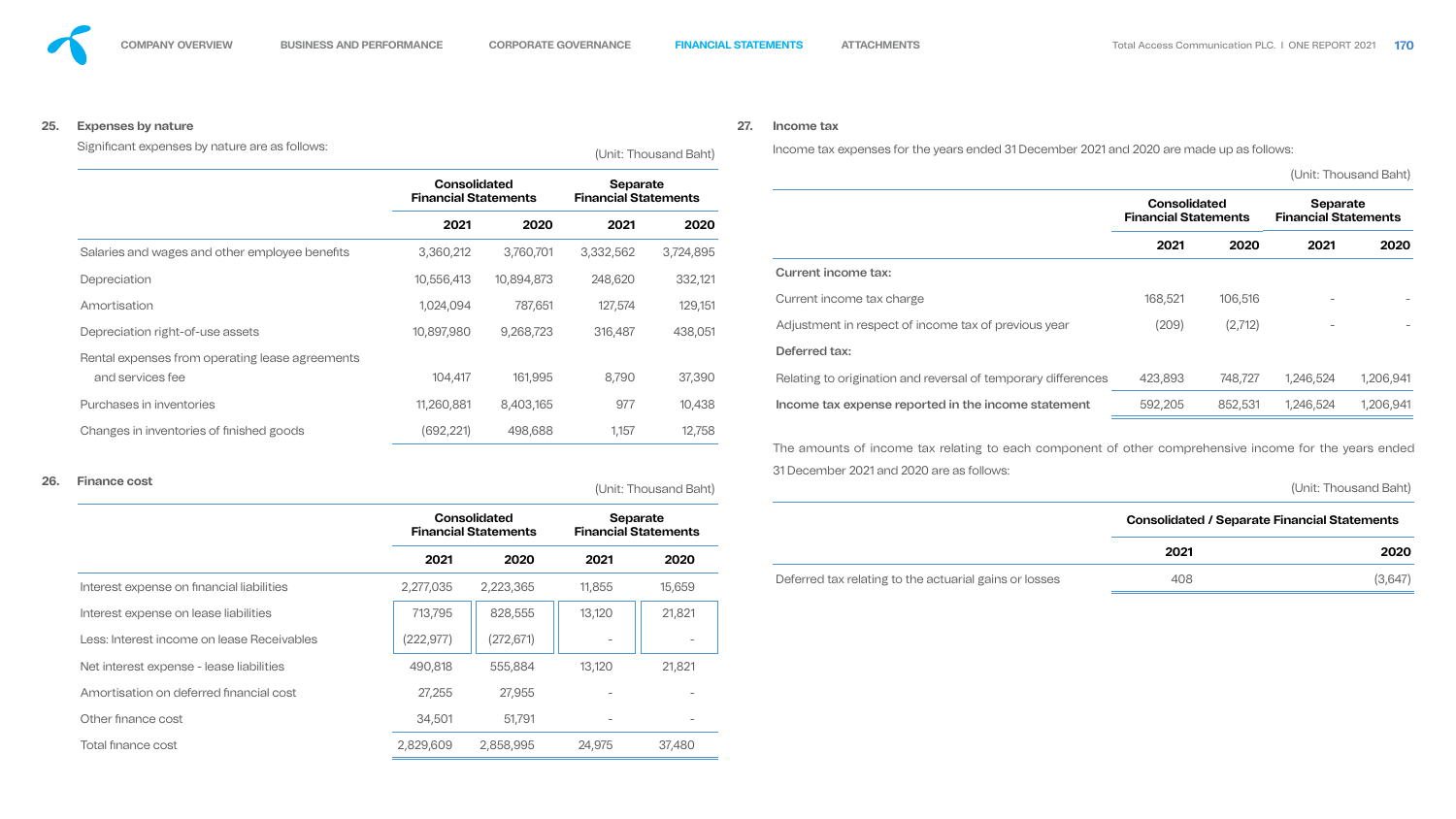## 25. Expenses by nature

Significant expenses by nature are as follows:

(Unit: Thousand Baht)

| | Consolidated Financial Statements | | Separate Financial Statements | |
|---|---|---|---|---|
| | 2021 | 2020 | 2021 | 2020 |
| Salaries and wages and other employee benefits | 3,360,212 | 3,760,701 | 3,332,562 | 3,724,895 |
| Depreciation | 10,556,413 | 10,894,873 | 248,620 | 332,121 |
| Amortisation | 1,024,094 | 787,651 | 127,574 | 129,151 |
| Depreciation right-of-use assets | 10,897,980 | 9,268,723 | 316,487 | 438,051 |
| Rental expenses from operating lease agreements and services fee | 104,417 | 161,995 | 8,790 | 37,390 |
| Purchases in inventories | 11,260,881 | 8,403,165 | 977 | 10,438 |
| Changes in inventories of finished goods | (692,221) | 498,688 | 1,157 | 12,758 |

## 26. Finance cost

(Unit: Thousand Baht)

| | Consolidated Financial Statements | | Separate Financial Statements | |
|---|---|---|---|---|
| | 2021 | 2020 | 2021 | 2020 |
| Interest expense on financial liabilities | 2,277,035 | 2,223,365 | 11,855 | 15,659 |
| Interest expense on lease liabilities | 713,795 | 828,555 | 13,120 | 21,821 |
| Less: Interest income on lease Receivables | (222,977) | (272,671) | - | - |
| Net interest expense - lease liabilities | 490,818 | 555,884 | 13,120 | 21,821 |
| Amortisation on deferred financial cost | 27,255 | 27,955 | - | - |
| Other finance cost | 34,501 | 51,791 | - | - |
| Total finance cost | 2,829,609 | 2,858,995 | 24,975 | 37,480 |

## 27. Income tax

Income tax expenses for the years ended 31 December 2021 and 2020 are made up as follows:

(Unit: Thousand Baht)

| | Consolidated Financial Statements | | Separate Financial Statements | |
|---|---|---|---|---|
| | 2021 | 2020 | 2021 | 2020 |
| **Current income tax:** | | | | |
| Current income tax charge | 168,521 | 106,516 | - | - |
| Adjustment in respect of income tax of previous year | (209) | (2,712) | - | - |
| **Deferred tax:** | | | | |
| Relating to origination and reversal of temporary differences | 423,893 | 748,727 | 1,246,524 | 1,206,941 |
| **Income tax expense reported in the income statement** | 592,205 | 852,531 | 1,246,524 | 1,206,941 |

The amounts of income tax relating to each component of other comprehensive income for the years ended 31 December 2021 and 2020 are as follows:

(Unit: Thousand Baht)

| | Consolidated / Separate Financial Statements | |
|---|---|---|
| | 2021 | 2020 |
| Deferred tax relating to the actuarial gains or losses | 408 | (3,647) |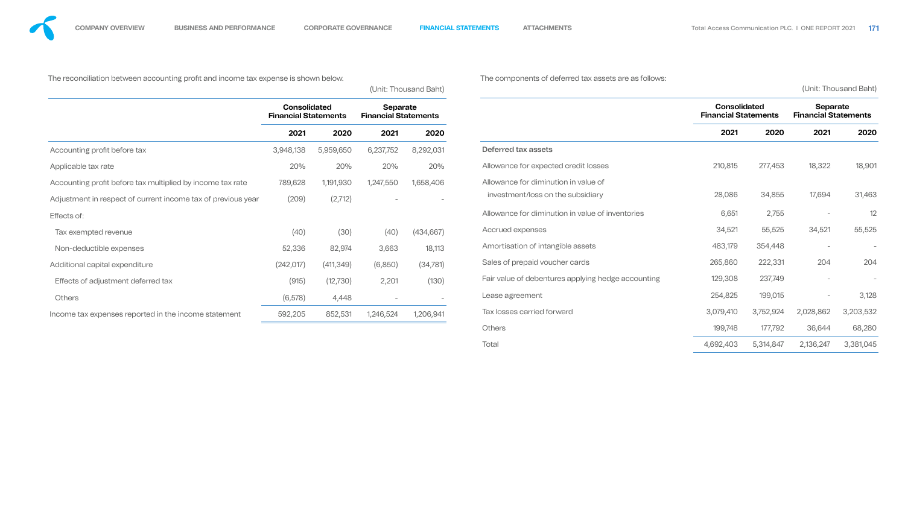The reconciliation between accounting profit and income tax expense is shown below.

(Unit: Thousand Baht)

| | Consolidated Financial Statements | | Separate Financial Statements | |
|---|---|---|---|---|
| | 2021 | 2020 | 2021 | 2020 |
| Accounting profit before tax | 3,948,138 | 5,959,650 | 6,237,752 | 8,292,031 |
| Applicable tax rate | 20% | 20% | 20% | 20% |
| Accounting profit before tax multiplied by income tax rate | 789,628 | 1,191,930 | 1,247,550 | 1,658,406 |
| Adjustment in respect of current income tax of previous year | (209) | (2,712) | - | - |
| Effects of: | | | | |
| Tax exempted revenue | (40) | (30) | (40) | (434,667) |
| Non-deductible expenses | 52,336 | 82,974 | 3,663 | 18,113 |
| Additional capital expenditure | (242,017) | (411,349) | (6,850) | (34,781) |
| Effects of adjustment deferred tax | (915) | (12,730) | 2,201 | (130) |
| Others | (6,578) | 4,448 | - | - |
| Income tax expenses reported in the income statement | 592,205 | 852,531 | 1,246,524 | 1,206,941 |

The components of deferred tax assets are as follows:

(Unit: Thousand Baht)

| | Consolidated Financial Statements | | Separate Financial Statements | |
|---|---|---|---|---|
| | 2021 | 2020 | 2021 | 2020 |
| **Deferred tax assets** | | | | |
| Allowance for expected credit losses | 210,815 | 277,453 | 18,322 | 18,901 |
| Allowance for diminution in value of investment/loss on the subsidiary | 28,086 | 34,855 | 17,694 | 31,463 |
| Allowance for diminution in value of inventories | 6,651 | 2,755 | - | 12 |
| Accrued expenses | 34,521 | 55,525 | 34,521 | 55,525 |
| Amortisation of intangible assets | 483,179 | 354,448 | - | - |
| Sales of prepaid voucher cards | 265,860 | 222,331 | 204 | 204 |
| Fair value of debentures applying hedge accounting | 129,308 | 237,749 | - | - |
| Lease agreement | 254,825 | 199,015 | - | 3,128 |
| Tax losses carried forward | 3,079,410 | 3,752,924 | 2,028,862 | 3,203,532 |
| Others | 199,748 | 177,792 | 36,644 | 68,280 |
| Total | 4,692,403 | 5,314,847 | 2,136,247 | 3,381,045 |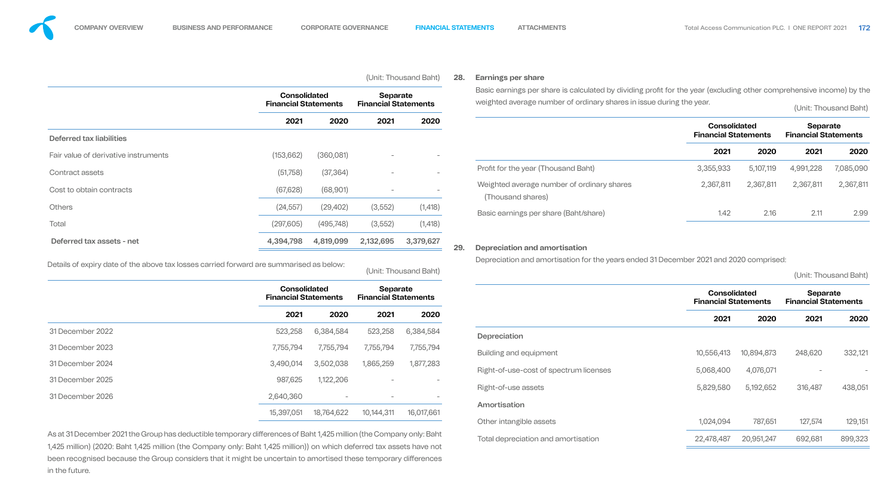(Unit: Thousand Baht)

| | Consolidated Financial Statements | | Separate Financial Statements | |
|---|---|---|---|---|
| | 2021 | 2020 | 2021 | 2020 |
| **Deferred tax liabilities** | | | | |
| Fair value of derivative instruments | (153,662) | (360,081) | - | - |
| Contract assets | (51,758) | (37,364) | - | - |
| Cost to obtain contracts | (67,628) | (68,901) | - | - |
| Others | (24,557) | (29,402) | (3,552) | (1,418) |
| Total | (297,605) | (495,748) | (3,552) | (1,418) |
| **Deferred tax assets - net** | **4,394,798** | **4,819,099** | **2,132,695** | **3,379,627** |

Details of expiry date of the above tax losses carried forward are summarised as below:

(Unit: Thousand Baht)

| | Consolidated Financial Statements | | Separate Financial Statements | |
|---|---|---|---|---|
| | 2021 | 2020 | 2021 | 2020 |
| 31 December 2022 | 523,258 | 6,384,584 | 523,258 | 6,384,584 |
| 31 December 2023 | 7,755,794 | 7,755,794 | 7,755,794 | 7,755,794 |
| 31 December 2024 | 3,490,014 | 3,502,038 | 1,865,259 | 1,877,283 |
| 31 December 2025 | 987,625 | 1,122,206 | - | - |
| 31 December 2026 | 2,640,360 | - | - | - |
| | 15,397,051 | 18,764,622 | 10,144,311 | 16,017,661 |

As at 31 December 2021 the Group has deductible temporary differences of Baht 1,425 million (the Company only: Baht 1,425 million) (2020: Baht 1,425 million (the Company only: Baht 1,425 million)) on which deferred tax assets have not been recognised because the Group considers that it might be uncertain to amortised these temporary differences in the future.

## 28. Earnings per share

Basic earnings per share is calculated by dividing profit for the year (excluding other comprehensive income) by the weighted average number of ordinary shares in issue during the year.

(Unit: Thousand Baht)

| | Consolidated Financial Statements | | Separate Financial Statements | |
|---|---|---|---|---|
| | 2021 | 2020 | 2021 | 2020 |
| Profit for the year (Thousand Baht) | 3,355,933 | 5,107,119 | 4,991,228 | 7,085,090 |
| Weighted average number of ordinary shares (Thousand shares) | 2,367,811 | 2,367,811 | 2,367,811 | 2,367,811 |
| Basic earnings per share (Baht/share) | 1.42 | 2.16 | 2.11 | 2.99 |

## 29. Depreciation and amortisation

Depreciation and amortisation for the years ended 31 December 2021 and 2020 comprised:

(Unit: Thousand Baht)

| | Consolidated Financial Statements | | Separate Financial Statements | |
|---|---|---|---|---|
| | 2021 | 2020 | 2021 | 2020 |
| **Depreciation** | | | | |
| Building and equipment | 10,556,413 | 10,894,873 | 248,620 | 332,121 |
| Right-of-use-cost of spectrum licenses | 5,068,400 | 4,076,071 | - | - |
| Right-of-use assets | 5,829,580 | 5,192,652 | 316,487 | 438,051 |
| **Amortisation** | | | | |
| Other intangible assets | 1,024,094 | 787,651 | 127,574 | 129,151 |
| Total depreciation and amortisation | 22,478,487 | 20,951,247 | 692,681 | 899,323 |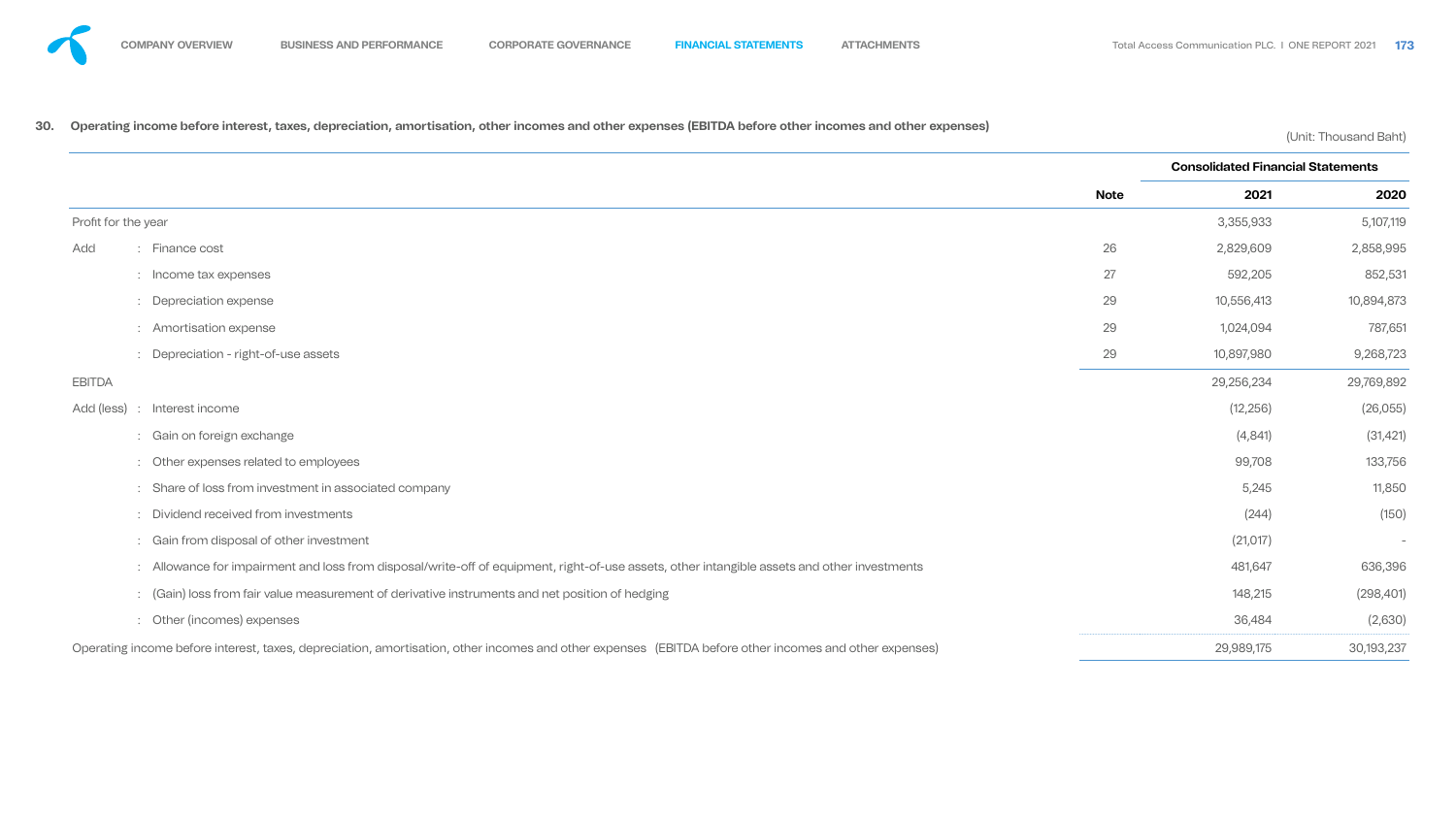## 30. Operating income before interest, taxes, depreciation, amortisation, other incomes and other expenses (EBITDA before other incomes and other expenses)

(Unit: Thousand Baht)

| | | Note | Consolidated Financial Statements 2021 | 2020 |
|---|---|---|---|---|
| Profit for the year | | | 3,355,933 | 5,107,119 |
| Add | : Finance cost | 26 | 2,829,609 | 2,858,995 |
| | : Income tax expenses | 27 | 592,205 | 852,531 |
| | : Depreciation expense | 29 | 10,556,413 | 10,894,873 |
| | : Amortisation expense | 29 | 1,024,094 | 787,651 |
| | : Depreciation - right-of-use assets | 29 | 10,897,980 | 9,268,723 |
| EBITDA | | | 29,256,234 | 29,769,892 |
| Add (less) | : Interest income | | (12,256) | (26,055) |
| | : Gain on foreign exchange | | (4,841) | (31,421) |
| | : Other expenses related to employees | | 99,708 | 133,756 |
| | : Share of loss from investment in associated company | | 5,245 | 11,850 |
| | : Dividend received from investments | | (244) | (150) |
| | : Gain from disposal of other investment | | (21,017) | - |
| | : Allowance for impairment and loss from disposal/write-off of equipment, right-of-use assets, other intangible assets and other investments | | 481,647 | 636,396 |
| | : (Gain) loss from fair value measurement of derivative instruments and net position of hedging | | 148,215 | (298,401) |
| | : Other (incomes) expenses | | 36,484 | (2,630) |
| Operating income before interest, taxes, depreciation, amortisation, other incomes and other expenses (EBITDA before other incomes and other expenses) | | | 29,989,175 | 30,193,237 |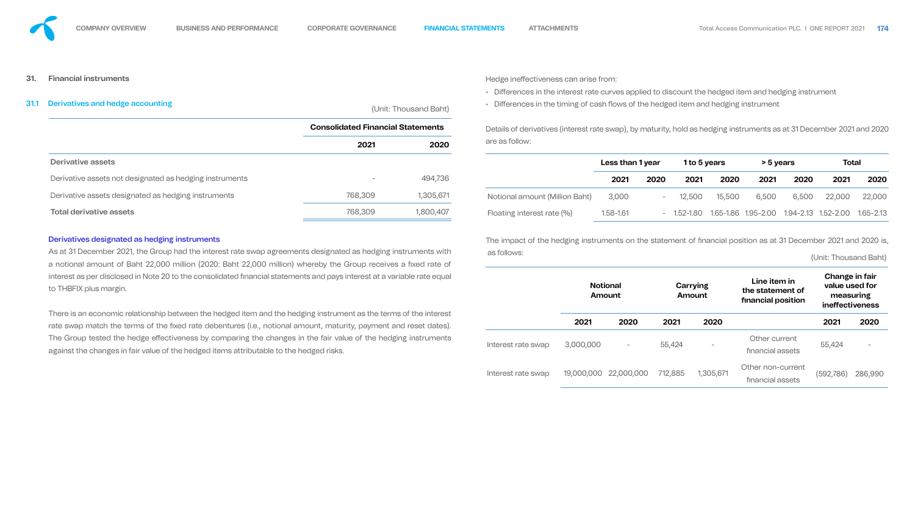## 31. Financial instruments

### 31.1 Derivatives and hedge accounting

(Unit: Thousand Baht)

| | Consolidated Financial Statements | |
|---|---|---|
| | 2021 | 2020 |
| **Derivative assets** | | |
| Derivative assets not designated as hedging instruments | - | 494,736 |
| Derivative assets designated as hedging instruments | 768,309 | 1,305,671 |
| **Total derivative assets** | 768,309 | 1,800,407 |

#### Derivatives designated as hedging instruments

As at 31 December 2021, the Group had the interest rate swap agreements designated as hedging instruments with a notional amount of Baht 22,000 million (2020: Baht 22,000 million) whereby the Group receives a fixed rate of interest as per disclosed in Note 20 to the consolidated financial statements and pays interest at a variable rate equal to THBFIX plus margin.

There is an economic relationship between the hedged item and the hedging instrument as the terms of the interest rate swap match the terms of the fixed rate debentures (i.e., notional amount, maturity, payment and reset dates). The Group tested the hedge effectiveness by comparing the changes in the fair value of the hedging instruments against the changes in fair value of the hedged items attributable to the hedged risks.

Hedge ineffectiveness can arise from:

- Differences in the interest rate curves applied to discount the hedged item and hedging instrument
- Differences in the timing of cash flows of the hedged item and hedging instrument

Details of derivatives (interest rate swap), by maturity, hold as hedging instruments as at 31 December 2021 and 2020 are as follow:

| | Less than 1 year | | 1 to 5 years | | > 5 years | | Total | |
|---|---|---|---|---|---|---|---|---|
| | 2021 | 2020 | 2021 | 2020 | 2021 | 2020 | 2021 | 2020 |
| Notional amount (Million Baht) | 3,000 | - | 12,500 | 15,500 | 6,500 | 6,500 | 22,000 | 22,000 |
| Floating interest rate (%) | 1.58-1.61 | - | 1.52-1.80 | 1.65-1.86 | 1.95-2.00 | 1.94-2.13 | 1.52-2.00 | 1.65-2.13 |

The impact of the hedging instruments on the statement of financial position as at 31 December 2021 and 2020 is, as follows:

(Unit: Thousand Baht)

| | Notional Amount | | Carrying Amount | | Line item in the statement of financial position | Change in fair value used for measuring ineffectiveness | |
|---|---|---|---|---|---|---|---|
| | 2021 | 2020 | 2021 | 2020 | | 2021 | 2020 |
| Interest rate swap | 3,000,000 | - | 55,424 | - | Other current financial assets | 55,424 | - |
| Interest rate swap | 19,000,000 | 22,000,000 | 712,885 | 1,305,671 | Other non-current financial assets | (592,786) | 286,990 |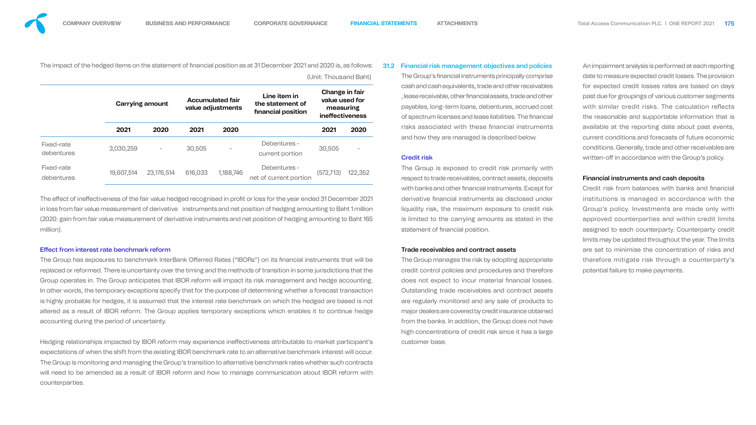The impact of the hedged items on the statement of financial position as at 31 December 2021 and 2020 is, as follows:

(Unit: Thousand Baht)

| | Carrying amount | | Accumulated fair value adjustments | | Line item in the statement of financial position | Change in fair value used for measuring ineffectiveness | |
|---|---|---|---|---|---|---|---|
| | 2021 | 2020 | 2021 | 2020 | | 2021 | 2020 |
| Fixed-rate debentures | 3,030,259 | - | 30,505 | - | Debentures - current portion | 30,505 | - |
| Fixed-rate debentures | 19,607,514 | 23,176,514 | 616,033 | 1,188,746 | Debentures - net of current portion | (572,713) | 122,352 |

The effect of ineffectiveness of the fair value hedged recognised in profit or loss for the year ended 31 December 2021 in loss from fair value measurement of derivative instruments and net position of hedging amounting to Baht 1 million (2020: gain from fair value measurement of derivative instruments and net position of hedging amounting to Baht 165 million).

### Effect from interest rate benchmark reform

The Group has exposures to benchmark InterBank Offerred Rates ("IBORs") on its financial instruments that will be replaced or reformed. There is uncertainty over the timing and the methods of transition in some jurisdictions that the Group operates in. The Group anticipates that IBOR reform will impact its risk management and hedge accounting. In other words, the temporary exceptions specify that for the purpose of determining whether a forecast transaction is highly probable for hedges, it is assumed that the interest rate benchmark on which the hedged are based is not altered as a result of IBOR reform. The Group applies temporary exceptions which enables it to continue hedge accounting during the period of uncertainty.

Hedging relationships impacted by IBOR reform may experience ineffectiveness attributable to market participant's expectations of when the shift from the existing IBOR benchmark rate to an alternative benchmark interest will occur. The Group is monitoring and managing the Group's transition to alternative benchmark rates whether such contracts will need to be amended as a result of IBOR reform and how to manage communication about IBOR reform with counterparties.

## 31.2 Financial risk management objectives and policies

The Group's financial instruments principally comprise cash and cash equivalents, trade and other receivables , lease receivable, other financial assets, trade and other payables, long-term loans, debentures, accrued cost of spectrum licenses and lease liabilities. The financial risks associated with these financial instruments and how they are managed is described below.

### Credit risk

The Group is exposed to credit risk primarily with respect to trade receivables, contract assets, deposits with banks and other financial instruments. Except for derivative financial instruments as disclosed under liquidity risk, the maximum exposure to credit risk is limited to the carrying amounts as stated in the statement of financial position.

#### Trade receivables and contract assets

The Group manages the risk by adopting appropriate credit control policies and procedures and therefore does not expect to incur material financial losses. Outstanding trade receivables and contract assets are regularly monitored and any sale of products to major dealers are covered by credit insurance obtained from the banks. In addition, the Group does not have high concentrations of credit risk since it has a large customer base.

An impairment analysis is performed at each reporting date to measure expected credit losses. The provision for expected credit losses rates are based on days past due for groupings of various customer segments with similar credit risks. The calculation reflects the reasonable and supportable information that is available at the reporting date about past events, current conditions and forecasts of future economic conditions. Generally, trade and other receivables are written-off in accordance with the Group's policy.

#### Financial instruments and cash deposits

Credit risk from balances with banks and financial institutions is managed in accordance with the Group's policy. Investments are made only with approved counterparties and within credit limits assigned to each counterparty. Counterparty credit limits may be updated throughout the year. The limits are set to minimise the concentration of risks and therefore mitigate risk through a counterparty's potential failure to make payments.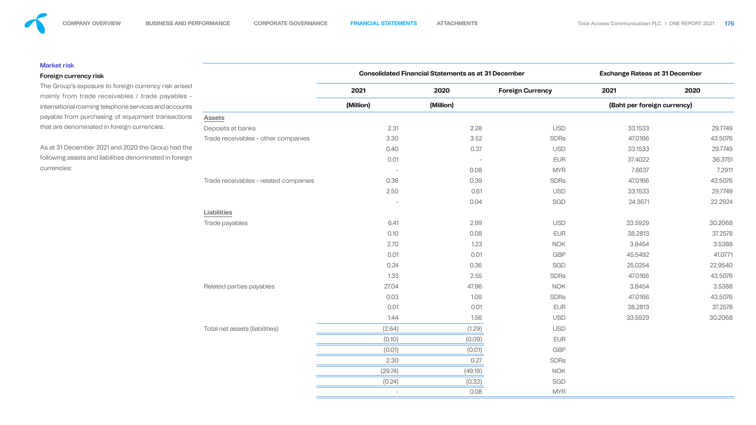### Market risk

#### Foreign currency risk

The Group's exposure to foreign currency risk arised mainly from trade receivables / trade payables - international roaming telephone services and accounts payable from purchasing of equipment transactions that are denominated in foreign currencies.

As at 31 December 2021 and 2020 the Group had the following assets and liabilities denominated in foreign currencies:

| | Consolidated Financial Statements as at 31 December | | | Exchange Rateas at 31 December | |
|---|---|---|---|---|---|
| | 2021 | 2020 | Foreign Currency | 2021 | 2020 |
| | (Million) | (Million) | | (Baht per foreign currency) | |
| **Assets** | | | | | |
| Deposits at banks | 2.31 | 2.28 | USD | 33.1533 | 29.7749 |
| Trade receivables - other companies | 3.30 | 3.52 | SDRs | 47.0166 | 43.5076 |
| | 0.40 | 0.37 | USD | 33.1533 | 29.7749 |
| | 0.01 | - | EUR | 37.4022 | 36.3751 |
| | - | 0.08 | MYR | 7.8637 | 7.2911 |
| Trade receivables - related companies | 0.36 | 0.39 | SDRs | 47.0166 | 43.5076 |
| | 2.50 | 0.61 | USD | 33.1533 | 29.7749 |
| | - | 0.04 | SGD | 24.3671 | 22.2924 |
| **Liabilities** | | | | | |
| Trade payables | 6.41 | 2.99 | USD | 33.5929 | 30.2068 |
| | 0.10 | 0.08 | EUR | 38.2813 | 37.2578 |
| | 2.70 | 1.23 | NOK | 3.8454 | 3.5388 |
| | 0.01 | 0.01 | GBP | 45.5492 | 41.0771 |
| | 0.24 | 0.36 | SGD | 25.0254 | 22.9540 |
| | 1.33 | 2.55 | SDRs | 47.0166 | 43.5076 |
| Related parties payables | 27.04 | 47.96 | NOK | 3.8454 | 3.5388 |
| | 0.03 | 1.09 | SDRs | 47.0166 | 43.5076 |
| | 0.01 | 0.01 | EUR | 38.2813 | 37.2578 |
| | 1.44 | 1.56 | USD | 33.5929 | 30.2068 |
| Total net assets (liabilities) | (2.64) | (1.29) | USD | | |
| | (0.10) | (0.09) | EUR | | |
| | (0.01) | (0.01) | GBP | | |
| | 2.30 | 0.27 | SDRs | | |
| | (29.74) | (49.19) | NOK | | |
| | (0.24) | (0.32) | SGD | | |
| | - | 0.08 | MYR | | |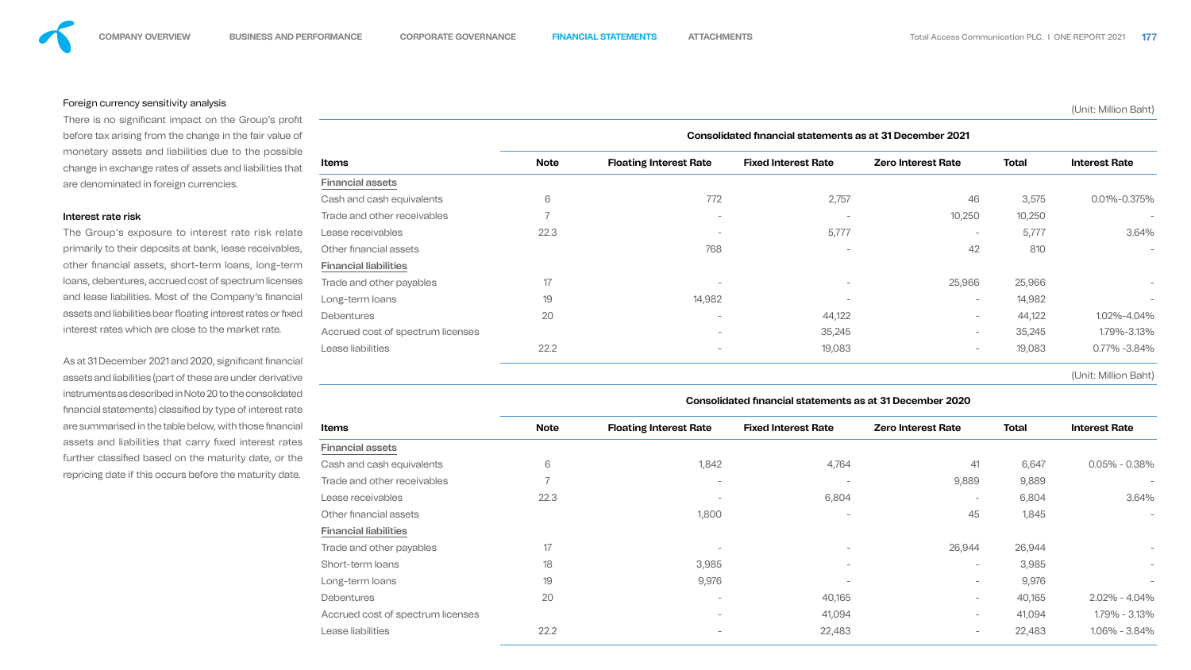Foreign currency sensitivity analysis

There is no significant impact on the Group's profit before tax arising from the change in the fair value of monetary assets and liabilities due to the possible change in exchange rates of assets and liabilities that are denominated in foreign currencies.

**Interest rate risk**

The Group's exposure to interest rate risk relate primarily to their deposits at bank, lease receivables, other financial assets, short-term loans, long-term loans, debentures, accrued cost of spectrum licenses and lease liabilities. Most of the Company's financial assets and liabilities bear floating interest rates or fixed interest rates which are close to the market rate.

As at 31 December 2021 and 2020, significant financial assets and liabilities (part of these are under derivative instruments as described in Note 20 to the consolidated financial statements) classified by type of interest rate are summarised in the table below, with those financial assets and liabilities that carry fixed interest rates further classified based on the maturity date, or the repricing date if this occurs before the maturity date.

(Unit: Million Baht)

| | | Consolidated financial statements as at 31 December 2021 | | | | |
|---|---|---|---|---|---|---|
| **Items** | **Note** | **Floating Interest Rate** | **Fixed Interest Rate** | **Zero Interest Rate** | **Total** | **Interest Rate** |
| Financial assets | | | | | | |
| Cash and cash equivalents | 6 | 772 | 2,757 | 46 | 3,575 | 0.01%-0.375% |
| Trade and other receivables | 7 | - | - | 10,250 | 10,250 | - |
| Lease receivables | 22.3 | - | 5,777 | - | 5,777 | 3.64% |
| Other financial assets | | 768 | - | 42 | 810 | - |
| Financial liabilities | | | | | | |
| Trade and other payables | 17 | - | - | 25,966 | 25,966 | - |
| Long-term loans | 19 | 14,982 | - | - | 14,982 | - |
| Debentures | 20 | - | 44,122 | - | 44,122 | 1.02%-4.04% |
| Accrued cost of spectrum licenses | | - | 35,245 | - | 35,245 | 1.79%-3.13% |
| Lease liabilities | 22.2 | - | 19,083 | - | 19,083 | 0.77% -3.84% |

(Unit: Million Baht)

| | | Consolidated financial statements as at 31 December 2020 | | | | |
|---|---|---|---|---|---|---|
| **Items** | **Note** | **Floating Interest Rate** | **Fixed Interest Rate** | **Zero Interest Rate** | **Total** | **Interest Rate** |
| Financial assets | | | | | | |
| Cash and cash equivalents | 6 | 1,842 | 4,764 | 41 | 6,647 | 0.05% - 0.38% |
| Trade and other receivables | 7 | - | - | 9,889 | 9,889 | - |
| Lease receivables | 22.3 | - | 6,804 | - | 6,804 | 3.64% |
| Other financial assets | | 1,800 | - | 45 | 1,845 | - |
| Financial liabilities | | | | | | |
| Trade and other payables | 17 | - | - | 26,944 | 26,944 | - |
| Short-term loans | 18 | 3,985 | - | - | 3,985 | - |
| Long-term loans | 19 | 9,976 | - | - | 9,976 | - |
| Debentures | 20 | - | 40,165 | - | 40,165 | 2.02% - 4.04% |
| Accrued cost of spectrum licenses | | - | 41,094 | - | 41,094 | 1.79% - 3.13% |
| Lease liabilities | 22.2 | - | 22,483 | - | 22,483 | 1.06% - 3.84% |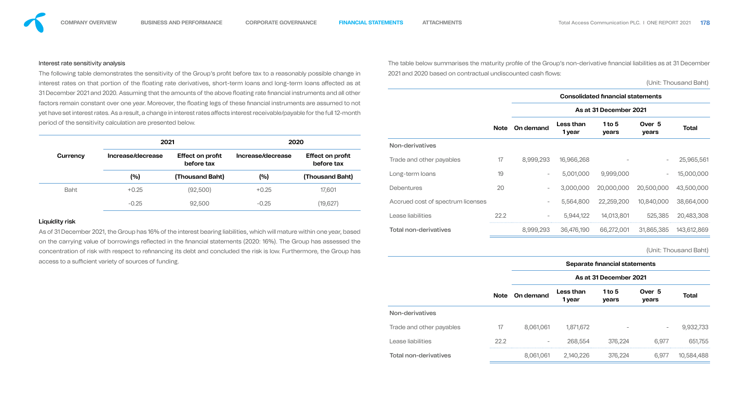Interest rate sensitivity analysis

The following table demonstrates the sensitivity of the Group's profit before tax to a reasonably possible change in interest rates on that portion of the floating rate derivatives, short-term loans and long-term loans affected as at 31 December 2021 and 2020. Assuming that the amounts of the above floating rate financial instruments and all other factors remain constant over one year. Moreover, the floating legs of these financial instruments are assumed to not yet have set interest rates. As a result, a change in interest rates affects interest receivable/payable for the full 12-month period of the sensitivity calculation are presented below.

| Currency | 2021 | | 2020 | |
|---|---|---|---|---|
| | Increase/decrease | Effect on profit before tax | Increase/decrease | Effect on profit before tax |
| | (%) | (Thousand Baht) | (%) | (Thousand Baht) |
| Baht | +0.25 | (92,500) | +0.25 | 17,601 |
| | -0.25 | 92,500 | -0.25 | (19,627) |

Liquidity risk

As of 31 December 2021, the Group has 16% of the interest bearing liabilities, which will mature within one year, based on the carrying value of borrowings reflected in the financial statements (2020: 16%). The Group has assessed the concentration of risk with respect to refinancing its debt and concluded the risk is low. Furthermore, the Group has access to a sufficient variety of sources of funding.

The table below summarises the maturity profile of the Group's non-derivative financial liabilities as at 31 December 2021 and 2020 based on contractual undiscounted cash flows:

(Unit: Thousand Baht)

| | | Consolidated financial statements | | | | |
|---|---|---|---|---|---|---|
| | | As at 31 December 2021 | | | | |
| | Note | On demand | Less than 1 year | 1 to 5 years | Over 5 years | Total |
| Non-derivatives | | | | | | |
| Trade and other payables | 17 | 8,999,293 | 16,966,268 | - | - | 25,965,561 |
| Long-term loans | 19 | - | 5,001,000 | 9,999,000 | - | 15,000,000 |
| Debentures | 20 | - | 3,000,000 | 20,000,000 | 20,500,000 | 43,500,000 |
| Accrued cost of spectrum licenses | | - | 5,564,800 | 22,259,200 | 10,840,000 | 38,664,000 |
| Lease liabilities | 22.2 | - | 5,944,122 | 14,013,801 | 525,385 | 20,483,308 |
| Total non-derivatives | | 8,999,293 | 36,476,190 | 66,272,001 | 31,865,385 | 143,612,869 |

(Unit: Thousand Baht)

| | | Separate financial statements | | | | |
|---|---|---|---|---|---|---|
| | | As at 31 December 2021 | | | | |
| | Note | On demand | Less than 1 year | 1 to 5 years | Over 5 years | Total |
| Non-derivatives | | | | | | |
| Trade and other payables | 17 | 8,061,061 | 1,871,672 | - | - | 9,932,733 |
| Lease liabilities | 22.2 | - | 268,554 | 376,224 | 6,977 | 651,755 |
| Total non-derivatives | | 8,061,061 | 2,140,226 | 376,224 | 6,977 | 10,584,488 |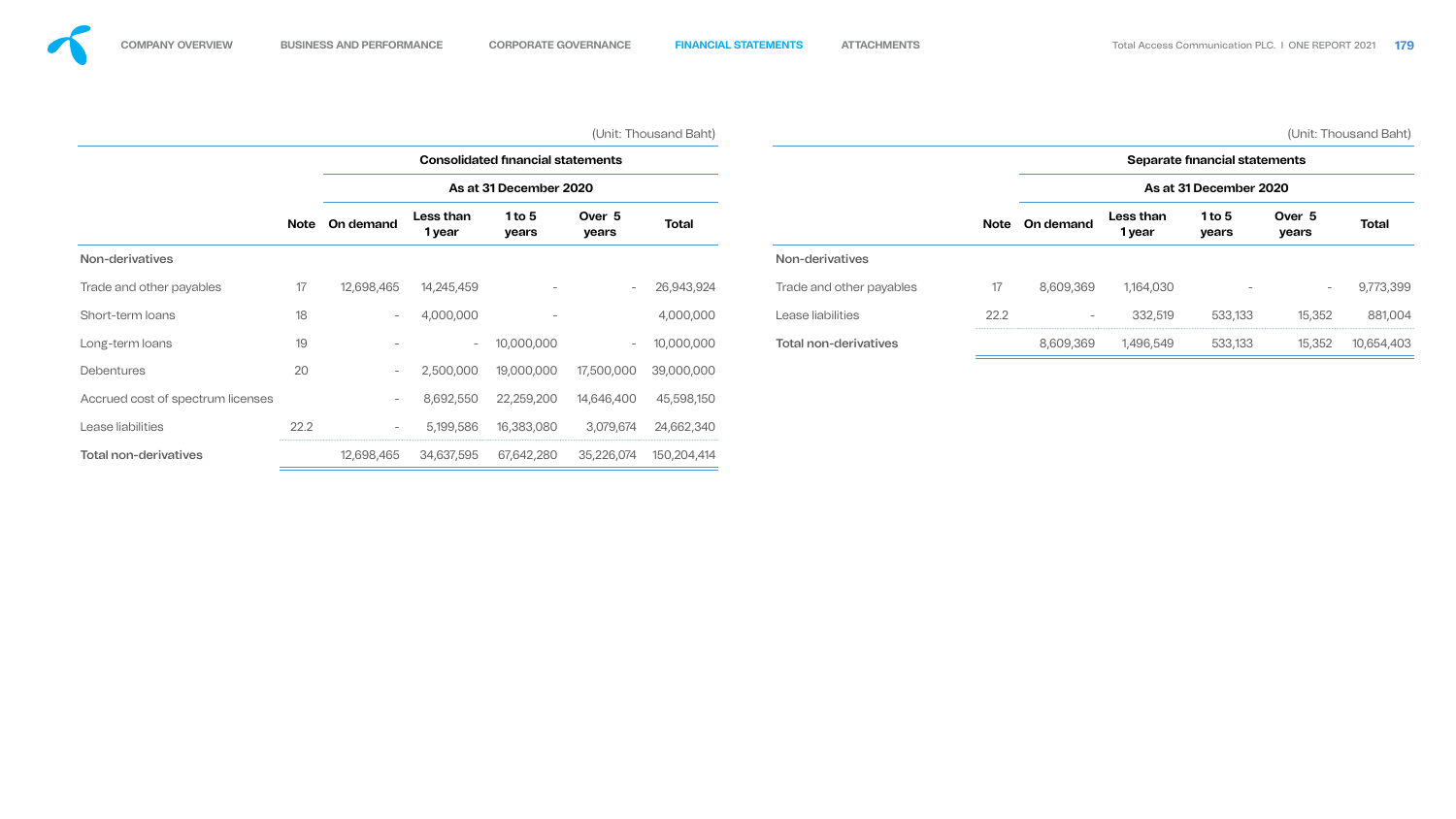(Unit: Thousand Baht)

| | Note | Consolidated financial statements | | | | |
|---|---|---|---|---|---|---|
| | | As at 31 December 2020 | | | | |
| | | On demand | Less than 1 year | 1 to 5 years | Over 5 years | Total |
| **Non-derivatives** | | | | | | |
| Trade and other payables | 17 | 12,698,465 | 14,245,459 | - | - | 26,943,924 |
| Short-term loans | 18 | - | 4,000,000 | - | | 4,000,000 |
| Long-term loans | 19 | - | - | 10,000,000 | - | 10,000,000 |
| Debentures | 20 | - | 2,500,000 | 19,000,000 | 17,500,000 | 39,000,000 |
| Accrued cost of spectrum licenses | | - | 8,692,550 | 22,259,200 | 14,646,400 | 45,598,150 |
| Lease liabilities | 22.2 | - | 5,199,586 | 16,383,080 | 3,079,674 | 24,662,340 |
| **Total non-derivatives** | | 12,698,465 | 34,637,595 | 67,642,280 | 35,226,074 | 150,204,414 |

(Unit: Thousand Baht)

| | Note | Separate financial statements | | | | |
|---|---|---|---|---|---|---|
| | | As at 31 December 2020 | | | | |
| | | On demand | Less than 1 year | 1 to 5 years | Over 5 years | Total |
| **Non-derivatives** | | | | | | |
| Trade and other payables | 17 | 8,609,369 | 1,164,030 | - | - | 9,773,399 |
| Lease liabilities | 22.2 | - | 332,519 | 533,133 | 15,352 | 881,004 |
| **Total non-derivatives** | | 8,609,369 | 1,496,549 | 533,133 | 15,352 | 10,654,403 |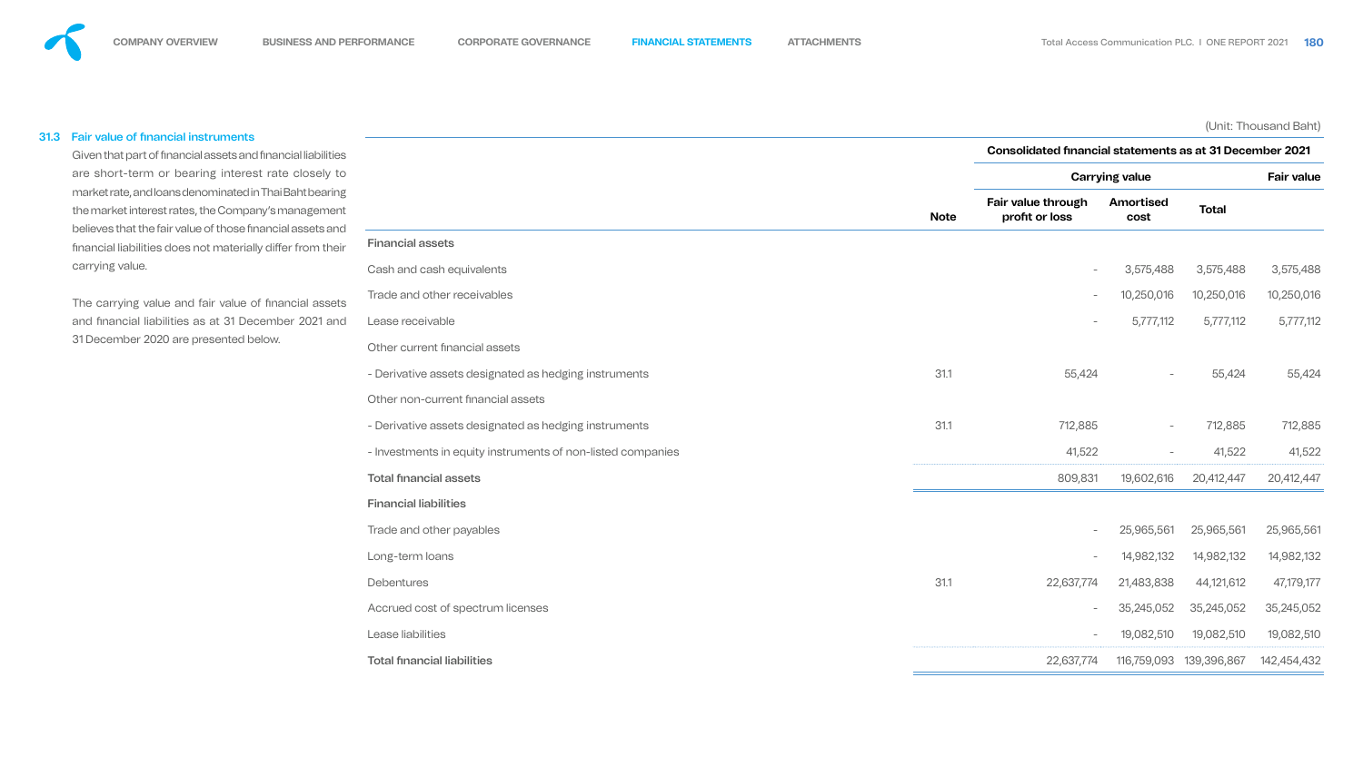### 31.3 Fair value of financial instruments

Given that part of financial assets and financial liabilities are short-term or bearing interest rate closely to market rate, and loans denominated in Thai Baht bearing the market interest rates, the Company's management believes that the fair value of those financial assets and financial liabilities does not materially differ from their carrying value.

The carrying value and fair value of financial assets and financial liabilities as at 31 December 2021 and 31 December 2020 are presented below.

(Unit: Thousand Baht)

| | Note | Consolidated financial statements as at 31 December 2021 | | | |
|---|---|---|---|---|---|
| | | Carrying value | | | Fair value |
| | | Fair value through profit or loss | Amortised cost | Total | |
| **Financial assets** | | | | | |
| Cash and cash equivalents | | - | 3,575,488 | 3,575,488 | 3,575,488 |
| Trade and other receivables | | - | 10,250,016 | 10,250,016 | 10,250,016 |
| Lease receivable | | - | 5,777,112 | 5,777,112 | 5,777,112 |
| Other current financial assets | | | | | |
| - Derivative assets designated as hedging instruments | 31.1 | 55,424 | - | 55,424 | 55,424 |
| Other non-current financial assets | | | | | |
| - Derivative assets designated as hedging instruments | 31.1 | 712,885 | - | 712,885 | 712,885 |
| - Investments in equity instruments of non-listed companies | | 41,522 | - | 41,522 | 41,522 |
| **Total financial assets** | | 809,831 | 19,602,616 | 20,412,447 | 20,412,447 |
| **Financial liabilities** | | | | | |
| Trade and other payables | | - | 25,965,561 | 25,965,561 | 25,965,561 |
| Long-term loans | | - | 14,982,132 | 14,982,132 | 14,982,132 |
| Debentures | 31.1 | 22,637,774 | 21,483,838 | 44,121,612 | 47,179,177 |
| Accrued cost of spectrum licenses | | - | 35,245,052 | 35,245,052 | 35,245,052 |
| Lease liabilities | | - | 19,082,510 | 19,082,510 | 19,082,510 |
| **Total financial liabilities** | | 22,637,774 | 116,759,093 | 139,396,867 | 142,454,432 |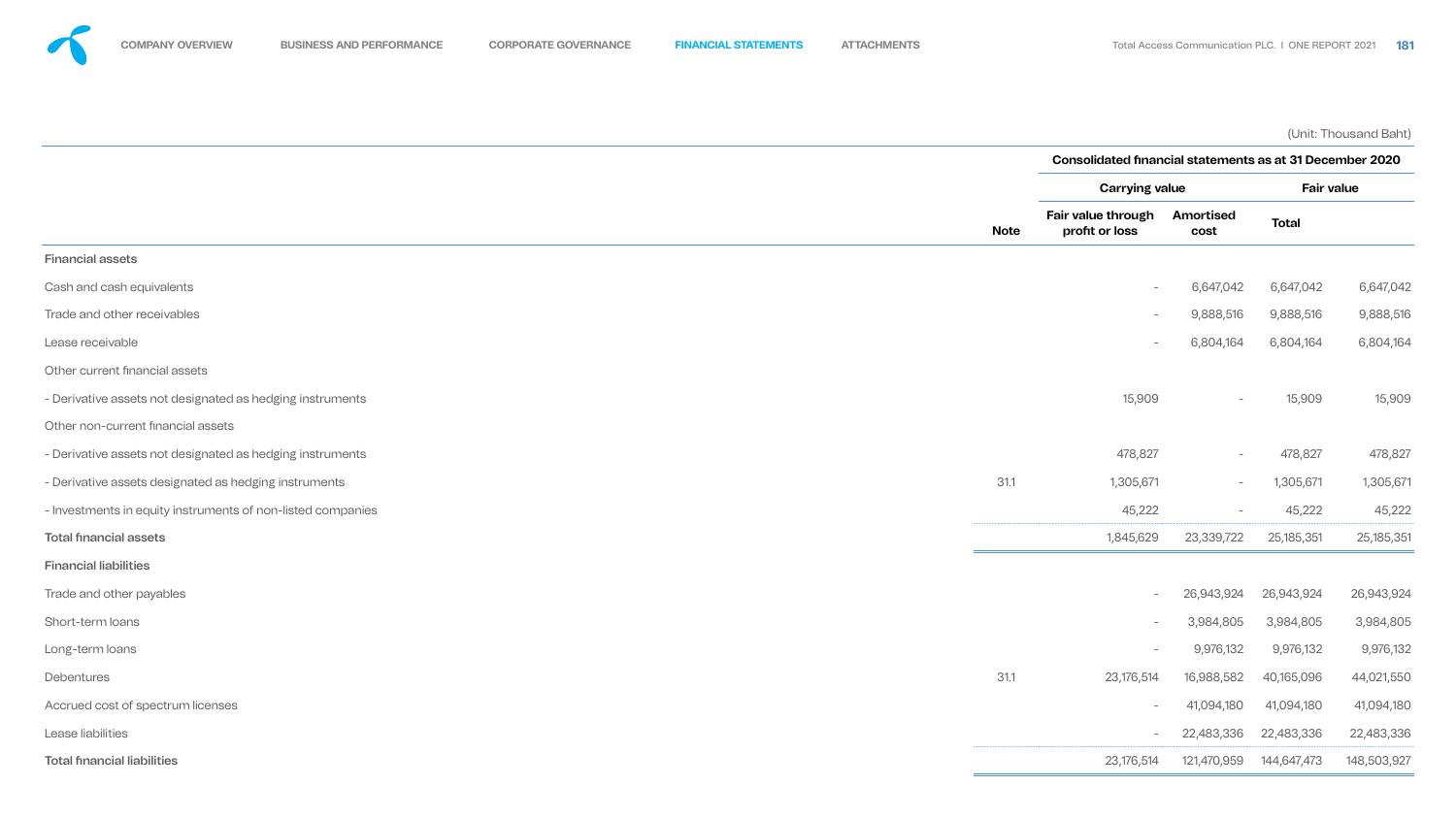(Unit: Thousand Baht)

| | Note | Consolidated financial statements as at 31 December 2020 | | | |
|---|---|---|---|---|---|
| | | Carrying value | | | Fair value |
| | | Fair value through profit or loss | Amortised cost | Total | |
| **Financial assets** | | | | | |
| Cash and cash equivalents | | - | 6,647,042 | 6,647,042 | 6,647,042 |
| Trade and other receivables | | - | 9,888,516 | 9,888,516 | 9,888,516 |
| Lease receivable | | - | 6,804,164 | 6,804,164 | 6,804,164 |
| Other current financial assets | | | | | |
| - Derivative assets not designated as hedging instruments | | 15,909 | - | 15,909 | 15,909 |
| Other non-current financial assets | | | | | |
| - Derivative assets not designated as hedging instruments | | 478,827 | - | 478,827 | 478,827 |
| - Derivative assets designated as hedging instruments | 31.1 | 1,305,671 | - | 1,305,671 | 1,305,671 |
| - Investments in equity instruments of non-listed companies | | 45,222 | - | 45,222 | 45,222 |
| **Total financial assets** | | 1,845,629 | 23,339,722 | 25,185,351 | 25,185,351 |
| **Financial liabilities** | | | | | |
| Trade and other payables | | - | 26,943,924 | 26,943,924 | 26,943,924 |
| Short-term loans | | - | 3,984,805 | 3,984,805 | 3,984,805 |
| Long-term loans | | - | 9,976,132 | 9,976,132 | 9,976,132 |
| Debentures | 31.1 | 23,176,514 | 16,988,582 | 40,165,096 | 44,021,550 |
| Accrued cost of spectrum licenses | | - | 41,094,180 | 41,094,180 | 41,094,180 |
| Lease liabilities | | - | 22,483,336 | 22,483,336 | 22,483,336 |
| **Total financial liabilities** | | 23,176,514 | 121,470,959 | 144,647,473 | 148,503,927 |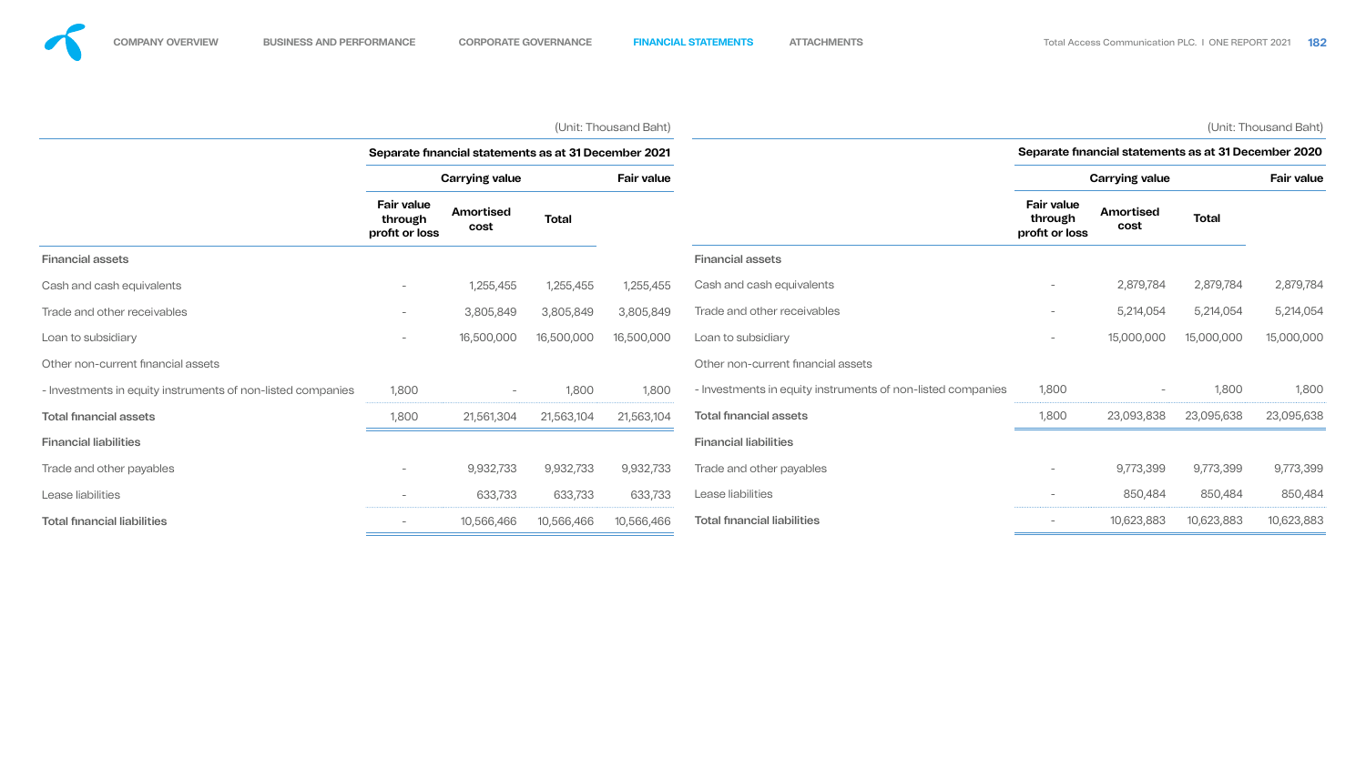(Unit: Thousand Baht)

| | Separate financial statements as at 31 December 2021 | | | |
|---|---|---|---|---|
| | Carrying value | | | Fair value |
| | Fair value through profit or loss | Amortised cost | Total | |
| **Financial assets** | | | | |
| Cash and cash equivalents | - | 1,255,455 | 1,255,455 | 1,255,455 |
| Trade and other receivables | - | 3,805,849 | 3,805,849 | 3,805,849 |
| Loan to subsidiary | - | 16,500,000 | 16,500,000 | 16,500,000 |
| Other non-current financial assets | | | | |
| - Investments in equity instruments of non-listed companies | 1,800 | - | 1,800 | 1,800 |
| **Total financial assets** | 1,800 | 21,561,304 | 21,563,104 | 21,563,104 |
| **Financial liabilities** | | | | |
| Trade and other payables | - | 9,932,733 | 9,932,733 | 9,932,733 |
| Lease liabilities | - | 633,733 | 633,733 | 633,733 |
| **Total financial liabilities** | - | 10,566,466 | 10,566,466 | 10,566,466 |

(Unit: Thousand Baht)

| | Separate financial statements as at 31 December 2020 | | | |
|---|---|---|---|---|
| | Carrying value | | | Fair value |
| | Fair value through profit or loss | Amortised cost | Total | |
| **Financial assets** | | | | |
| Cash and cash equivalents | - | 2,879,784 | 2,879,784 | 2,879,784 |
| Trade and other receivables | - | 5,214,054 | 5,214,054 | 5,214,054 |
| Loan to subsidiary | - | 15,000,000 | 15,000,000 | 15,000,000 |
| Other non-current financial assets | | | | |
| - Investments in equity instruments of non-listed companies | 1,800 | - | 1,800 | 1,800 |
| **Total financial assets** | 1,800 | 23,093,838 | 23,095,638 | 23,095,638 |
| **Financial liabilities** | | | | |
| Trade and other payables | - | 9,773,399 | 9,773,399 | 9,773,399 |
| Lease liabilities | - | 850,484 | 850,484 | 850,484 |
| **Total financial liabilities** | - | 10,623,883 | 10,623,883 | 10,623,883 |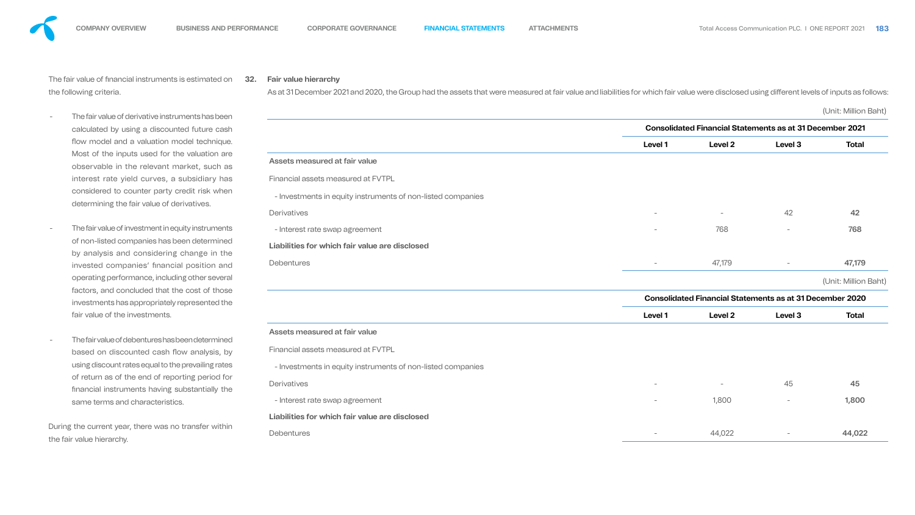The fair value of financial instruments is estimated on the following criteria.

- The fair value of derivative instruments has been calculated by using a discounted future cash flow model and a valuation model technique. Most of the inputs used for the valuation are observable in the relevant market, such as interest rate yield curves, a subsidiary has considered to counter party credit risk when determining the fair value of derivatives.
- The fair value of investment in equity instruments of non-listed companies has been determined by analysis and considering change in the invested companies' financial position and operating performance, including other several factors, and concluded that the cost of those investments has appropriately represented the fair value of the investments.
- The fair value of debentures has been determined based on discounted cash flow analysis, by using discount rates equal to the prevailing rates of return as of the end of reporting period for financial instruments having substantially the same terms and characteristics.

During the current year, there was no transfer within the fair value hierarchy.

## 32. Fair value hierarchy

As at 31 December 2021 and 2020, the Group had the assets that were measured at fair value and liabilities for which fair value were disclosed using different levels of inputs as follows:

(Unit: Million Baht)

| | Consolidated Financial Statements as at 31 December 2021 | | | |
|---|---|---|---|---|
| | **Level 1** | **Level 2** | **Level 3** | **Total** |
| **Assets measured at fair value** | | | | |
| Financial assets measured at FVTPL | | | | |
| - Investments in equity instruments of non-listed companies | | | | |
| Derivatives | - | - | 42 | **42** |
| - Interest rate swap agreement | - | 768 | - | **768** |
| **Liabilities for which fair value are disclosed** | | | | |
| Debentures | - | 47,179 | - | **47,179** |

(Unit: Million Baht)

| | Consolidated Financial Statements as at 31 December 2020 | | | |
|---|---|---|---|---|
| | **Level 1** | **Level 2** | **Level 3** | **Total** |
| **Assets measured at fair value** | | | | |
| Financial assets measured at FVTPL | | | | |
| - Investments in equity instruments of non-listed companies | | | | |
| Derivatives | - | - | 45 | **45** |
| - Interest rate swap agreement | - | 1,800 | - | **1,800** |
| **Liabilities for which fair value are disclosed** | | | | |
| Debentures | - | 44,022 | - | **44,022** |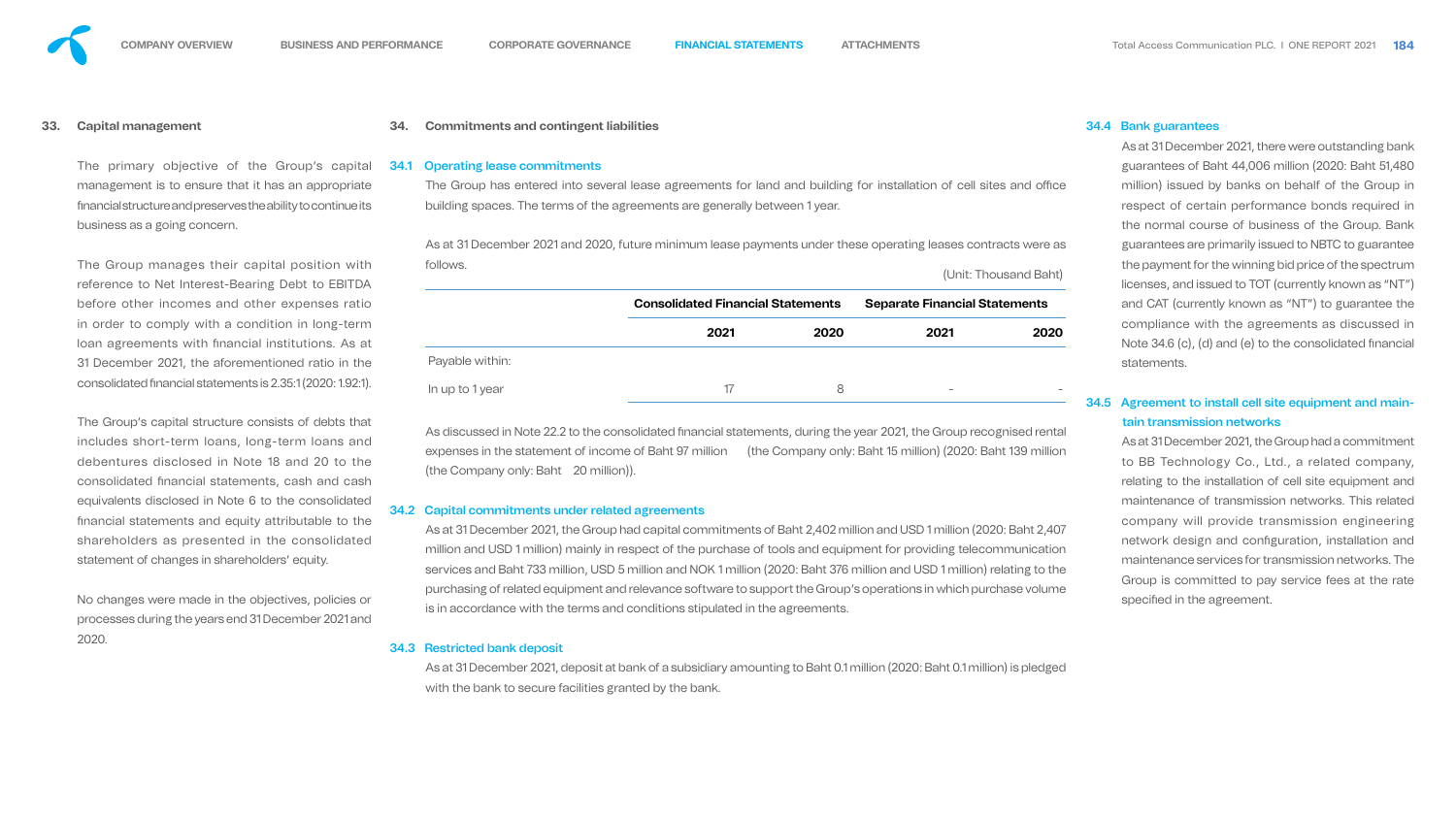## 33. Capital management

The primary objective of the Group's capital management is to ensure that it has an appropriate financial structure and preserves the ability to continue its business as a going concern.

The Group manages their capital position with reference to Net Interest-Bearing Debt to EBITDA before other incomes and other expenses ratio in order to comply with a condition in long-term loan agreements with financial institutions. As at 31 December 2021, the aforementioned ratio in the consolidated financial statements is 2.35:1 (2020: 1.92:1).

The Group's capital structure consists of debts that includes short-term loans, long-term loans and debentures disclosed in Note 18 and 20 to the consolidated financial statements, cash and cash equivalents disclosed in Note 6 to the consolidated financial statements and equity attributable to the shareholders as presented in the consolidated statement of changes in shareholders' equity.

No changes were made in the objectives, policies or processes during the years end 31 December 2021 and 2020.

## 34. Commitments and contingent liabilities

### 34.1 Operating lease commitments

The Group has entered into several lease agreements for land and building for installation of cell sites and office building spaces. The terms of the agreements are generally between 1 year.

As at 31 December 2021 and 2020, future minimum lease payments under these operating leases contracts were as follows.

(Unit: Thousand Baht)

| | Consolidated Financial Statements | | Separate Financial Statements | |
|---|---|---|---|---|
| | 2021 | 2020 | 2021 | 2020 |
| Payable within: | | | | |
| In up to 1 year | 17 | 8 | - | - |

As discussed in Note 22.2 to the consolidated financial statements, during the year 2021, the Group recognised rental expenses in the statement of income of Baht 97 million (the Company only: Baht 15 million) (2020: Baht 139 million (the Company only: Baht 20 million)).

### 34.2 Capital commitments under related agreements

As at 31 December 2021, the Group had capital commitments of Baht 2,402 million and USD 1 million (2020: Baht 2,407 million and USD 1 million) mainly in respect of the purchase of tools and equipment for providing telecommunication services and Baht 733 million, USD 5 million and NOK 1 million (2020: Baht 376 million and USD 1 million) relating to the purchasing of related equipment and relevance software to support the Group's operations in which purchase volume is in accordance with the terms and conditions stipulated in the agreements.

### 34.3 Restricted bank deposit

As at 31 December 2021, deposit at bank of a subsidiary amounting to Baht 0.1 million (2020: Baht 0.1 million) is pledged with the bank to secure facilities granted by the bank.

### 34.4 Bank guarantees

As at 31 December 2021, there were outstanding bank guarantees of Baht 44,006 million (2020: Baht 51,480 million) issued by banks on behalf of the Group in respect of certain performance bonds required in the normal course of business of the Group. Bank guarantees are primarily issued to NBTC to guarantee the payment for the winning bid price of the spectrum licenses, and issued to TOT (currently known as "NT") and CAT (currently known as "NT") to guarantee the compliance with the agreements as discussed in Note 34.6 (c), (d) and (e) to the consolidated financial statements.

### 34.5 Agreement to install cell site equipment and maintain transmission networks

As at 31 December 2021, the Group had a commitment to BB Technology Co., Ltd., a related company, relating to the installation of cell site equipment and maintenance of transmission networks. This related company will provide transmission engineering network design and configuration, installation and maintenance services for transmission networks. The Group is committed to pay service fees at the rate specified in the agreement.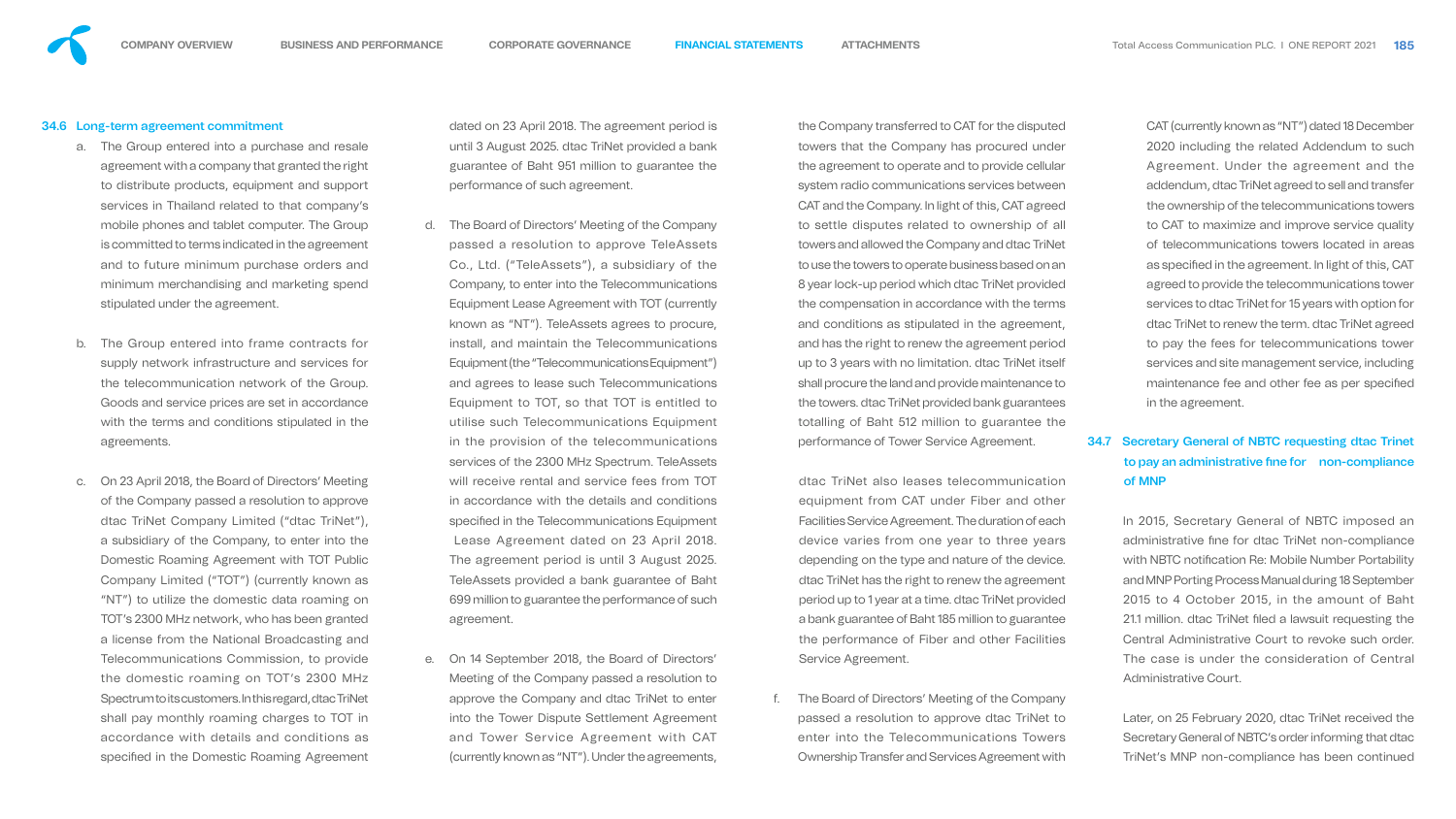### 34.6 Long-term agreement commitment

a. The Group entered into a purchase and resale agreement with a company that granted the right to distribute products, equipment and support services in Thailand related to that company's mobile phones and tablet computer. The Group is committed to terms indicated in the agreement and to future minimum purchase orders and minimum merchandising and marketing spend stipulated under the agreement.

b. The Group entered into frame contracts for supply network infrastructure and services for the telecommunication network of the Group. Goods and service prices are set in accordance with the terms and conditions stipulated in the agreements.

c. On 23 April 2018, the Board of Directors' Meeting of the Company passed a resolution to approve dtac TriNet Company Limited ("dtac TriNet"), a subsidiary of the Company, to enter into the Domestic Roaming Agreement with TOT Public Company Limited ("TOT") (currently known as "NT") to utilize the domestic data roaming on TOT's 2300 MHz network, who has been granted a license from the National Broadcasting and Telecommunications Commission, to provide the domestic roaming on TOT's 2300 MHz Spectrum to its customers. In this regard, dtac TriNet shall pay monthly roaming charges to TOT in accordance with details and conditions as specified in the Domestic Roaming Agreement dated on 23 April 2018. The agreement period is until 3 August 2025. dtac TriNet provided a bank guarantee of Baht 951 million to guarantee the performance of such agreement.

d. The Board of Directors' Meeting of the Company passed a resolution to approve TeleAssets Co., Ltd. ("TeleAssets"), a subsidiary of the Company, to enter into the Telecommunications Equipment Lease Agreement with TOT (currently known as "NT"). TeleAssets agrees to procure, install, and maintain the Telecommunications Equipment (the "Telecommunications Equipment") and agrees to lease such Telecommunications Equipment to TOT, so that TOT is entitled to utilise such Telecommunications Equipment in the provision of the telecommunications services of the 2300 MHz Spectrum. TeleAssets will receive rental and service fees from TOT in accordance with the details and conditions specified in the Telecommunications Equipment Lease Agreement dated on 23 April 2018. The agreement period is until 3 August 2025. TeleAssets provided a bank guarantee of Baht 699 million to guarantee the performance of such agreement.

e. On 14 September 2018, the Board of Directors' Meeting of the Company passed a resolution to approve the Company and dtac TriNet to enter into the Tower Dispute Settlement Agreement and Tower Service Agreement with CAT (currently known as "NT"). Under the agreements, the Company transferred to CAT for the disputed towers that the Company has procured under the agreement to operate and to provide cellular system radio communications services between CAT and the Company. In light of this, CAT agreed to settle disputes related to ownership of all towers and allowed the Company and dtac TriNet to use the towers to operate business based on an 8 year lock-up period which dtac TriNet provided the compensation in accordance with the terms and conditions as stipulated in the agreement, and has the right to renew the agreement period up to 3 years with no limitation. dtac TriNet itself shall procure the land and provide maintenance to the towers. dtac TriNet provided bank guarantees totalling of Baht 512 million to guarantee the performance of Tower Service Agreement.

   dtac TriNet also leases telecommunication equipment from CAT under Fiber and other Facilities Service Agreement. The duration of each device varies from one year to three years depending on the type and nature of the device. dtac TriNet has the right to renew the agreement period up to 1 year at a time. dtac TriNet provided a bank guarantee of Baht 185 million to guarantee the performance of Fiber and other Facilities Service Agreement.

f. The Board of Directors' Meeting of the Company passed a resolution to approve dtac TriNet to enter into the Telecommunications Towers Ownership Transfer and Services Agreement with CAT (currently known as "NT") dated 18 December 2020 including the related Addendum to such Agreement. Under the agreement and the addendum, dtac TriNet agreed to sell and transfer the ownership of the telecommunications towers to CAT to maximize and improve service quality of telecommunications towers located in areas as specified in the agreement. In light of this, CAT agreed to provide the telecommunications tower services to dtac TriNet for 15 years with option for dtac TriNet to renew the term. dtac TriNet agreed to pay the fees for telecommunications tower services and site management service, including maintenance fee and other fee as per specified in the agreement.

### 34.7 Secretary General of NBTC requesting dtac Trinet to pay an administrative fine for non-compliance of MNP

In 2015, Secretary General of NBTC imposed an administrative fine for dtac TriNet non-compliance with NBTC notification Re: Mobile Number Portability and MNP Porting Process Manual during 18 September 2015 to 4 October 2015, in the amount of Baht 21.1 million. dtac TriNet filed a lawsuit requesting the Central Administrative Court to revoke such order. The case is under the consideration of Central Administrative Court.

Later, on 25 February 2020, dtac TriNet received the Secretary General of NBTC's order informing that dtac TriNet's MNP non-compliance has been continued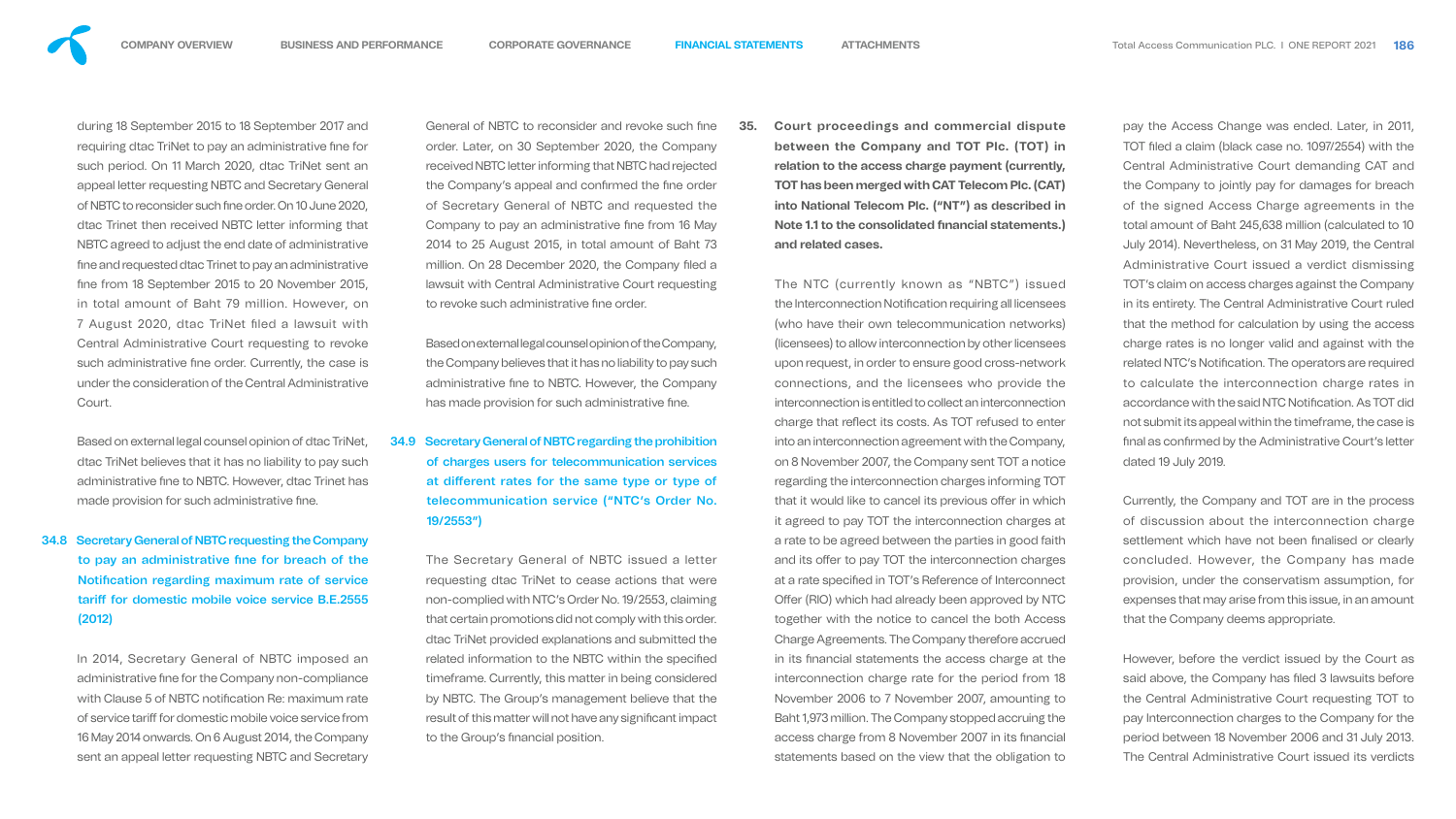during 18 September 2015 to 18 September 2017 and requiring dtac TriNet to pay an administrative fine for such period. On 11 March 2020, dtac TriNet sent an appeal letter requesting NBTC and Secretary General of NBTC to reconsider such fine order. On 10 June 2020, dtac Trinet then received NBTC letter informing that NBTC agreed to adjust the end date of administrative fine and requested dtac Trinet to pay an administrative fine from 18 September 2015 to 20 November 2015, in total amount of Baht 79 million. However, on 7 August 2020, dtac TriNet filed a lawsuit with Central Administrative Court requesting to revoke such administrative fine order. Currently, the case is under the consideration of the Central Administrative Court.

Based on external legal counsel opinion of dtac TriNet, dtac TriNet believes that it has no liability to pay such administrative fine to NBTC. However, dtac Trinet has made provision for such administrative fine.

### 34.8 Secretary General of NBTC requesting the Company to pay an administrative fine for breach of the Notification regarding maximum rate of service tariff for domestic mobile voice service B.E.2555 (2012)

In 2014, Secretary General of NBTC imposed an administrative fine for the Company non-compliance with Clause 5 of NBTC notification Re: maximum rate of service tariff for domestic mobile voice service from 16 May 2014 onwards. On 6 August 2014, the Company sent an appeal letter requesting NBTC and Secretary General of NBTC to reconsider and revoke such fine order. Later, on 30 September 2020, the Company received NBTC letter informing that NBTC had rejected the Company's appeal and confirmed the fine order of Secretary General of NBTC and requested the Company to pay an administrative fine from 16 May 2014 to 25 August 2015, in total amount of Baht 73 million. On 28 December 2020, the Company filed a lawsuit with Central Administrative Court requesting to revoke such administrative fine order.

Based on external legal counsel opinion of the Company, the Company believes that it has no liability to pay such administrative fine to NBTC. However, the Company has made provision for such administrative fine.

### 34.9 Secretary General of NBTC regarding the prohibition of charges users for telecommunication services at different rates for the same type or type of telecommunication service ("NTC's Order No. 19/2553")

The Secretary General of NBTC issued a letter requesting dtac TriNet to cease actions that were non-complied with NTC's Order No. 19/2553, claiming that certain promotions did not comply with this order. dtac TriNet provided explanations and submitted the related information to the NBTC within the specified timeframe. Currently, this matter in being considered by NBTC. The Group's management believe that the result of this matter will not have any significant impact to the Group's financial position.

## 35. Court proceedings and commercial dispute between the Company and TOT Plc. (TOT) in relation to the access charge payment (currently, TOT has been merged with CAT Telecom Plc. (CAT) into National Telecom Plc. ("NT") as described in Note 1.1 to the consolidated financial statements.) and related cases.

The NTC (currently known as "NBTC") issued the Interconnection Notification requiring all licensees (who have their own telecommunication networks) (licensees) to allow interconnection by other licensees upon request, in order to ensure good cross-network connections, and the licensees who provide the interconnection is entitled to collect an interconnection charge that reflect its costs. As TOT refused to enter into an interconnection agreement with the Company, on 8 November 2007, the Company sent TOT a notice regarding the interconnection charges informing TOT that it would like to cancel its previous offer in which it agreed to pay TOT the interconnection charges at a rate to be agreed between the parties in good faith and its offer to pay TOT the interconnection charges at a rate specified in TOT's Reference of Interconnect Offer (RIO) which had already been approved by NTC together with the notice to cancel the both Access Charge Agreements. The Company therefore accrued in its financial statements the access charge at the interconnection charge rate for the period from 18 November 2006 to 7 November 2007, amounting to Baht 1,973 million. The Company stopped accruing the access charge from 8 November 2007 in its financial statements based on the view that the obligation to pay the Access Change was ended. Later, in 2011, TOT filed a claim (black case no. 1097/2554) with the Central Administrative Court demanding CAT and the Company to jointly pay for damages for breach of the signed Access Charge agreements in the total amount of Baht 245,638 million (calculated to 10 July 2014). Nevertheless, on 31 May 2019, the Central Administrative Court issued a verdict dismissing TOT's claim on access charges against the Company in its entirety. The Central Administrative Court ruled that the method for calculation by using the access charge rates is no longer valid and against with the related NTC's Notification. The operators are required to calculate the interconnection charge rates in accordance with the said NTC Notification. As TOT did not submit its appeal within the timeframe, the case is final as confirmed by the Administrative Court's letter dated 19 July 2019.

Currently, the Company and TOT are in the process of discussion about the interconnection charge settlement which have not been finalised or clearly concluded. However, the Company has made provision, under the conservatism assumption, for expenses that may arise from this issue, in an amount that the Company deems appropriate.

However, before the verdict issued by the Court as said above, the Company has filed 3 lawsuits before the Central Administrative Court requesting TOT to pay Interconnection charges to the Company for the period between 18 November 2006 and 31 July 2013. The Central Administrative Court issued its verdicts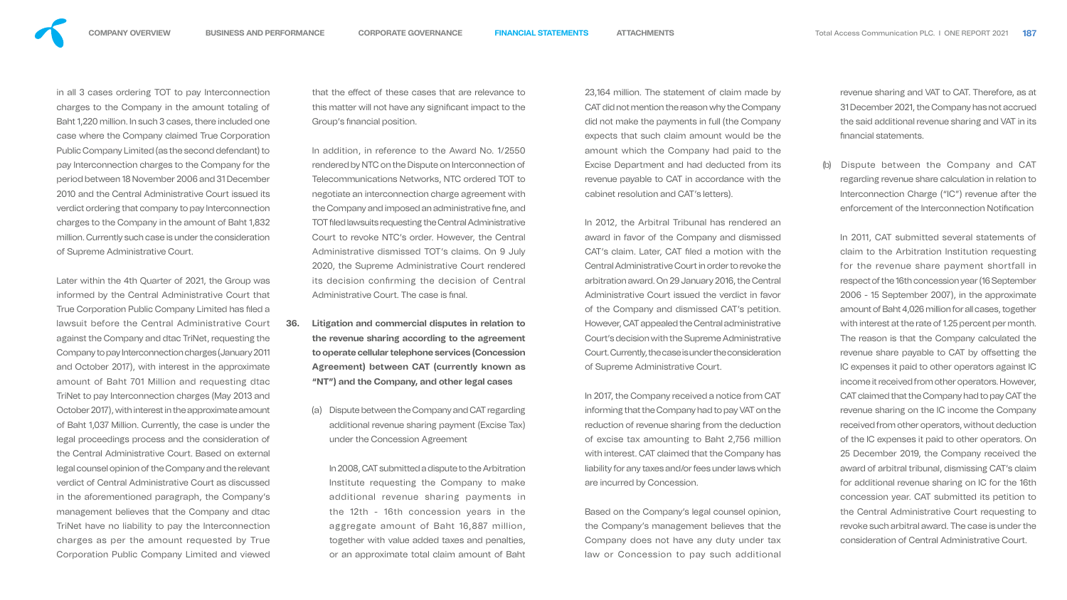in all 3 cases ordering TOT to pay Interconnection charges to the Company in the amount totaling of Baht 1,220 million. In such 3 cases, there included one case where the Company claimed True Corporation Public Company Limited (as the second defendant) to pay Interconnection charges to the Company for the period between 18 November 2006 and 31 December 2010 and the Central Administrative Court issued its verdict ordering that company to pay Interconnection charges to the Company in the amount of Baht 1,832 million. Currently such case is under the consideration of Supreme Administrative Court.

Later within the 4th Quarter of 2021, the Group was informed by the Central Administrative Court that True Corporation Public Company Limited has filed a lawsuit before the Central Administrative Court against the Company and dtac TriNet, requesting the Company to pay Interconnection charges (January 2011 and October 2017), with interest in the approximate amount of Baht 701 Million and requesting dtac TriNet to pay Interconnection charges (May 2013 and October 2017), with interest in the approximate amount of Baht 1,037 Million. Currently, the case is under the legal proceedings process and the consideration of the Central Administrative Court. Based on external legal counsel opinion of the Company and the relevant verdict of Central Administrative Court as discussed in the aforementioned paragraph, the Company's management believes that the Company and dtac TriNet have no liability to pay the Interconnection charges as per the amount requested by True Corporation Public Company Limited and viewed that the effect of these cases that are relevance to this matter will not have any significant impact to the Group's financial position.

In addition, in reference to the Award No. 1/2550 rendered by NTC on the Dispute on Interconnection of Telecommunications Networks, NTC ordered TOT to negotiate an interconnection charge agreement with the Company and imposed an administrative fine, and TOT filed lawsuits requesting the Central Administrative Court to revoke NTC's order. However, the Central Administrative dismissed TOT's claims. On 9 July 2020, the Supreme Administrative Court rendered its decision confirming the decision of Central Administrative Court. The case is final.

**36. Litigation and commercial disputes in relation to the revenue sharing according to the agreement to operate cellular telephone services (Concession Agreement) between CAT (currently known as "NT") and the Company, and other legal cases**

(a) Dispute between the Company and CAT regarding additional revenue sharing payment (Excise Tax) under the Concession Agreement

In 2008, CAT submitted a dispute to the Arbitration Institute requesting the Company to make additional revenue sharing payments in the 12th - 16th concession years in the aggregate amount of Baht 16,887 million, together with value added taxes and penalties, or an approximate total claim amount of Baht 23,164 million. The statement of claim made by CAT did not mention the reason why the Company did not make the payments in full (the Company expects that such claim amount would be the amount which the Company had paid to the Excise Department and had deducted from its revenue payable to CAT in accordance with the cabinet resolution and CAT's letters).

In 2012, the Arbitral Tribunal has rendered an award in favor of the Company and dismissed CAT's claim. Later, CAT filed a motion with the Central Administrative Court in order to revoke the arbitration award. On 29 January 2016, the Central Administrative Court issued the verdict in favor of the Company and dismissed CAT's petition. However, CAT appealed the Central administrative Court's decision with the Supreme Administrative Court. Currently, the case is under the consideration of Supreme Administrative Court.

In 2017, the Company received a notice from CAT informing that the Company had to pay VAT on the reduction of revenue sharing from the deduction of excise tax amounting to Baht 2,756 million with interest. CAT claimed that the Company has liability for any taxes and/or fees under laws which are incurred by Concession.

Based on the Company's legal counsel opinion, the Company's management believes that the Company does not have any duty under tax law or Concession to pay such additional revenue sharing and VAT to CAT. Therefore, as at 31 December 2021, the Company has not accrued the said additional revenue sharing and VAT in its financial statements.

(b) Dispute between the Company and CAT regarding revenue share calculation in relation to Interconnection Charge ("IC") revenue after the enforcement of the Interconnection Notification

In 2011, CAT submitted several statements of claim to the Arbitration Institution requesting for the revenue share payment shortfall in respect of the 16th concession year (16 September 2006 - 15 September 2007), in the approximate amount of Baht 4,026 million for all cases, together with interest at the rate of 1.25 percent per month. The reason is that the Company calculated the revenue share payable to CAT by offsetting the IC expenses it paid to other operators against IC income it received from other operators. However, CAT claimed that the Company had to pay CAT the revenue sharing on the IC income the Company received from other operators, without deduction of the IC expenses it paid to other operators. On 25 December 2019, the Company received the award of arbitral tribunal, dismissing CAT's claim for additional revenue sharing on IC for the 16th concession year. CAT submitted its petition to the Central Administrative Court requesting to revoke such arbitral award. The case is under the consideration of Central Administrative Court.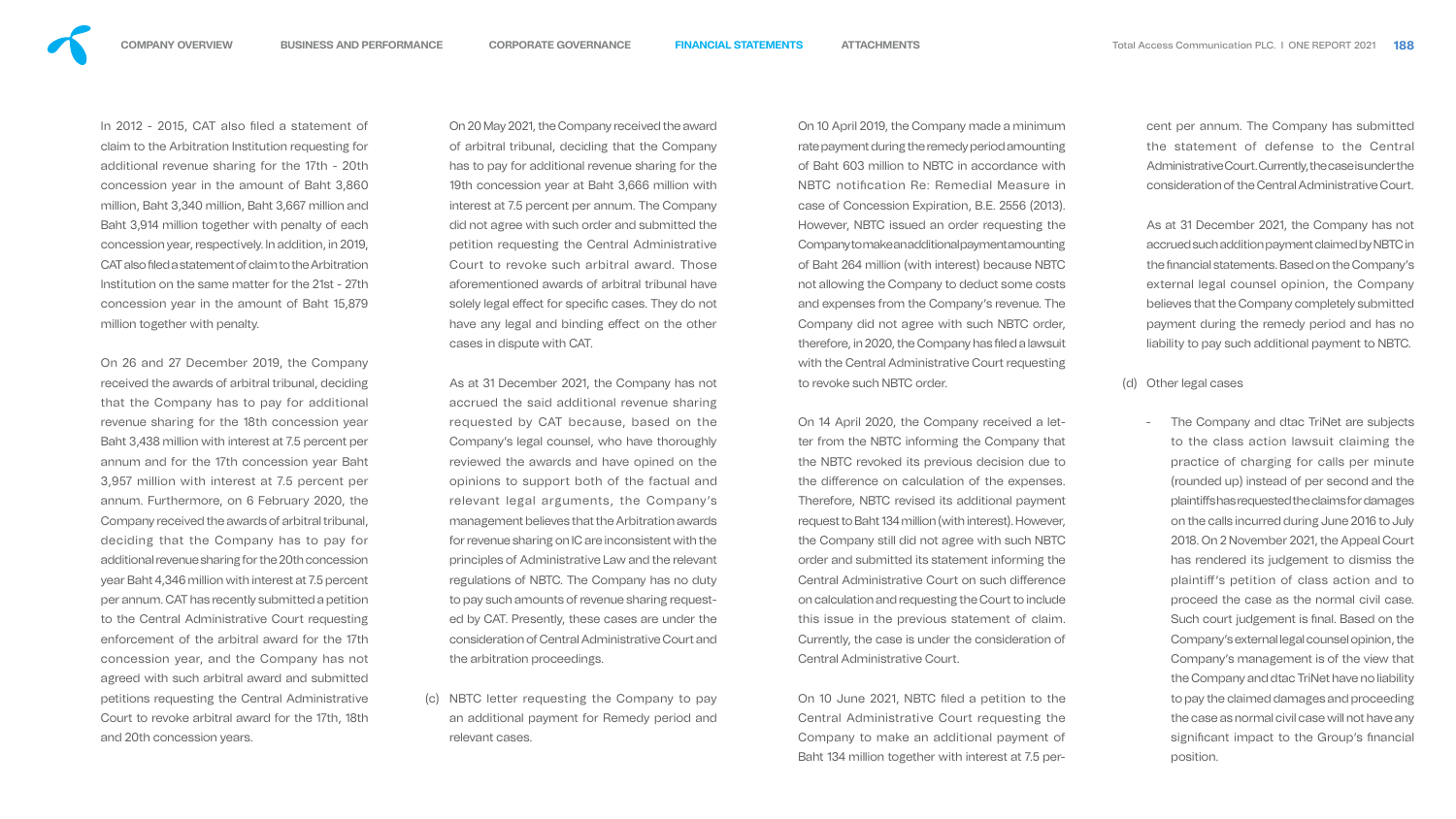In 2012 - 2015, CAT also filed a statement of claim to the Arbitration Institution requesting for additional revenue sharing for the 17th - 20th concession year in the amount of Baht 3,860 million, Baht 3,340 million, Baht 3,667 million and Baht 3,914 million together with penalty of each concession year, respectively. In addition, in 2019, CAT also filed a statement of claim to the Arbitration Institution on the same matter for the 21st - 27th concession year in the amount of Baht 15,879 million together with penalty.

On 26 and 27 December 2019, the Company received the awards of arbitral tribunal, deciding that the Company has to pay for additional revenue sharing for the 18th concession year Baht 3,438 million with interest at 7.5 percent per annum and for the 17th concession year Baht 3,957 million with interest at 7.5 percent per annum. Furthermore, on 6 February 2020, the Company received the awards of arbitral tribunal, deciding that the Company has to pay for additional revenue sharing for the 20th concession year Baht 4,346 million with interest at 7.5 percent per annum. CAT has recently submitted a petition to the Central Administrative Court requesting enforcement of the arbitral award for the 17th concession year, and the Company has not agreed with such arbitral award and submitted petitions requesting the Central Administrative Court to revoke arbitral award for the 17th, 18th and 20th concession years.

On 20 May 2021, the Company received the award of arbitral tribunal, deciding that the Company has to pay for additional revenue sharing for the 19th concession year at Baht 3,666 million with interest at 7.5 percent per annum. The Company did not agree with such order and submitted the petition requesting the Central Administrative Court to revoke such arbitral award. Those aforementioned awards of arbitral tribunal have solely legal effect for specific cases. They do not have any legal and binding effect on the other cases in dispute with CAT.

As at 31 December 2021, the Company has not accrued the said additional revenue sharing requested by CAT because, based on the Company's legal counsel, who have thoroughly reviewed the awards and have opined on the opinions to support both of the factual and relevant legal arguments, the Company's management believes that the Arbitration awards for revenue sharing on IC are inconsistent with the principles of Administrative Law and the relevant regulations of NBTC. The Company has no duty to pay such amounts of revenue sharing requested by CAT. Presently, these cases are under the consideration of Central Administrative Court and the arbitration proceedings.

(c) NBTC letter requesting the Company to pay an additional payment for Remedy period and relevant cases.

On 10 April 2019, the Company made a minimum rate payment during the remedy period amounting of Baht 603 million to NBTC in accordance with NBTC notification Re: Remedial Measure in case of Concession Expiration, B.E. 2556 (2013). However, NBTC issued an order requesting the Company to make an additional payment amounting of Baht 264 million (with interest) because NBTC not allowing the Company to deduct some costs and expenses from the Company's revenue. The Company did not agree with such NBTC order, therefore, in 2020, the Company has filed a lawsuit with the Central Administrative Court requesting to revoke such NBTC order.

On 14 April 2020, the Company received a letter from the NBTC informing the Company that the NBTC revoked its previous decision due to the difference on calculation of the expenses. Therefore, NBTC revised its additional payment request to Baht 134 million (with interest). However, the Company still did not agree with such NBTC order and submitted its statement informing the Central Administrative Court on such difference on calculation and requesting the Court to include this issue in the previous statement of claim. Currently, the case is under the consideration of Central Administrative Court.

On 10 June 2021, NBTC filed a petition to the Central Administrative Court requesting the Company to make an additional payment of Baht 134 million together with interest at 7.5 percent per annum. The Company has submitted the statement of defense to the Central Administrative Court. Currently, the case is under the consideration of the Central Administrative Court.

As at 31 December 2021, the Company has not accrued such addition payment claimed by NBTC in the financial statements. Based on the Company's external legal counsel opinion, the Company believes that the Company completely submitted payment during the remedy period and has no liability to pay such additional payment to NBTC.

(d) Other legal cases

- The Company and dtac TriNet are subjects to the class action lawsuit claiming the practice of charging for calls per minute (rounded up) instead of per second and the plaintiffs has requested the claims for damages on the calls incurred during June 2016 to July 2018. On 2 November 2021, the Appeal Court has rendered its judgement to dismiss the plaintiff's petition of class action and to proceed the case as the normal civil case. Such court judgement is final. Based on the Company's external legal counsel opinion, the Company's management is of the view that the Company and dtac TriNet have no liability to pay the claimed damages and proceeding the case as normal civil case will not have any significant impact to the Group's financial position.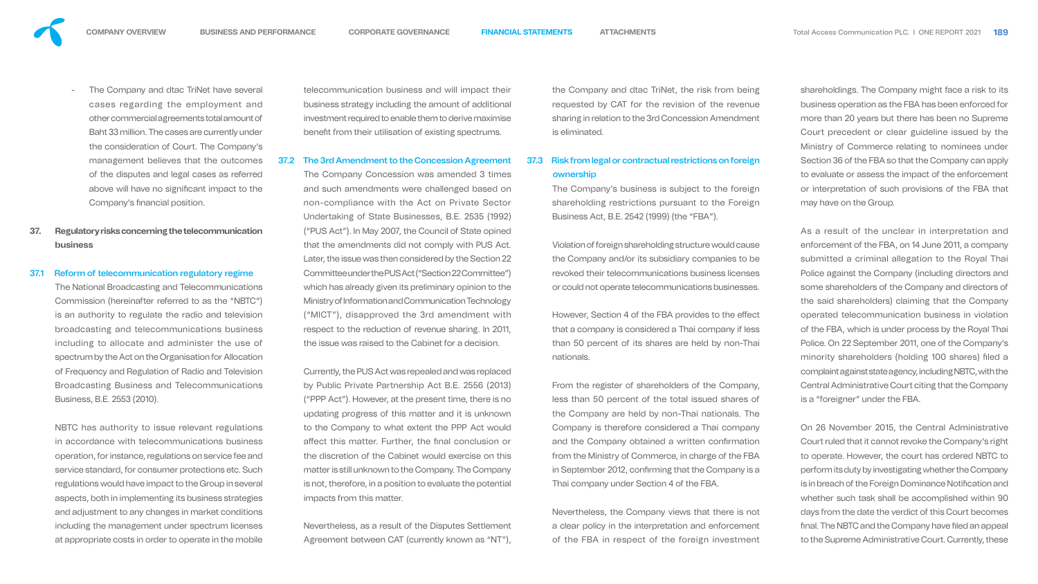- The Company and dtac TriNet have several cases regarding the employment and other commercial agreements total amount of Baht 33 million. The cases are currently under the consideration of Court. The Company's management believes that the outcomes of the disputes and legal cases as referred above will have no significant impact to the Company's financial position.

## 37. Regulatory risks concerning the telecommunication business

### 37.1 Reform of telecommunication regulatory regime

The National Broadcasting and Telecommunications Commission (hereinafter referred to as the "NBTC") is an authority to regulate the radio and television broadcasting and telecommunications business including to allocate and administer the use of spectrum by the Act on the Organisation for Allocation of Frequency and Regulation of Radio and Television Broadcasting Business and Telecommunications Business, B.E. 2553 (2010).

NBTC has authority to issue relevant regulations in accordance with telecommunications business operation, for instance, regulations on service fee and service standard, for consumer protections etc. Such regulations would have impact to the Group in several aspects, both in implementing its business strategies and adjustment to any changes in market conditions including the management under spectrum licenses at appropriate costs in order to operate in the mobile telecommunication business and will impact their business strategy including the amount of additional investment required to enable them to derive maximise benefit from their utilisation of existing spectrums.

### 37.2 The 3rd Amendment to the Concession Agreement

The Company Concession was amended 3 times and such amendments were challenged based on non-compliance with the Act on Private Sector Undertaking of State Businesses, B.E. 2535 (1992) ("PUS Act"). In May 2007, the Council of State opined that the amendments did not comply with PUS Act. Later, the issue was then considered by the Section 22 Committee under the PUS Act ("Section 22 Committee") which has already given its preliminary opinion to the Ministry of Information and Communication Technology ("MICT"), disapproved the 3rd amendment with respect to the reduction of revenue sharing. In 2011, the issue was raised to the Cabinet for a decision.

Currently, the PUS Act was repealed and was replaced by Public Private Partnership Act B.E. 2556 (2013) ("PPP Act"). However, at the present time, there is no updating progress of this matter and it is unknown to the Company to what extent the PPP Act would affect this matter. Further, the final conclusion or the discretion of the Cabinet would exercise on this matter is still unknown to the Company. The Company is not, therefore, in a position to evaluate the potential impacts from this matter.

Nevertheless, as a result of the Disputes Settlement Agreement between CAT (currently known as "NT"), the Company and dtac TriNet, the risk from being requested by CAT for the revision of the revenue sharing in relation to the 3rd Concession Amendment is eliminated.

### 37.3 Risk from legal or contractual restrictions on foreign ownership

The Company's business is subject to the foreign shareholding restrictions pursuant to the Foreign Business Act, B.E. 2542 (1999) (the "FBA").

Violation of foreign shareholding structure would cause the Company and/or its subsidiary companies to be revoked their telecommunications business licenses or could not operate telecommunications businesses.

However, Section 4 of the FBA provides to the effect that a company is considered a Thai company if less than 50 percent of its shares are held by non-Thai nationals.

From the register of shareholders of the Company, less than 50 percent of the total issued shares of the Company are held by non-Thai nationals. The Company is therefore considered a Thai company and the Company obtained a written confirmation from the Ministry of Commerce, in charge of the FBA in September 2012, confirming that the Company is a Thai company under Section 4 of the FBA.

Nevertheless, the Company views that there is not a clear policy in the interpretation and enforcement of the FBA in respect of the foreign investment shareholdings. The Company might face a risk to its business operation as the FBA has been enforced for more than 20 years but there has been no Supreme Court precedent or clear guideline issued by the Ministry of Commerce relating to nominees under Section 36 of the FBA so that the Company can apply to evaluate or assess the impact of the enforcement or interpretation of such provisions of the FBA that may have on the Group.

As a result of the unclear in interpretation and enforcement of the FBA, on 14 June 2011, a company submitted a criminal allegation to the Royal Thai Police against the Company (including directors and some shareholders of the Company and directors of the said shareholders) claiming that the Company operated telecommunication business in violation of the FBA, which is under process by the Royal Thai Police. On 22 September 2011, one of the Company's minority shareholders (holding 100 shares) filed a complaint against state agency, including NBTC, with the Central Administrative Court citing that the Company is a "foreigner" under the FBA.

On 26 November 2015, the Central Administrative Court ruled that it cannot revoke the Company's right to operate. However, the court has ordered NBTC to perform its duty by investigating whether the Company is in breach of the Foreign Dominance Notification and whether such task shall be accomplished within 90 days from the date the verdict of this Court becomes final. The NBTC and the Company have filed an appeal to the Supreme Administrative Court. Currently, these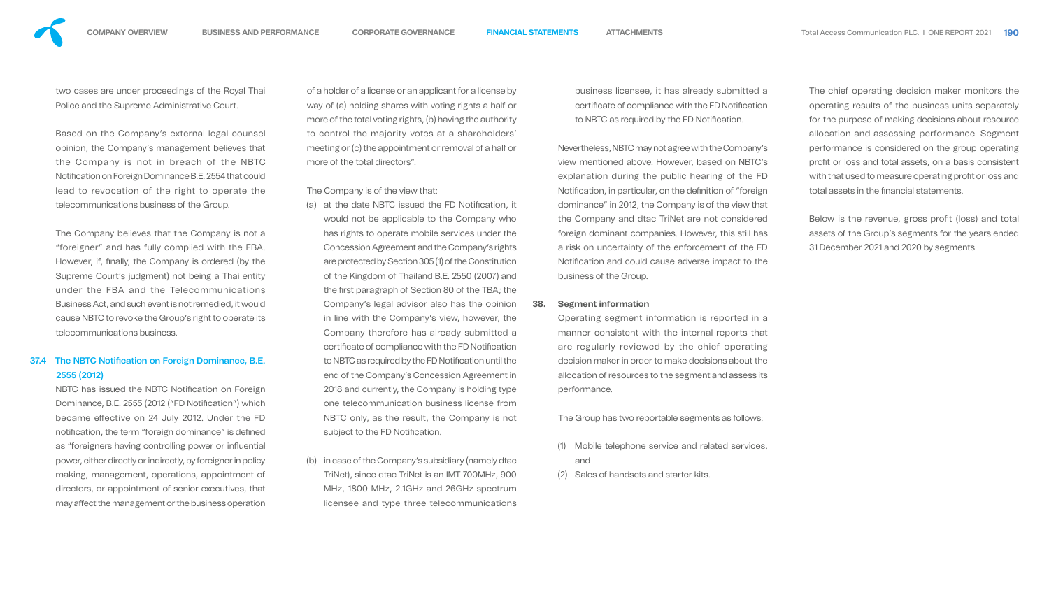two cases are under proceedings of the Royal Thai Police and the Supreme Administrative Court.

Based on the Company's external legal counsel opinion, the Company's management believes that the Company is not in breach of the NBTC Notification on Foreign Dominance B.E. 2554 that could lead to revocation of the right to operate the telecommunications business of the Group.

The Company believes that the Company is not a "foreigner" and has fully complied with the FBA. However, if, finally, the Company is ordered (by the Supreme Court's judgment) not being a Thai entity under the FBA and the Telecommunications Business Act, and such event is not remedied, it would cause NBTC to revoke the Group's right to operate its telecommunications business.

### 37.4 The NBTC Notification on Foreign Dominance, B.E. 2555 (2012)

NBTC has issued the NBTC Notification on Foreign Dominance, B.E. 2555 (2012 ("FD Notification") which became effective on 24 July 2012. Under the FD notification, the term "foreign dominance" is defined as "foreigners having controlling power or influential power, either directly or indirectly, by foreigner in policy making, management, operations, appointment of directors, or appointment of senior executives, that may affect the management or the business operation of a holder of a license or an applicant for a license by way of (a) holding shares with voting rights a half or more of the total voting rights, (b) having the authority to control the majority votes at a shareholders' meeting or (c) the appointment or removal of a half or more of the total directors".

The Company is of the view that:

(a) at the date NBTC issued the FD Notification, it would not be applicable to the Company who has rights to operate mobile services under the Concession Agreement and the Company's rights are protected by Section 305 (1) of the Constitution of the Kingdom of Thailand B.E. 2550 (2007) and the first paragraph of Section 80 of the TBA; the Company's legal advisor also has the opinion in line with the Company's view, however, the Company therefore has already submitted a certificate of compliance with the FD Notification to NBTC as required by the FD Notification until the end of the Company's Concession Agreement in 2018 and currently, the Company is holding type one telecommunication business license from NBTC only, as the result, the Company is not subject to the FD Notification.

(b) in case of the Company's subsidiary (namely dtac TriNet), since dtac TriNet is an IMT 700MHz, 900 MHz, 1800 MHz, 2.1GHz and 26GHz spectrum licensee and type three telecommunications business licensee, it has already submitted a certificate of compliance with the FD Notification to NBTC as required by the FD Notification.

Nevertheless, NBTC may not agree with the Company's view mentioned above. However, based on NBTC's explanation during the public hearing of the FD Notification, in particular, on the definition of "foreign dominance" in 2012, the Company is of the view that the Company and dtac TriNet are not considered foreign dominant companies. However, this still has a risk on uncertainty of the enforcement of the FD Notification and could cause adverse impact to the business of the Group.

## 38. Segment information

Operating segment information is reported in a manner consistent with the internal reports that are regularly reviewed by the chief operating decision maker in order to make decisions about the allocation of resources to the segment and assess its performance.

The Group has two reportable segments as follows:

(1) Mobile telephone service and related services, and

(2) Sales of handsets and starter kits.

The chief operating decision maker monitors the operating results of the business units separately for the purpose of making decisions about resource allocation and assessing performance. Segment performance is considered on the group operating profit or loss and total assets, on a basis consistent with that used to measure operating profit or loss and total assets in the financial statements.

Below is the revenue, gross profit (loss) and total assets of the Group's segments for the years ended 31 December 2021 and 2020 by segments.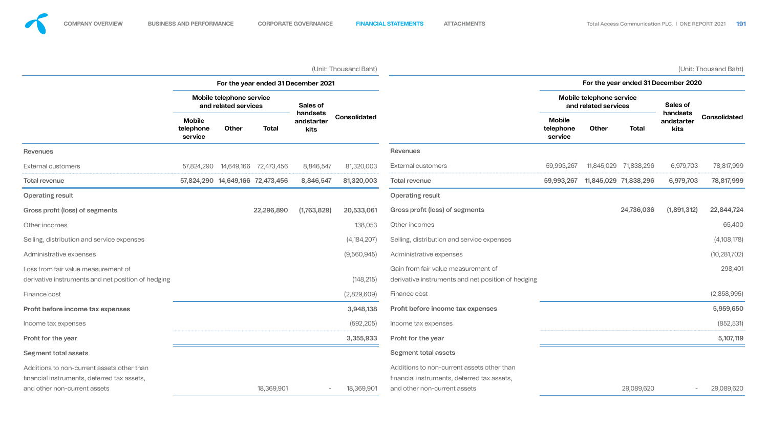(Unit: Thousand Baht)

| | For the year ended 31 December 2021 | | | | |
|---|---|---|---|---|---|
| | Mobile telephone service and related services | | | Sales of handsets andstarter kits | Consolidated |
| | Mobile telephone service | Other | Total | | |
| **Revenues** | | | | | |
| External customers | 57,824,290 | 14,649,166 | 72,473,456 | 8,846,547 | 81,320,003 |
| **Total revenue** | **57,824,290** | **14,649,166** | **72,473,456** | **8,846,547** | **81,320,003** |
| **Operating result** | | | | | |
| **Gross profit (loss) of segments** | | | **22,296,890** | **(1,763,829)** | **20,533,061** |
| Other incomes | | | | | 138,053 |
| Selling, distribution and service expenses | | | | | (4,184,207) |
| Administrative expenses | | | | | (9,560,945) |
| Loss from fair value measurement of derivative instruments and net position of hedging | | | | | (148,215) |
| Finance cost | | | | | (2,829,609) |
| **Profit before income tax expenses** | | | | | **3,948,138** |
| Income tax expenses | | | | | (592,205) |
| **Profit for the year** | | | | | **3,355,933** |
| **Segment total assets** | | | | | |
| Additions to non-current assets other than financial instruments, deferred tax assets, and other non-current assets | | | 18,369,901 | - | 18,369,901 |

(Unit: Thousand Baht)

| | For the year ended 31 December 2020 | | | | |
|---|---|---|---|---|---|
| | Mobile telephone service and related services | | | Sales of handsets andstarter kits | Consolidated |
| | Mobile telephone service | Other | Total | | |
| **Revenues** | | | | | |
| External customers | 59,993,267 | 11,845,029 | 71,838,296 | 6,979,703 | 78,817,999 |
| **Total revenue** | **59,993,267** | **11,845,029** | **71,838,296** | **6,979,703** | **78,817,999** |
| **Operating result** | | | | | |
| **Gross profit (loss) of segments** | | | **24,736,036** | **(1,891,312)** | **22,844,724** |
| Other incomes | | | | | 65,400 |
| Selling, distribution and service expenses | | | | | (4,108,178) |
| Administrative expenses | | | | | (10,281,702) |
| Gain from fair value measurement of derivative instruments and net position of hedging | | | | | 298,401 |
| Finance cost | | | | | (2,858,995) |
| **Profit before income tax expenses** | | | | | **5,959,650** |
| Income tax expenses | | | | | (852,531) |
| **Profit for the year** | | | | | **5,107,119** |
| **Segment total assets** | | | | | |
| Additions to non-current assets other than financial instruments, deferred tax assets, and other non-current assets | | | 29,089,620 | - | 29,089,620 |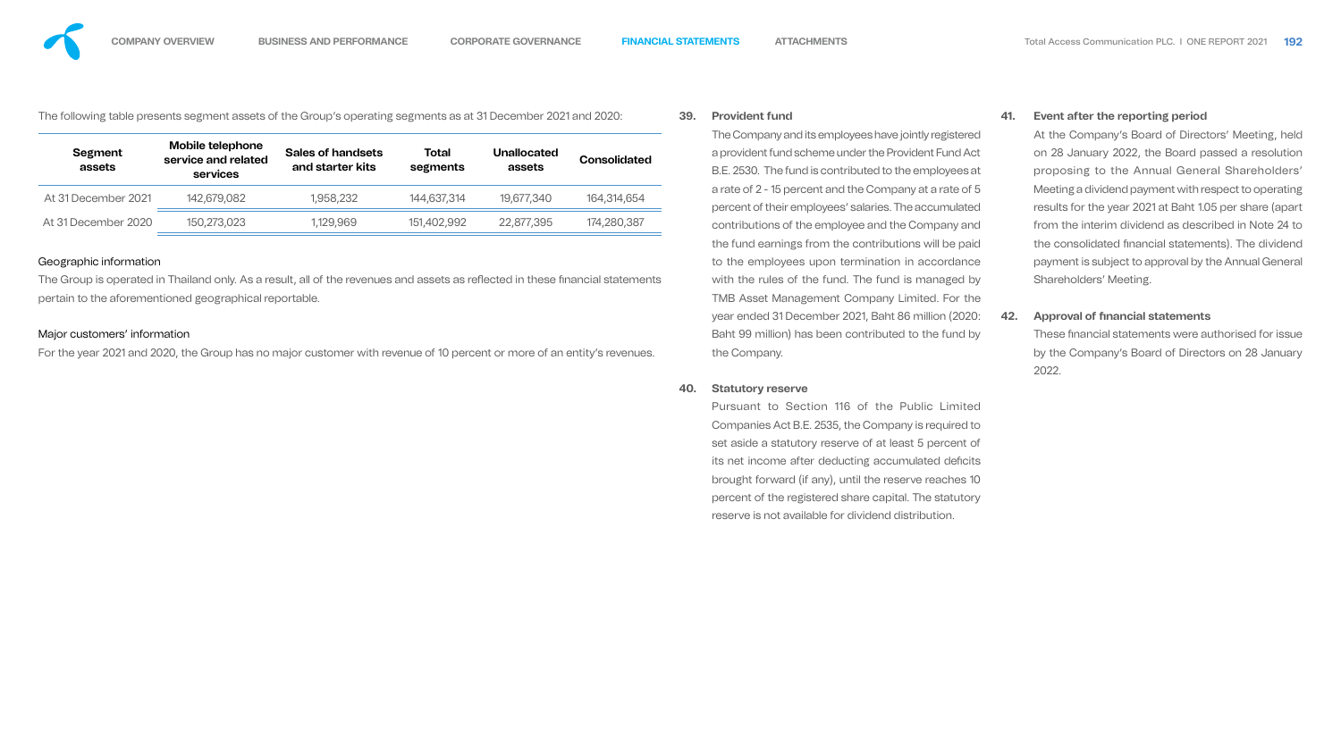The following table presents segment assets of the Group's operating segments as at 31 December 2021 and 2020:

| Segment assets | Mobile telephone service and related services | Sales of handsets and starter kits | Total segments | Unallocated assets | Consolidated |
|---|---|---|---|---|---|
| At 31 December 2021 | 142,679,082 | 1,958,232 | 144,637,314 | 19,677,340 | 164,314,654 |
| At 31 December 2020 | 150,273,023 | 1,129,969 | 151,402,992 | 22,877,395 | 174,280,387 |

Geographic information

The Group is operated in Thailand only. As a result, all of the revenues and assets as reflected in these financial statements pertain to the aforementioned geographical reportable.

Major customers' information

For the year 2021 and 2020, the Group has no major customer with revenue of 10 percent or more of an entity's revenues.

## 39. Provident fund

The Company and its employees have jointly registered a provident fund scheme under the Provident Fund Act B.E. 2530. The fund is contributed to the employees at a rate of 2 - 15 percent and the Company at a rate of 5 percent of their employees' salaries. The accumulated contributions of the employee and the Company and the fund earnings from the contributions will be paid to the employees upon termination in accordance with the rules of the fund. The fund is managed by TMB Asset Management Company Limited. For the year ended 31 December 2021, Baht 86 million (2020: Baht 99 million) has been contributed to the fund by the Company.

## 40. Statutory reserve

Pursuant to Section 116 of the Public Limited Companies Act B.E. 2535, the Company is required to set aside a statutory reserve of at least 5 percent of its net income after deducting accumulated deficits brought forward (if any), until the reserve reaches 10 percent of the registered share capital. The statutory reserve is not available for dividend distribution.

## 41. Event after the reporting period

At the Company's Board of Directors' Meeting, held on 28 January 2022, the Board passed a resolution proposing to the Annual General Shareholders' Meeting a dividend payment with respect to operating results for the year 2021 at Baht 1.05 per share (apart from the interim dividend as described in Note 24 to the consolidated financial statements). The dividend payment is subject to approval by the Annual General Shareholders' Meeting.

## 42. Approval of financial statements

These financial statements were authorised for issue by the Company's Board of Directors on 28 January 2022.